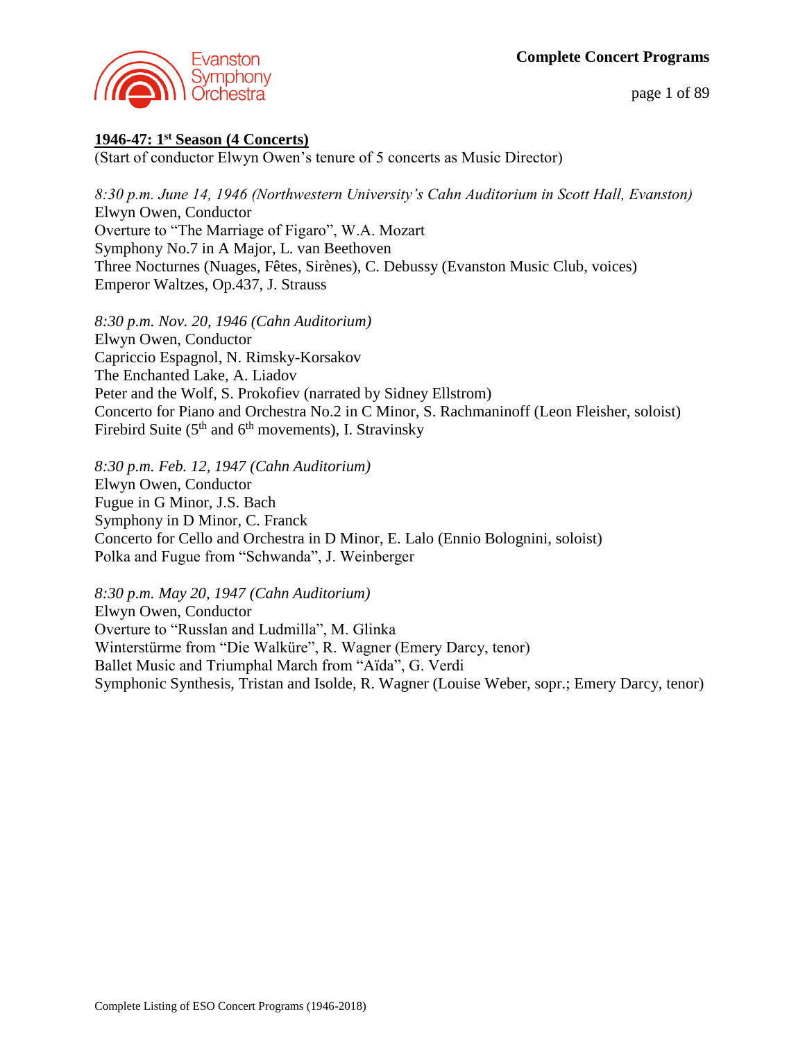## 1946-47: 1st Season (4 Concerts)

(Start of conductor Elwyn Owen's tenure of 5 concerts as Music Director)

*8:30 p.m. June 14, 1946 (Northwestern University's Cahn Auditorium in Scott Hall, Evanston)*
Elwyn Owen, Conductor
Overture to "The Marriage of Figaro", W.A. Mozart
Symphony No.7 in A Major, L. van Beethoven
Three Nocturnes (Nuages, Fêtes, Sirènes), C. Debussy (Evanston Music Club, voices)
Emperor Waltzes, Op.437, J. Strauss

*8:30 p.m. Nov. 20, 1946 (Cahn Auditorium)*
Elwyn Owen, Conductor
Capriccio Espagnol, N. Rimsky-Korsakov
The Enchanted Lake, A. Liadov
Peter and the Wolf, S. Prokofiev (narrated by Sidney Ellstrom)
Concerto for Piano and Orchestra No.2 in C Minor, S. Rachmaninoff (Leon Fleisher, soloist)
Firebird Suite (5th and 6th movements), I. Stravinsky

*8:30 p.m. Feb. 12, 1947 (Cahn Auditorium)*
Elwyn Owen, Conductor
Fugue in G Minor, J.S. Bach
Symphony in D Minor, C. Franck
Concerto for Cello and Orchestra in D Minor, E. Lalo (Ennio Bolognini, soloist)
Polka and Fugue from "Schwanda", J. Weinberger

*8:30 p.m. May 20, 1947 (Cahn Auditorium)*
Elwyn Owen, Conductor
Overture to "Russlan and Ludmilla", M. Glinka
Winterstürme from "Die Walküre", R. Wagner (Emery Darcy, tenor)
Ballet Music and Triumphal March from "Aïda", G. Verdi
Symphonic Synthesis, Tristan and Isolde, R. Wagner (Louise Weber, sopr.; Emery Darcy, tenor)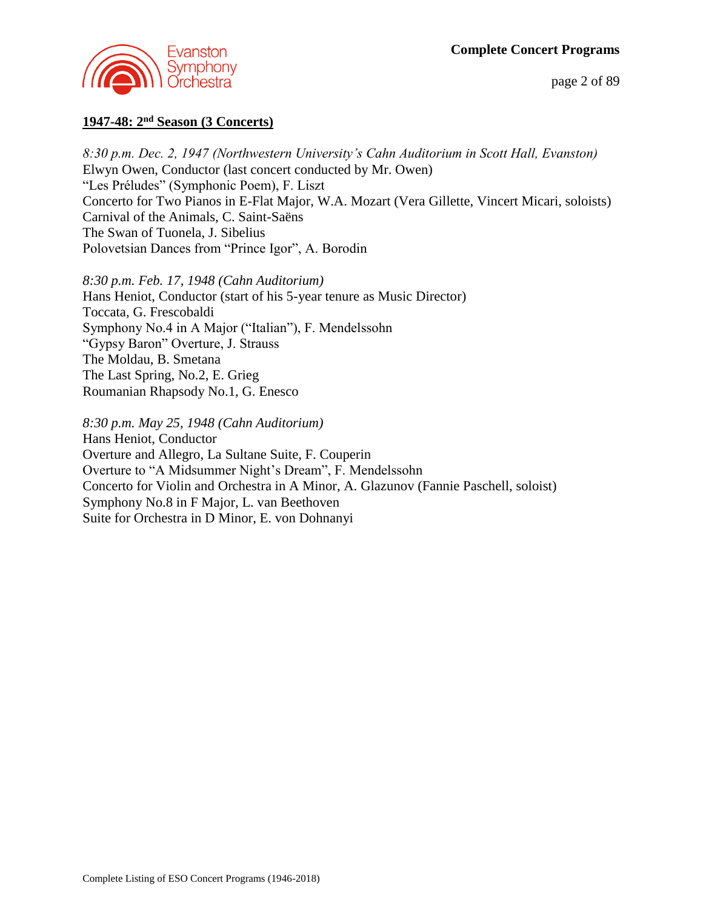## 1947-48: 2nd Season (3 Concerts)

*8:30 p.m. Dec. 2, 1947 (Northwestern University's Cahn Auditorium in Scott Hall, Evanston)*
Elwyn Owen, Conductor (last concert conducted by Mr. Owen)
"Les Préludes" (Symphonic Poem), F. Liszt
Concerto for Two Pianos in E-Flat Major, W.A. Mozart (Vera Gillette, Vincert Micari, soloists)
Carnival of the Animals, C. Saint-Saëns
The Swan of Tuonela, J. Sibelius
Polovetsian Dances from "Prince Igor", A. Borodin

*8:30 p.m. Feb. 17, 1948 (Cahn Auditorium)*
Hans Heniot, Conductor (start of his 5-year tenure as Music Director)
Toccata, G. Frescobaldi
Symphony No.4 in A Major ("Italian"), F. Mendelssohn
"Gypsy Baron" Overture, J. Strauss
The Moldau, B. Smetana
The Last Spring, No.2, E. Grieg
Roumanian Rhapsody No.1, G. Enesco

*8:30 p.m. May 25, 1948 (Cahn Auditorium)*
Hans Heniot, Conductor
Overture and Allegro, La Sultane Suite, F. Couperin
Overture to "A Midsummer Night's Dream", F. Mendelssohn
Concerto for Violin and Orchestra in A Minor, A. Glazunov (Fannie Paschell, soloist)
Symphony No.8 in F Major, L. van Beethoven
Suite for Orchestra in D Minor, E. von Dohnanyi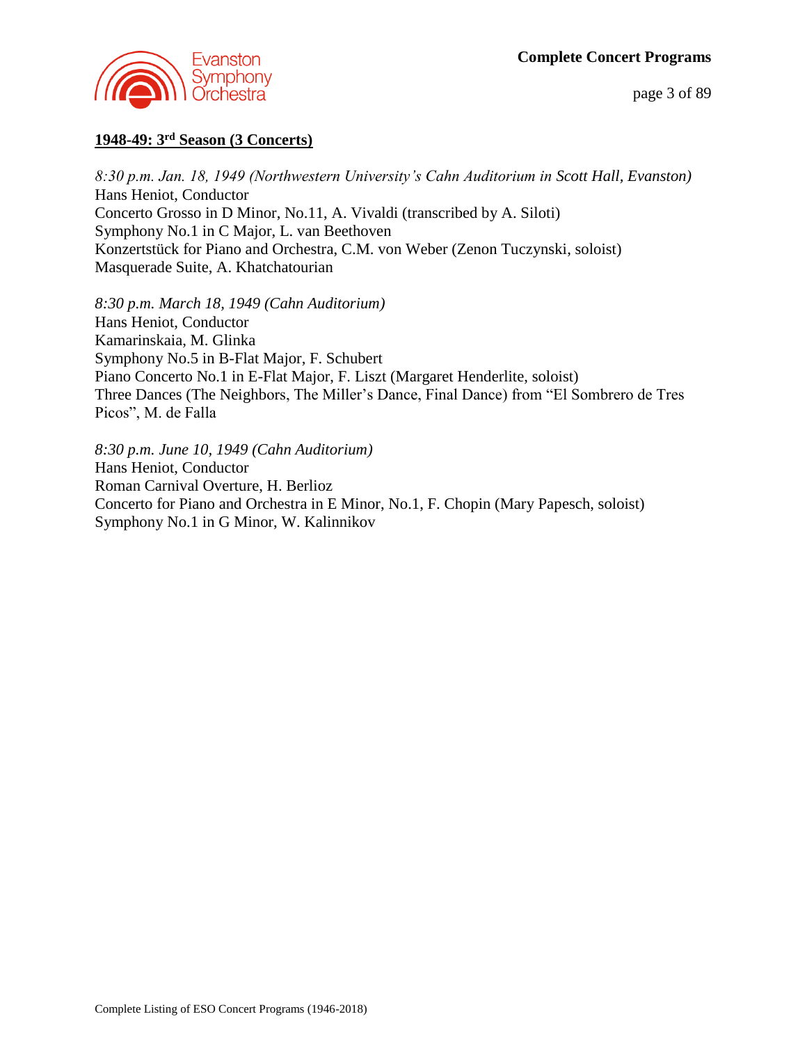## 1948-49: 3rd Season (3 Concerts)

*8:30 p.m. Jan. 18, 1949 (Northwestern University's Cahn Auditorium in Scott Hall, Evanston)*
Hans Heniot, Conductor
Concerto Grosso in D Minor, No.11, A. Vivaldi (transcribed by A. Siloti)
Symphony No.1 in C Major, L. van Beethoven
Konzertstück for Piano and Orchestra, C.M. von Weber (Zenon Tuczynski, soloist)
Masquerade Suite, A. Khatchatourian

*8:30 p.m. March 18, 1949 (Cahn Auditorium)*
Hans Heniot, Conductor
Kamarinskaia, M. Glinka
Symphony No.5 in B-Flat Major, F. Schubert
Piano Concerto No.1 in E-Flat Major, F. Liszt (Margaret Henderlite, soloist)
Three Dances (The Neighbors, The Miller's Dance, Final Dance) from "El Sombrero de Tres Picos", M. de Falla

*8:30 p.m. June 10, 1949 (Cahn Auditorium)*
Hans Heniot, Conductor
Roman Carnival Overture, H. Berlioz
Concerto for Piano and Orchestra in E Minor, No.1, F. Chopin (Mary Papesch, soloist)
Symphony No.1 in G Minor, W. Kalinnikov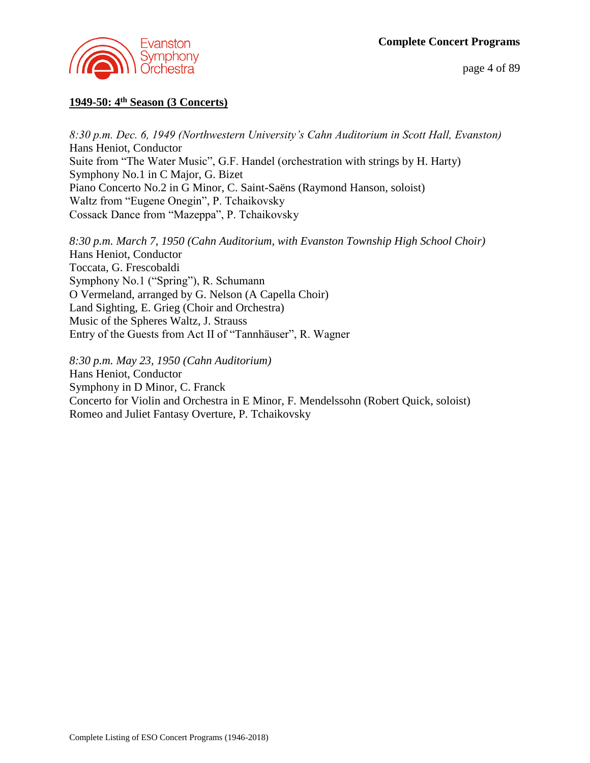## 1949-50: 4th Season (3 Concerts)

*8:30 p.m. Dec. 6, 1949 (Northwestern University's Cahn Auditorium in Scott Hall, Evanston)*
Hans Heniot, Conductor
Suite from "The Water Music", G.F. Handel (orchestration with strings by H. Harty)
Symphony No.1 in C Major, G. Bizet
Piano Concerto No.2 in G Minor, C. Saint-Saëns (Raymond Hanson, soloist)
Waltz from "Eugene Onegin", P. Tchaikovsky
Cossack Dance from "Mazeppa", P. Tchaikovsky

*8:30 p.m. March 7, 1950 (Cahn Auditorium, with Evanston Township High School Choir)*
Hans Heniot, Conductor
Toccata, G. Frescobaldi
Symphony No.1 ("Spring"), R. Schumann
O Vermeland, arranged by G. Nelson (A Capella Choir)
Land Sighting, E. Grieg (Choir and Orchestra)
Music of the Spheres Waltz, J. Strauss
Entry of the Guests from Act II of "Tannhäuser", R. Wagner

*8:30 p.m. May 23, 1950 (Cahn Auditorium)*
Hans Heniot, Conductor
Symphony in D Minor, C. Franck
Concerto for Violin and Orchestra in E Minor, F. Mendelssohn (Robert Quick, soloist)
Romeo and Juliet Fantasy Overture, P. Tchaikovsky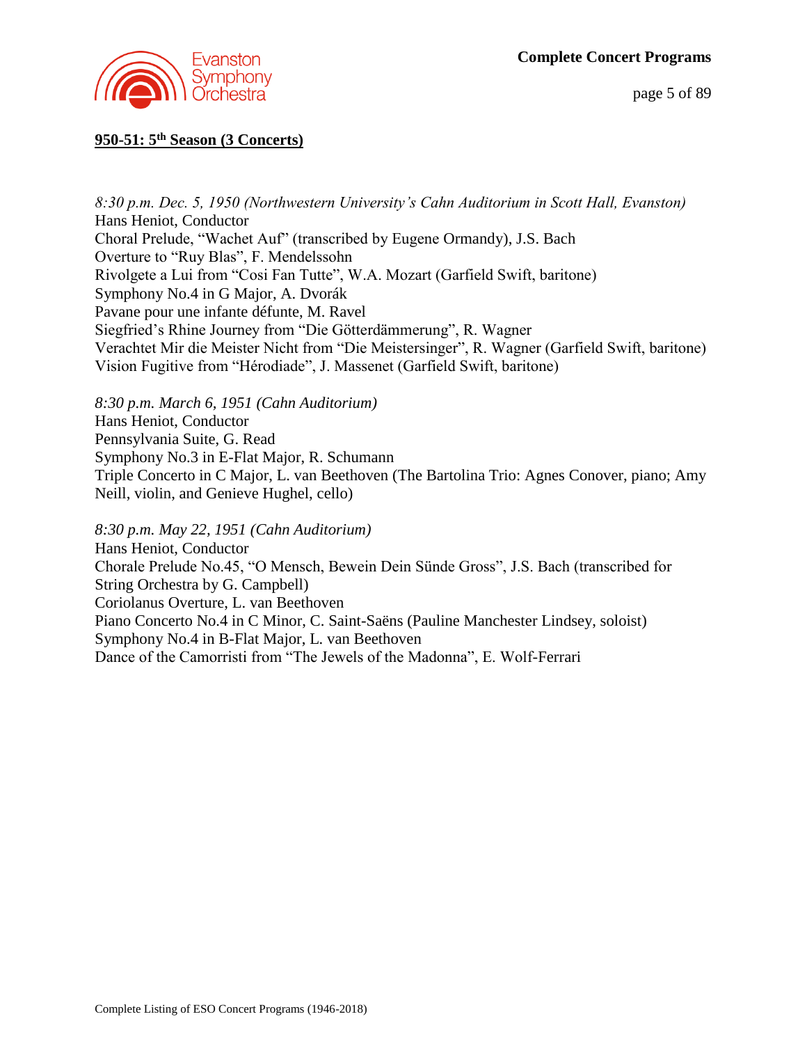## 950-51: 5th Season (3 Concerts)

*8:30 p.m. Dec. 5, 1950 (Northwestern University's Cahn Auditorium in Scott Hall, Evanston)*
Hans Heniot, Conductor
Choral Prelude, "Wachet Auf" (transcribed by Eugene Ormandy), J.S. Bach
Overture to "Ruy Blas", F. Mendelssohn
Rivolgete a Lui from "Cosi Fan Tutte", W.A. Mozart (Garfield Swift, baritone)
Symphony No.4 in G Major, A. Dvorák
Pavane pour une infante défunte, M. Ravel
Siegfried's Rhine Journey from "Die Götterdämmerung", R. Wagner
Verachtet Mir die Meister Nicht from "Die Meistersinger", R. Wagner (Garfield Swift, baritone)
Vision Fugitive from "Hérodiade", J. Massenet (Garfield Swift, baritone)

*8:30 p.m. March 6, 1951 (Cahn Auditorium)*
Hans Heniot, Conductor
Pennsylvania Suite, G. Read
Symphony No.3 in E-Flat Major, R. Schumann
Triple Concerto in C Major, L. van Beethoven (The Bartolina Trio: Agnes Conover, piano; Amy Neill, violin, and Genieve Hughel, cello)

*8:30 p.m. May 22, 1951 (Cahn Auditorium)*
Hans Heniot, Conductor
Chorale Prelude No.45, "O Mensch, Bewein Dein Sünde Gross", J.S. Bach (transcribed for String Orchestra by G. Campbell)
Coriolanus Overture, L. van Beethoven
Piano Concerto No.4 in C Minor, C. Saint-Saëns (Pauline Manchester Lindsey, soloist)
Symphony No.4 in B-Flat Major, L. van Beethoven
Dance of the Camorristi from "The Jewels of the Madonna", E. Wolf-Ferrari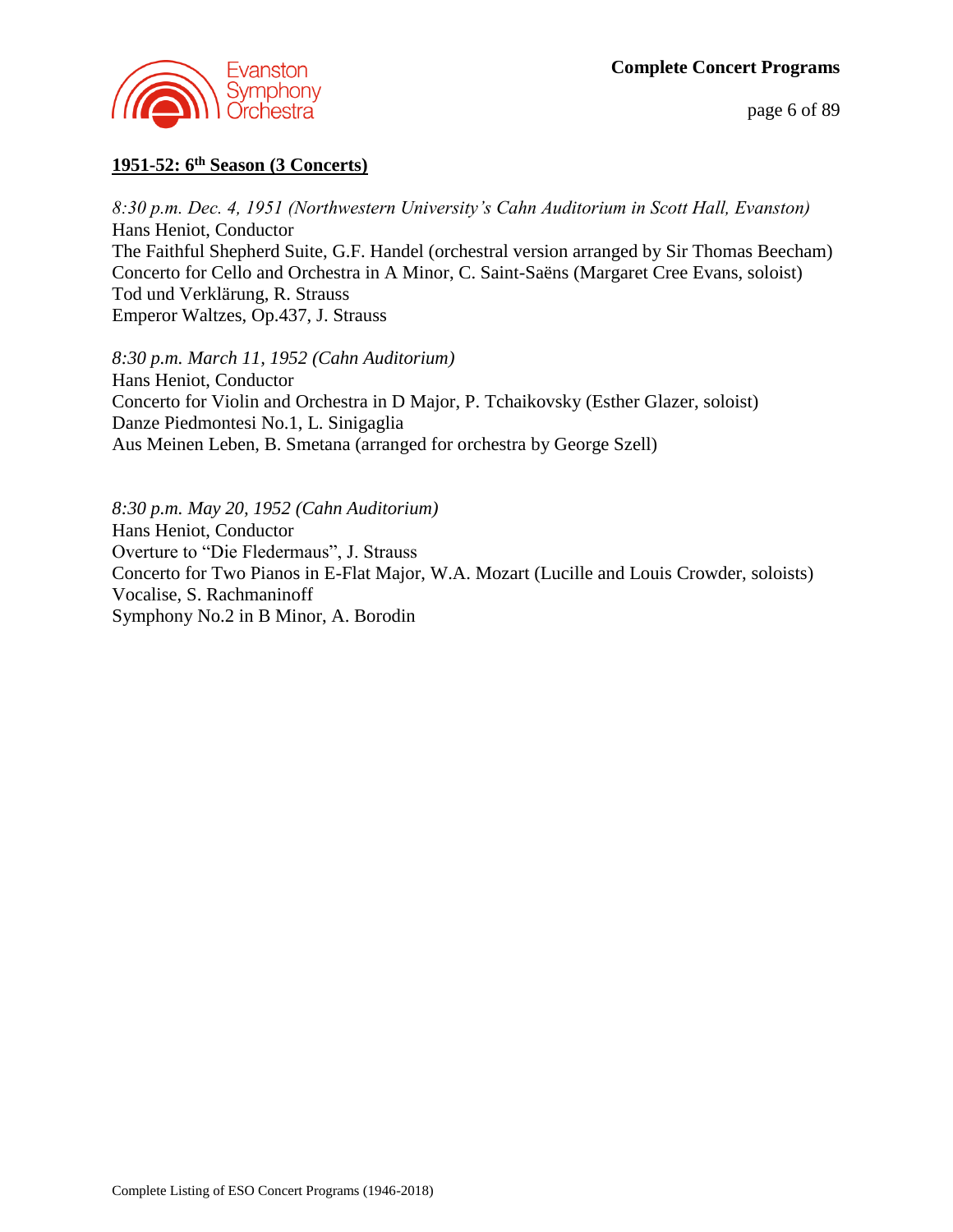## 1951-52: 6th Season (3 Concerts)

*8:30 p.m. Dec. 4, 1951 (Northwestern University's Cahn Auditorium in Scott Hall, Evanston)*
Hans Heniot, Conductor
The Faithful Shepherd Suite, G.F. Handel (orchestral version arranged by Sir Thomas Beecham)
Concerto for Cello and Orchestra in A Minor, C. Saint-Saëns (Margaret Cree Evans, soloist)
Tod und Verklärung, R. Strauss
Emperor Waltzes, Op.437, J. Strauss

*8:30 p.m. March 11, 1952 (Cahn Auditorium)*
Hans Heniot, Conductor
Concerto for Violin and Orchestra in D Major, P. Tchaikovsky (Esther Glazer, soloist)
Danze Piedmontesi No.1, L. Sinigaglia
Aus Meinen Leben, B. Smetana (arranged for orchestra by George Szell)

*8:30 p.m. May 20, 1952 (Cahn Auditorium)*
Hans Heniot, Conductor
Overture to "Die Fledermaus", J. Strauss
Concerto for Two Pianos in E-Flat Major, W.A. Mozart (Lucille and Louis Crowder, soloists)
Vocalise, S. Rachmaninoff
Symphony No.2 in B Minor, A. Borodin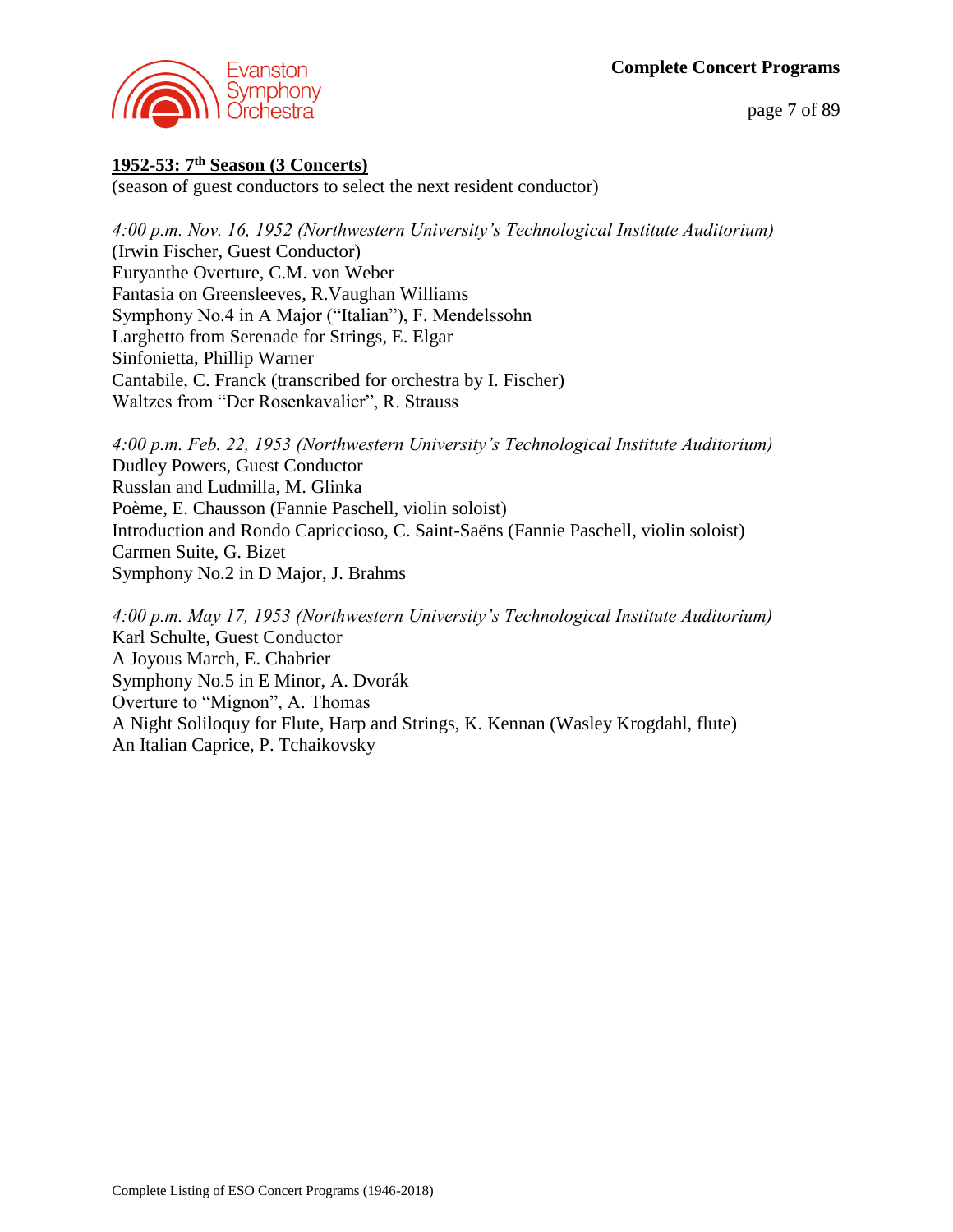## 1952-53: 7th Season (3 Concerts)

(season of guest conductors to select the next resident conductor)

*4:00 p.m. Nov. 16, 1952 (Northwestern University's Technological Institute Auditorium)*
(Irwin Fischer, Guest Conductor)
Euryanthe Overture, C.M. von Weber
Fantasia on Greensleeves, R.Vaughan Williams
Symphony No.4 in A Major ("Italian"), F. Mendelssohn
Larghetto from Serenade for Strings, E. Elgar
Sinfonietta, Phillip Warner
Cantabile, C. Franck (transcribed for orchestra by I. Fischer)
Waltzes from "Der Rosenkavalier", R. Strauss

*4:00 p.m. Feb. 22, 1953 (Northwestern University's Technological Institute Auditorium)*
Dudley Powers, Guest Conductor
Russlan and Ludmilla, M. Glinka
Poème, E. Chausson (Fannie Paschell, violin soloist)
Introduction and Rondo Capriccioso, C. Saint-Saëns (Fannie Paschell, violin soloist)
Carmen Suite, G. Bizet
Symphony No.2 in D Major, J. Brahms

*4:00 p.m. May 17, 1953 (Northwestern University's Technological Institute Auditorium)*
Karl Schulte, Guest Conductor
A Joyous March, E. Chabrier
Symphony No.5 in E Minor, A. Dvorák
Overture to "Mignon", A. Thomas
A Night Soliloquy for Flute, Harp and Strings, K. Kennan (Wasley Krogdahl, flute)
An Italian Caprice, P. Tchaikovsky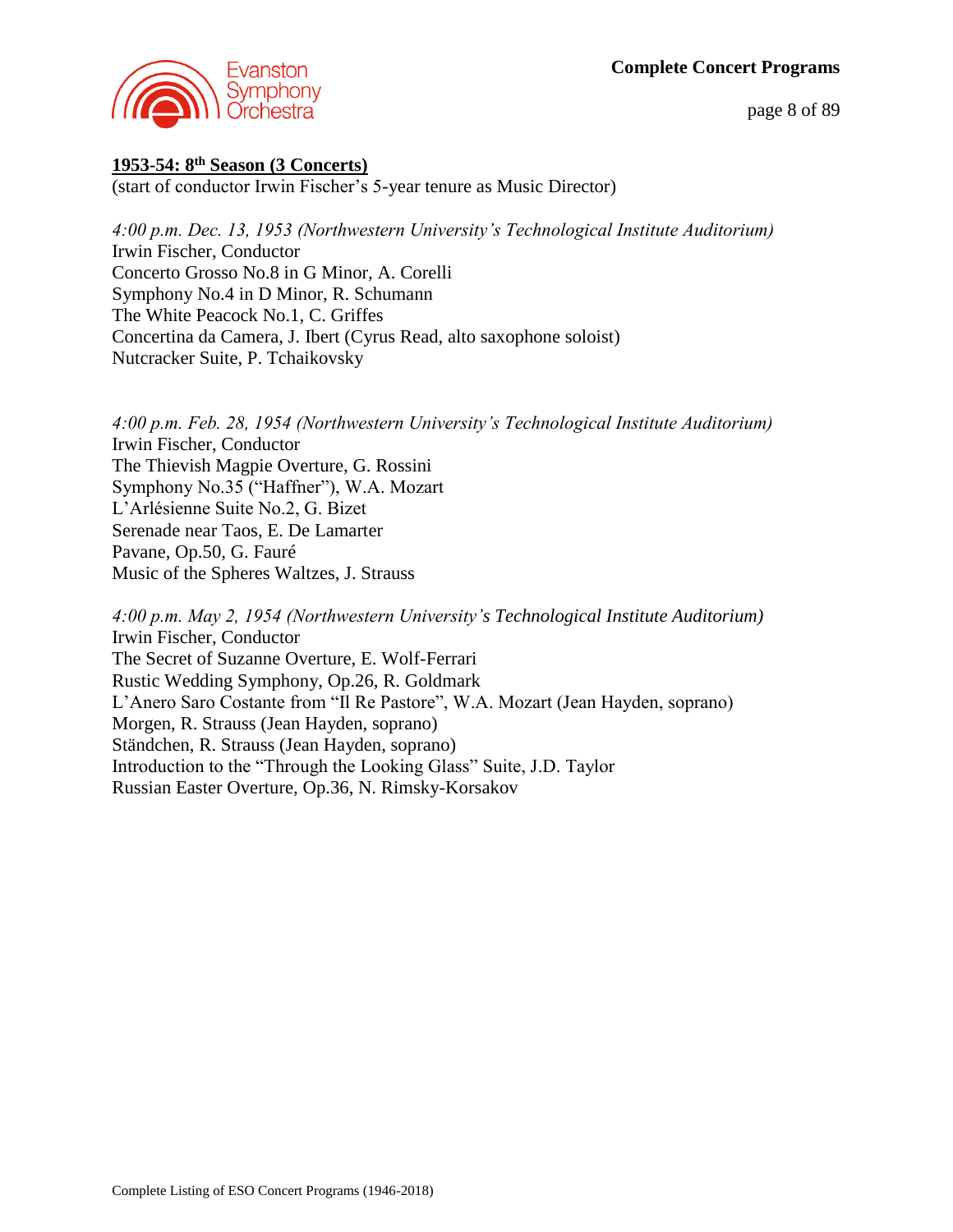## 1953-54: 8th Season (3 Concerts)

(start of conductor Irwin Fischer's 5-year tenure as Music Director)

*4:00 p.m. Dec. 13, 1953 (Northwestern University's Technological Institute Auditorium)*
Irwin Fischer, Conductor
Concerto Grosso No.8 in G Minor, A. Corelli
Symphony No.4 in D Minor, R. Schumann
The White Peacock No.1, C. Griffes
Concertina da Camera, J. Ibert (Cyrus Read, alto saxophone soloist)
Nutcracker Suite, P. Tchaikovsky

*4:00 p.m. Feb. 28, 1954 (Northwestern University's Technological Institute Auditorium)*
Irwin Fischer, Conductor
The Thievish Magpie Overture, G. Rossini
Symphony No.35 ("Haffner"), W.A. Mozart
L'Arlésienne Suite No.2, G. Bizet
Serenade near Taos, E. De Lamarter
Pavane, Op.50, G. Fauré
Music of the Spheres Waltzes, J. Strauss

*4:00 p.m. May 2, 1954 (Northwestern University's Technological Institute Auditorium)*
Irwin Fischer, Conductor
The Secret of Suzanne Overture, E. Wolf-Ferrari
Rustic Wedding Symphony, Op.26, R. Goldmark
L'Anero Saro Costante from "Il Re Pastore", W.A. Mozart (Jean Hayden, soprano)
Morgen, R. Strauss (Jean Hayden, soprano)
Ständchen, R. Strauss (Jean Hayden, soprano)
Introduction to the "Through the Looking Glass" Suite, J.D. Taylor
Russian Easter Overture, Op.36, N. Rimsky-Korsakov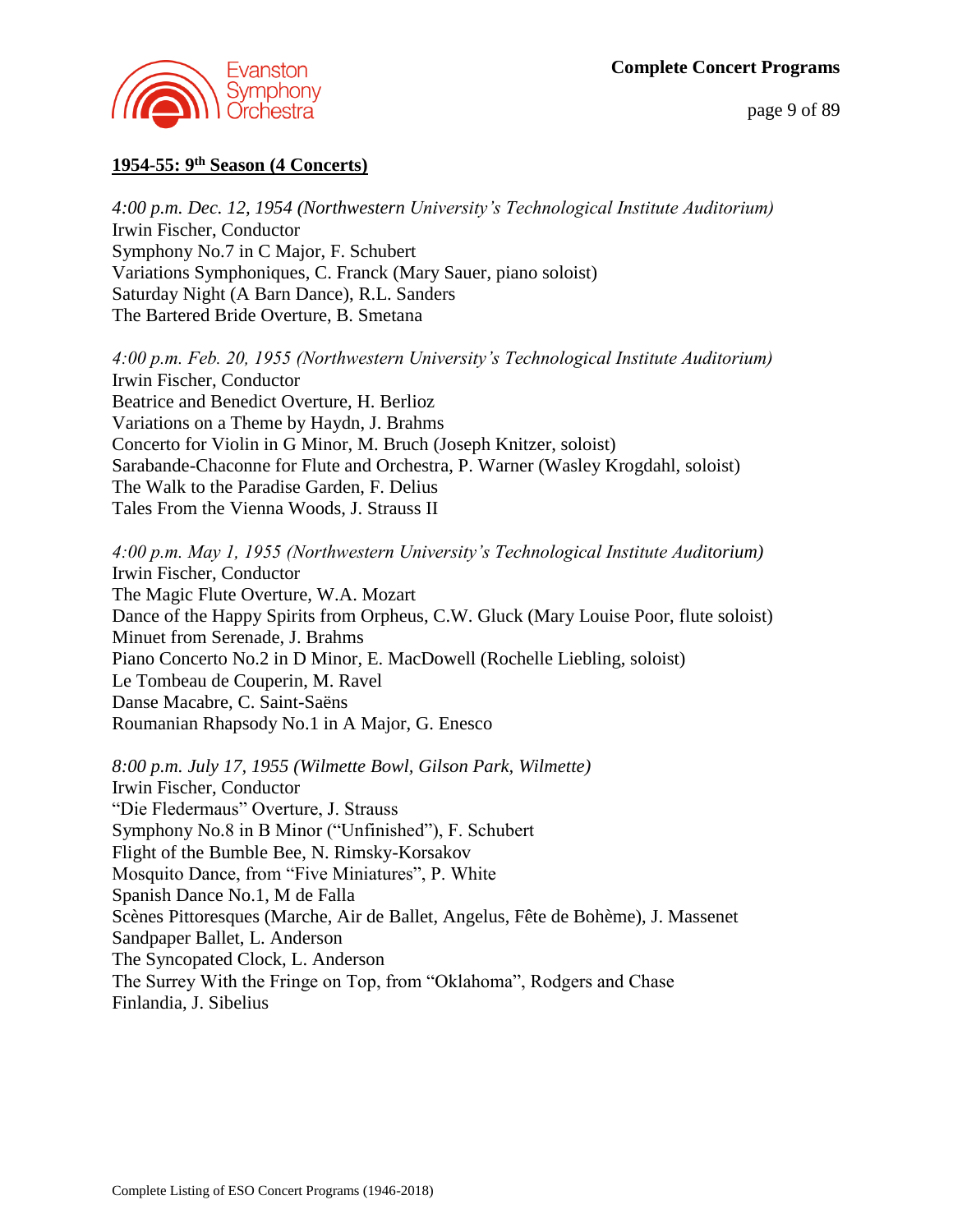## 1954-55: 9th Season (4 Concerts)

*4:00 p.m. Dec. 12, 1954 (Northwestern University's Technological Institute Auditorium)*
Irwin Fischer, Conductor
Symphony No.7 in C Major, F. Schubert
Variations Symphoniques, C. Franck (Mary Sauer, piano soloist)
Saturday Night (A Barn Dance), R.L. Sanders
The Bartered Bride Overture, B. Smetana

*4:00 p.m. Feb. 20, 1955 (Northwestern University's Technological Institute Auditorium)*
Irwin Fischer, Conductor
Beatrice and Benedict Overture, H. Berlioz
Variations on a Theme by Haydn, J. Brahms
Concerto for Violin in G Minor, M. Bruch (Joseph Knitzer, soloist)
Sarabande-Chaconne for Flute and Orchestra, P. Warner (Wasley Krogdahl, soloist)
The Walk to the Paradise Garden, F. Delius
Tales From the Vienna Woods, J. Strauss II

*4:00 p.m. May 1, 1955 (Northwestern University's Technological Institute Auditorium)*
Irwin Fischer, Conductor
The Magic Flute Overture, W.A. Mozart
Dance of the Happy Spirits from Orpheus, C.W. Gluck (Mary Louise Poor, flute soloist)
Minuet from Serenade, J. Brahms
Piano Concerto No.2 in D Minor, E. MacDowell (Rochelle Liebling, soloist)
Le Tombeau de Couperin, M. Ravel
Danse Macabre, C. Saint-Saëns
Roumanian Rhapsody No.1 in A Major, G. Enesco

*8:00 p.m. July 17, 1955 (Wilmette Bowl, Gilson Park, Wilmette)*
Irwin Fischer, Conductor
"Die Fledermaus" Overture, J. Strauss
Symphony No.8 in B Minor ("Unfinished"), F. Schubert
Flight of the Bumble Bee, N. Rimsky-Korsakov
Mosquito Dance, from "Five Miniatures", P. White
Spanish Dance No.1, M de Falla
Scènes Pittoresques (Marche, Air de Ballet, Angelus, Fête de Bohème), J. Massenet
Sandpaper Ballet, L. Anderson
The Syncopated Clock, L. Anderson
The Surrey With the Fringe on Top, from "Oklahoma", Rodgers and Chase
Finlandia, J. Sibelius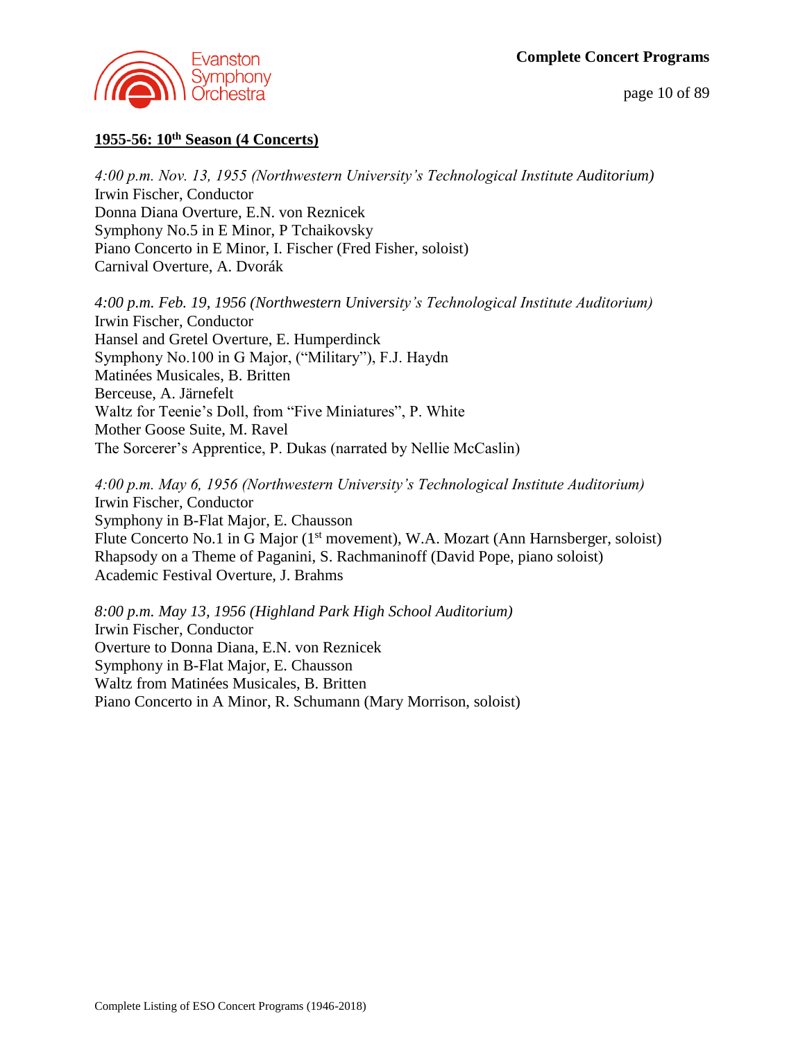## 1955-56: 10th Season (4 Concerts)

*4:00 p.m. Nov. 13, 1955 (Northwestern University's Technological Institute Auditorium)*
Irwin Fischer, Conductor
Donna Diana Overture, E.N. von Reznicek
Symphony No.5 in E Minor, P Tchaikovsky
Piano Concerto in E Minor, I. Fischer (Fred Fisher, soloist)
Carnival Overture, A. Dvorák

*4:00 p.m. Feb. 19, 1956 (Northwestern University's Technological Institute Auditorium)*
Irwin Fischer, Conductor
Hansel and Gretel Overture, E. Humperdinck
Symphony No.100 in G Major, ("Military"), F.J. Haydn
Matinées Musicales, B. Britten
Berceuse, A. Järnefelt
Waltz for Teenie's Doll, from "Five Miniatures", P. White
Mother Goose Suite, M. Ravel
The Sorcerer's Apprentice, P. Dukas (narrated by Nellie McCaslin)

*4:00 p.m. May 6, 1956 (Northwestern University's Technological Institute Auditorium)*
Irwin Fischer, Conductor
Symphony in B-Flat Major, E. Chausson
Flute Concerto No.1 in G Major (1st movement), W.A. Mozart (Ann Harnsberger, soloist)
Rhapsody on a Theme of Paganini, S. Rachmaninoff (David Pope, piano soloist)
Academic Festival Overture, J. Brahms

*8:00 p.m. May 13, 1956 (Highland Park High School Auditorium)*
Irwin Fischer, Conductor
Overture to Donna Diana, E.N. von Reznicek
Symphony in B-Flat Major, E. Chausson
Waltz from Matinées Musicales, B. Britten
Piano Concerto in A Minor, R. Schumann (Mary Morrison, soloist)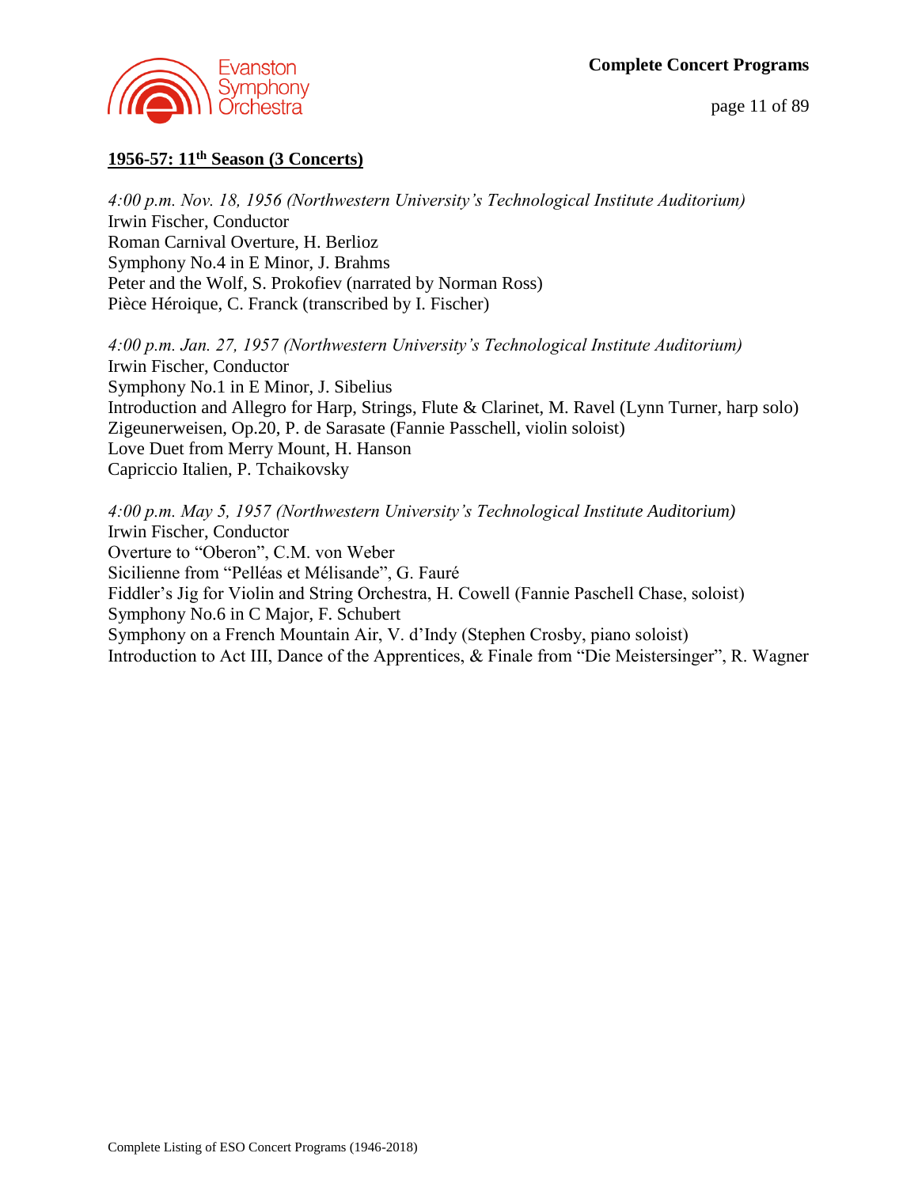## 1956-57: 11th Season (3 Concerts)

*4:00 p.m. Nov. 18, 1956 (Northwestern University's Technological Institute Auditorium)*
Irwin Fischer, Conductor
Roman Carnival Overture, H. Berlioz
Symphony No.4 in E Minor, J. Brahms
Peter and the Wolf, S. Prokofiev (narrated by Norman Ross)
Pièce Héroique, C. Franck (transcribed by I. Fischer)

*4:00 p.m. Jan. 27, 1957 (Northwestern University's Technological Institute Auditorium)*
Irwin Fischer, Conductor
Symphony No.1 in E Minor, J. Sibelius
Introduction and Allegro for Harp, Strings, Flute & Clarinet, M. Ravel (Lynn Turner, harp solo)
Zigeunerweisen, Op.20, P. de Sarasate (Fannie Passchell, violin soloist)
Love Duet from Merry Mount, H. Hanson
Capriccio Italien, P. Tchaikovsky

*4:00 p.m. May 5, 1957 (Northwestern University's Technological Institute Auditorium)*
Irwin Fischer, Conductor
Overture to "Oberon", C.M. von Weber
Sicilienne from "Pelléas et Mélisande", G. Fauré
Fiddler's Jig for Violin and String Orchestra, H. Cowell (Fannie Paschell Chase, soloist)
Symphony No.6 in C Major, F. Schubert
Symphony on a French Mountain Air, V. d'Indy (Stephen Crosby, piano soloist)
Introduction to Act III, Dance of the Apprentices, & Finale from "Die Meistersinger", R. Wagner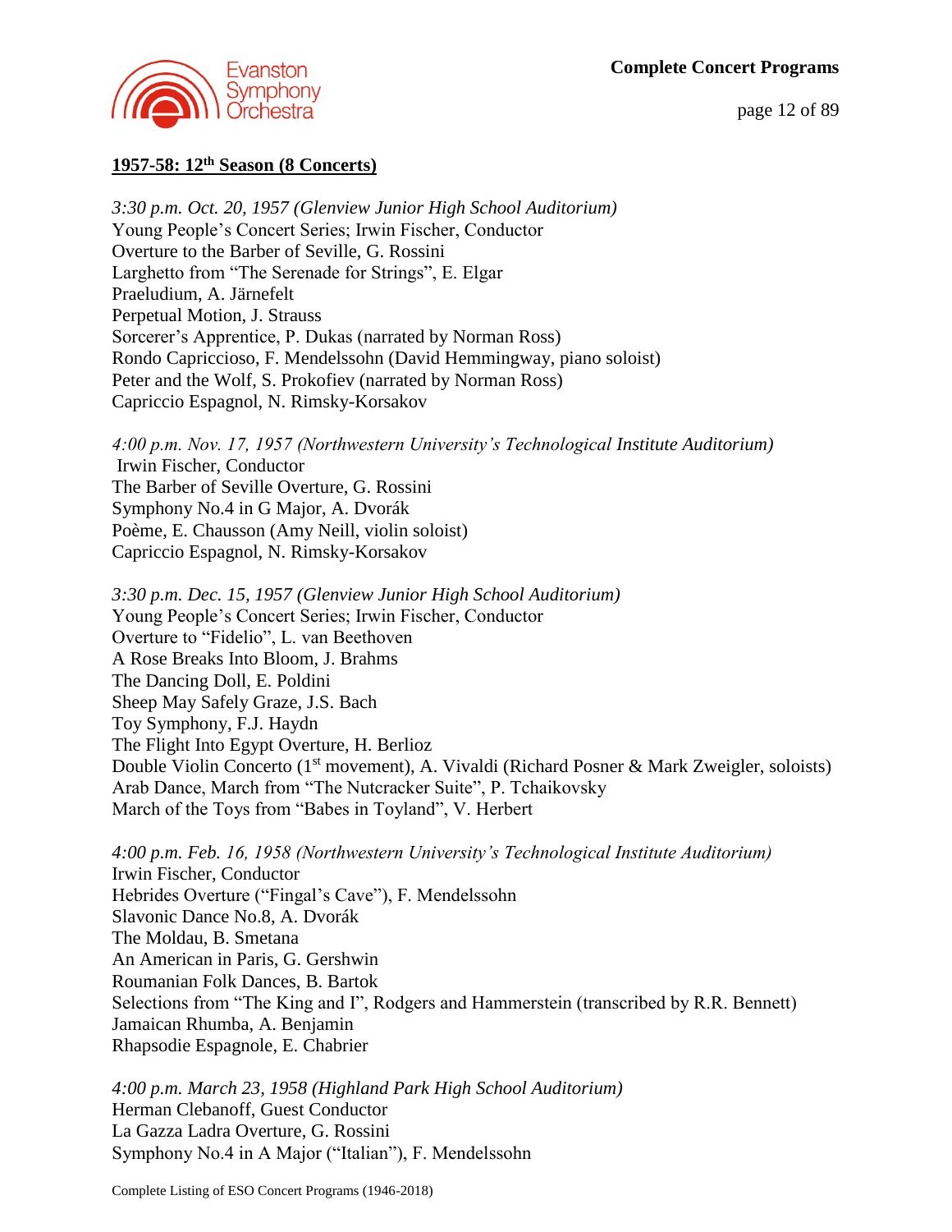## 1957-58: 12th Season (8 Concerts)

*3:30 p.m. Oct. 20, 1957 (Glenview Junior High School Auditorium)*
Young People's Concert Series; Irwin Fischer, Conductor
Overture to the Barber of Seville, G. Rossini
Larghetto from "The Serenade for Strings", E. Elgar
Praeludium, A. Järnefelt
Perpetual Motion, J. Strauss
Sorcerer's Apprentice, P. Dukas (narrated by Norman Ross)
Rondo Capriccioso, F. Mendelssohn (David Hemmingway, piano soloist)
Peter and the Wolf, S. Prokofiev (narrated by Norman Ross)
Capriccio Espagnol, N. Rimsky-Korsakov

*4:00 p.m. Nov. 17, 1957 (Northwestern University's Technological Institute Auditorium)*
Irwin Fischer, Conductor
The Barber of Seville Overture, G. Rossini
Symphony No.4 in G Major, A. Dvorák
Poème, E. Chausson (Amy Neill, violin soloist)
Capriccio Espagnol, N. Rimsky-Korsakov

*3:30 p.m. Dec. 15, 1957 (Glenview Junior High School Auditorium)*
Young People's Concert Series; Irwin Fischer, Conductor
Overture to "Fidelio", L. van Beethoven
A Rose Breaks Into Bloom, J. Brahms
The Dancing Doll, E. Poldini
Sheep May Safely Graze, J.S. Bach
Toy Symphony, F.J. Haydn
The Flight Into Egypt Overture, H. Berlioz
Double Violin Concerto (1st movement), A. Vivaldi (Richard Posner & Mark Zweigler, soloists)
Arab Dance, March from "The Nutcracker Suite", P. Tchaikovsky
March of the Toys from "Babes in Toyland", V. Herbert

*4:00 p.m. Feb. 16, 1958 (Northwestern University's Technological Institute Auditorium)*
Irwin Fischer, Conductor
Hebrides Overture ("Fingal's Cave"), F. Mendelssohn
Slavonic Dance No.8, A. Dvorák
The Moldau, B. Smetana
An American in Paris, G. Gershwin
Roumanian Folk Dances, B. Bartok
Selections from "The King and I", Rodgers and Hammerstein (transcribed by R.R. Bennett)
Jamaican Rhumba, A. Benjamin
Rhapsodie Espagnole, E. Chabrier

*4:00 p.m. March 23, 1958 (Highland Park High School Auditorium)*
Herman Clebanoff, Guest Conductor
La Gazza Ladra Overture, G. Rossini
Symphony No.4 in A Major ("Italian"), F. Mendelssohn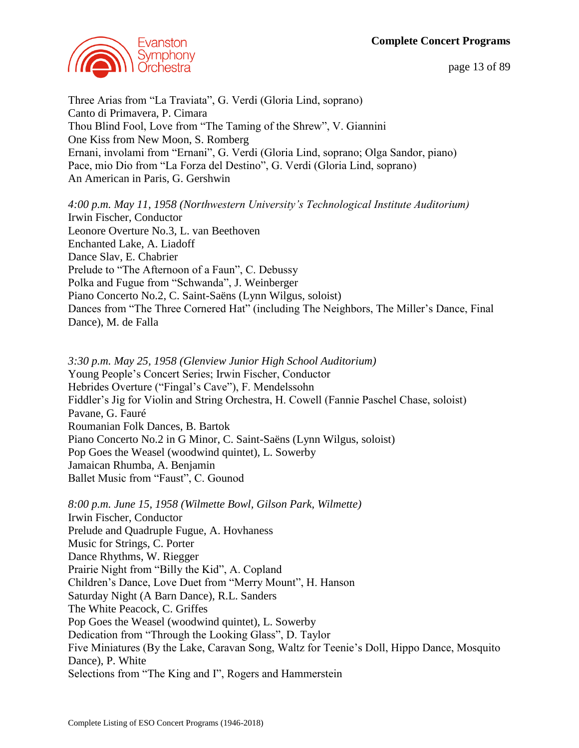Three Arias from “La Traviata”, G. Verdi (Gloria Lind, soprano)
Canto di Primavera, P. Cimara
Thou Blind Fool, Love from “The Taming of the Shrew”, V. Giannini
One Kiss from New Moon, S. Romberg
Ernani, involami from “Ernani”, G. Verdi (Gloria Lind, soprano; Olga Sandor, piano)
Pace, mio Dio from “La Forza del Destino”, G. Verdi (Gloria Lind, soprano)
An American in Paris, G. Gershwin

*4:00 p.m. May 11, 1958 (Northwestern University’s Technological Institute Auditorium)*
Irwin Fischer, Conductor
Leonore Overture No.3, L. van Beethoven
Enchanted Lake, A. Liadoff
Dance Slav, E. Chabrier
Prelude to “The Afternoon of a Faun”, C. Debussy
Polka and Fugue from “Schwanda”, J. Weinberger
Piano Concerto No.2, C. Saint-Saëns (Lynn Wilgus, soloist)
Dances from “The Three Cornered Hat” (including The Neighbors, The Miller’s Dance, Final Dance), M. de Falla

*3:30 p.m. May 25, 1958 (Glenview Junior High School Auditorium)*
Young People’s Concert Series; Irwin Fischer, Conductor
Hebrides Overture (“Fingal’s Cave”), F. Mendelssohn
Fiddler’s Jig for Violin and String Orchestra, H. Cowell (Fannie Paschel Chase, soloist)
Pavane, G. Fauré
Roumanian Folk Dances, B. Bartok
Piano Concerto No.2 in G Minor, C. Saint-Saëns (Lynn Wilgus, soloist)
Pop Goes the Weasel (woodwind quintet), L. Sowerby
Jamaican Rhumba, A. Benjamin
Ballet Music from “Faust”, C. Gounod

*8:00 p.m. June 15, 1958 (Wilmette Bowl, Gilson Park, Wilmette)*
Irwin Fischer, Conductor
Prelude and Quadruple Fugue, A. Hovhaness
Music for Strings, C. Porter
Dance Rhythms, W. Riegger
Prairie Night from “Billy the Kid”, A. Copland
Children’s Dance, Love Duet from “Merry Mount”, H. Hanson
Saturday Night (A Barn Dance), R.L. Sanders
The White Peacock, C. Griffes
Pop Goes the Weasel (woodwind quintet), L. Sowerby
Dedication from “Through the Looking Glass”, D. Taylor
Five Miniatures (By the Lake, Caravan Song, Waltz for Teenie’s Doll, Hippo Dance, Mosquito Dance), P. White
Selections from “The King and I”, Rogers and Hammerstein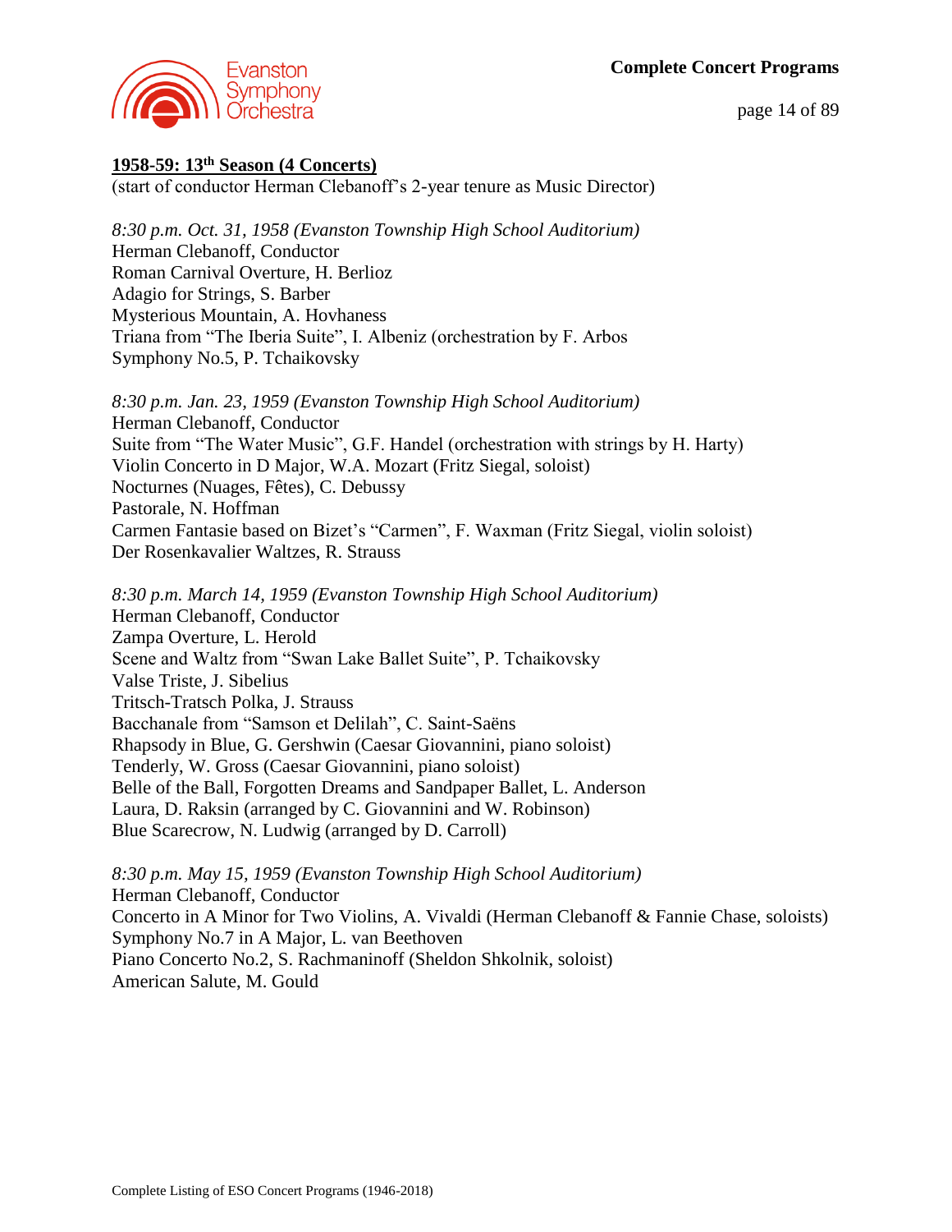## 1958-59: 13th Season (4 Concerts)

(start of conductor Herman Clebanoff's 2-year tenure as Music Director)

*8:30 p.m. Oct. 31, 1958 (Evanston Township High School Auditorium)*
Herman Clebanoff, Conductor
Roman Carnival Overture, H. Berlioz
Adagio for Strings, S. Barber
Mysterious Mountain, A. Hovhaness
Triana from "The Iberia Suite", I. Albeniz (orchestration by F. Arbos
Symphony No.5, P. Tchaikovsky

*8:30 p.m. Jan. 23, 1959 (Evanston Township High School Auditorium)*
Herman Clebanoff, Conductor
Suite from "The Water Music", G.F. Handel (orchestration with strings by H. Harty)
Violin Concerto in D Major, W.A. Mozart (Fritz Siegal, soloist)
Nocturnes (Nuages, Fêtes), C. Debussy
Pastorale, N. Hoffman
Carmen Fantasie based on Bizet's "Carmen", F. Waxman (Fritz Siegal, violin soloist)
Der Rosenkavalier Waltzes, R. Strauss

*8:30 p.m. March 14, 1959 (Evanston Township High School Auditorium)*
Herman Clebanoff, Conductor
Zampa Overture, L. Herold
Scene and Waltz from "Swan Lake Ballet Suite", P. Tchaikovsky
Valse Triste, J. Sibelius
Tritsch-Tratsch Polka, J. Strauss
Bacchanale from "Samson et Delilah", C. Saint-Saëns
Rhapsody in Blue, G. Gershwin (Caesar Giovannini, piano soloist)
Tenderly, W. Gross (Caesar Giovannini, piano soloist)
Belle of the Ball, Forgotten Dreams and Sandpaper Ballet, L. Anderson
Laura, D. Raksin (arranged by C. Giovannini and W. Robinson)
Blue Scarecrow, N. Ludwig (arranged by D. Carroll)

*8:30 p.m. May 15, 1959 (Evanston Township High School Auditorium)*
Herman Clebanoff, Conductor
Concerto in A Minor for Two Violins, A. Vivaldi (Herman Clebanoff & Fannie Chase, soloists)
Symphony No.7 in A Major, L. van Beethoven
Piano Concerto No.2, S. Rachmaninoff (Sheldon Shkolnik, soloist)
American Salute, M. Gould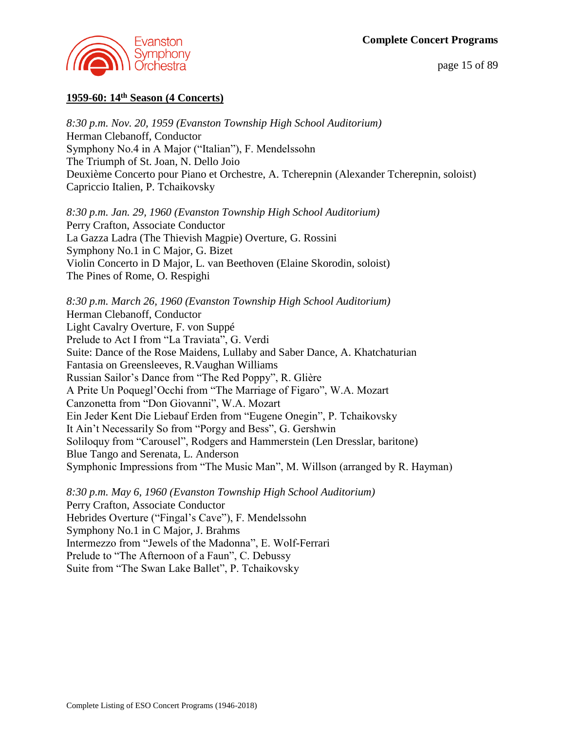## 1959-60: 14th Season (4 Concerts)

*8:30 p.m. Nov. 20, 1959 (Evanston Township High School Auditorium)*
Herman Clebanoff, Conductor
Symphony No.4 in A Major ("Italian"), F. Mendelssohn
The Triumph of St. Joan, N. Dello Joio
Deuxième Concerto pour Piano et Orchestre, A. Tcherepnin (Alexander Tcherepnin, soloist)
Capriccio Italien, P. Tchaikovsky

*8:30 p.m. Jan. 29, 1960 (Evanston Township High School Auditorium)*
Perry Crafton, Associate Conductor
La Gazza Ladra (The Thievish Magpie) Overture, G. Rossini
Symphony No.1 in C Major, G. Bizet
Violin Concerto in D Major, L. van Beethoven (Elaine Skorodin, soloist)
The Pines of Rome, O. Respighi

*8:30 p.m. March 26, 1960 (Evanston Township High School Auditorium)*
Herman Clebanoff, Conductor
Light Cavalry Overture, F. von Suppé
Prelude to Act I from "La Traviata", G. Verdi
Suite: Dance of the Rose Maidens, Lullaby and Saber Dance, A. Khatchaturian
Fantasia on Greensleeves, R.Vaughan Williams
Russian Sailor's Dance from "The Red Poppy", R. Glière
A Prite Un Poquegl'Occhi from "The Marriage of Figaro", W.A. Mozart
Canzonetta from "Don Giovanni", W.A. Mozart
Ein Jeder Kent Die Liebauf Erden from "Eugene Onegin", P. Tchaikovsky
It Ain't Necessarily So from "Porgy and Bess", G. Gershwin
Soliloquy from "Carousel", Rodgers and Hammerstein (Len Dresslar, baritone)
Blue Tango and Serenata, L. Anderson
Symphonic Impressions from "The Music Man", M. Willson (arranged by R. Hayman)

*8:30 p.m. May 6, 1960 (Evanston Township High School Auditorium)*
Perry Crafton, Associate Conductor
Hebrides Overture ("Fingal's Cave"), F. Mendelssohn
Symphony No.1 in C Major, J. Brahms
Intermezzo from "Jewels of the Madonna", E. Wolf-Ferrari
Prelude to "The Afternoon of a Faun", C. Debussy
Suite from "The Swan Lake Ballet", P. Tchaikovsky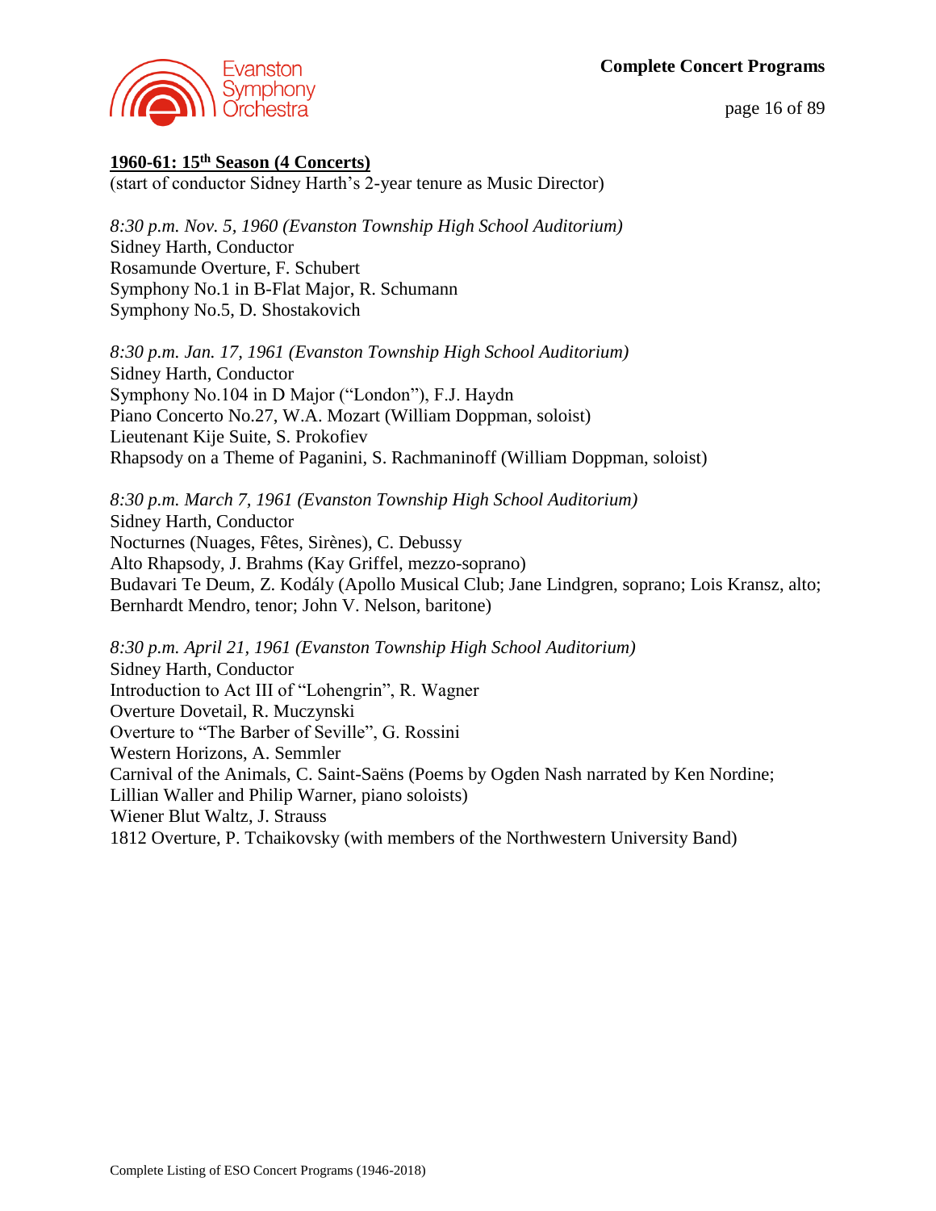## 1960-61: 15th Season (4 Concerts)

(start of conductor Sidney Harth's 2-year tenure as Music Director)

*8:30 p.m. Nov. 5, 1960 (Evanston Township High School Auditorium)*
Sidney Harth, Conductor
Rosamunde Overture, F. Schubert
Symphony No.1 in B-Flat Major, R. Schumann
Symphony No.5, D. Shostakovich

*8:30 p.m. Jan. 17, 1961 (Evanston Township High School Auditorium)*
Sidney Harth, Conductor
Symphony No.104 in D Major ("London"), F.J. Haydn
Piano Concerto No.27, W.A. Mozart (William Doppman, soloist)
Lieutenant Kije Suite, S. Prokofiev
Rhapsody on a Theme of Paganini, S. Rachmaninoff (William Doppman, soloist)

*8:30 p.m. March 7, 1961 (Evanston Township High School Auditorium)*
Sidney Harth, Conductor
Nocturnes (Nuages, Fêtes, Sirènes), C. Debussy
Alto Rhapsody, J. Brahms (Kay Griffel, mezzo-soprano)
Budavari Te Deum, Z. Kodály (Apollo Musical Club; Jane Lindgren, soprano; Lois Kransz, alto; Bernhardt Mendro, tenor; John V. Nelson, baritone)

*8:30 p.m. April 21, 1961 (Evanston Township High School Auditorium)*
Sidney Harth, Conductor
Introduction to Act III of "Lohengrin", R. Wagner
Overture Dovetail, R. Muczynski
Overture to "The Barber of Seville", G. Rossini
Western Horizons, A. Semmler
Carnival of the Animals, C. Saint-Saëns (Poems by Ogden Nash narrated by Ken Nordine; Lillian Waller and Philip Warner, piano soloists)
Wiener Blut Waltz, J. Strauss
1812 Overture, P. Tchaikovsky (with members of the Northwestern University Band)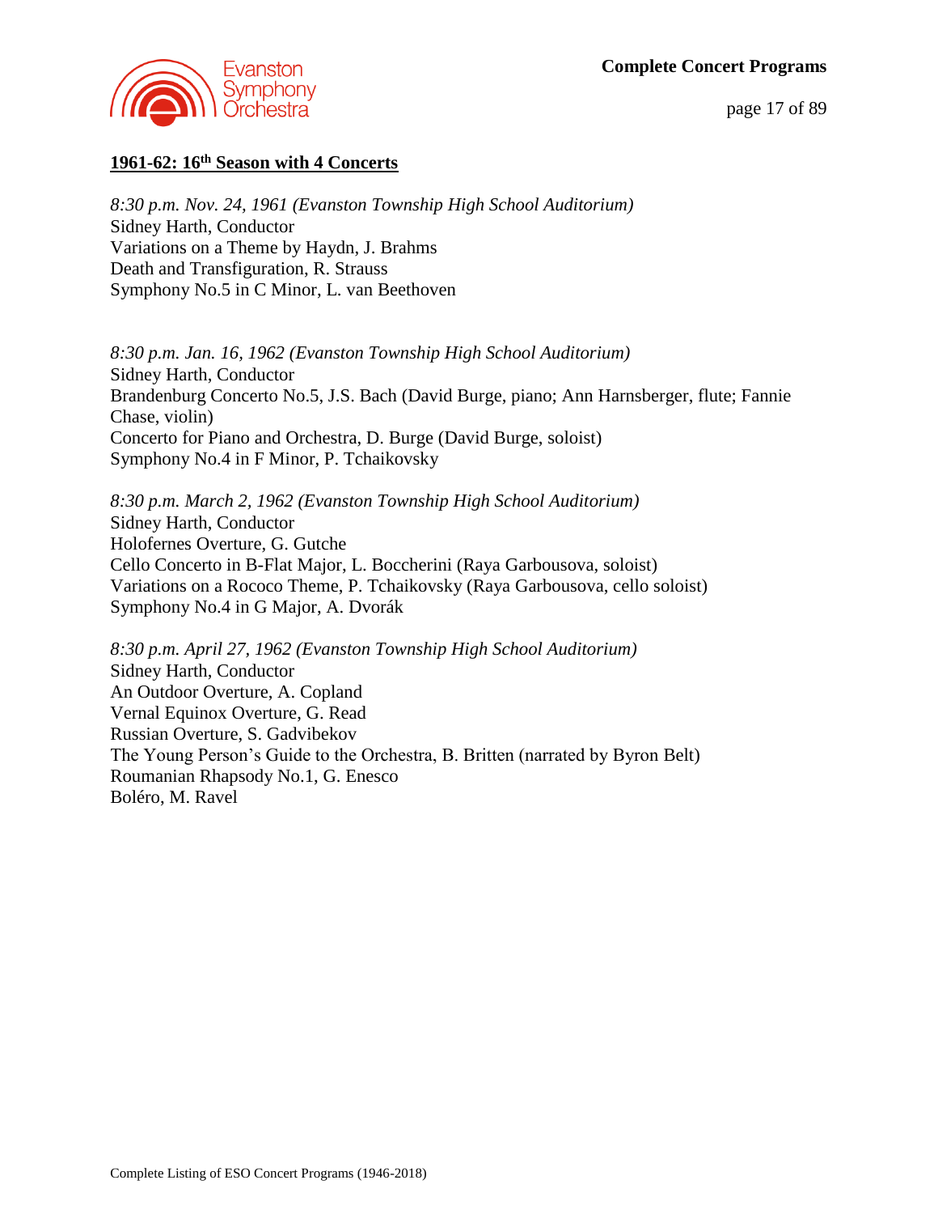## 1961-62: 16th Season with 4 Concerts

*8:30 p.m. Nov. 24, 1961 (Evanston Township High School Auditorium)*
Sidney Harth, Conductor
Variations on a Theme by Haydn, J. Brahms
Death and Transfiguration, R. Strauss
Symphony No.5 in C Minor, L. van Beethoven

*8:30 p.m. Jan. 16, 1962 (Evanston Township High School Auditorium)*
Sidney Harth, Conductor
Brandenburg Concerto No.5, J.S. Bach (David Burge, piano; Ann Harnsberger, flute; Fannie Chase, violin)
Concerto for Piano and Orchestra, D. Burge (David Burge, soloist)
Symphony No.4 in F Minor, P. Tchaikovsky

*8:30 p.m. March 2, 1962 (Evanston Township High School Auditorium)*
Sidney Harth, Conductor
Holofernes Overture, G. Gutche
Cello Concerto in B-Flat Major, L. Boccherini (Raya Garbousova, soloist)
Variations on a Rococo Theme, P. Tchaikovsky (Raya Garbousova, cello soloist)
Symphony No.4 in G Major, A. Dvorák

*8:30 p.m. April 27, 1962 (Evanston Township High School Auditorium)*
Sidney Harth, Conductor
An Outdoor Overture, A. Copland
Vernal Equinox Overture, G. Read
Russian Overture, S. Gadvibekov
The Young Person's Guide to the Orchestra, B. Britten (narrated by Byron Belt)
Roumanian Rhapsody No.1, G. Enesco
Boléro, M. Ravel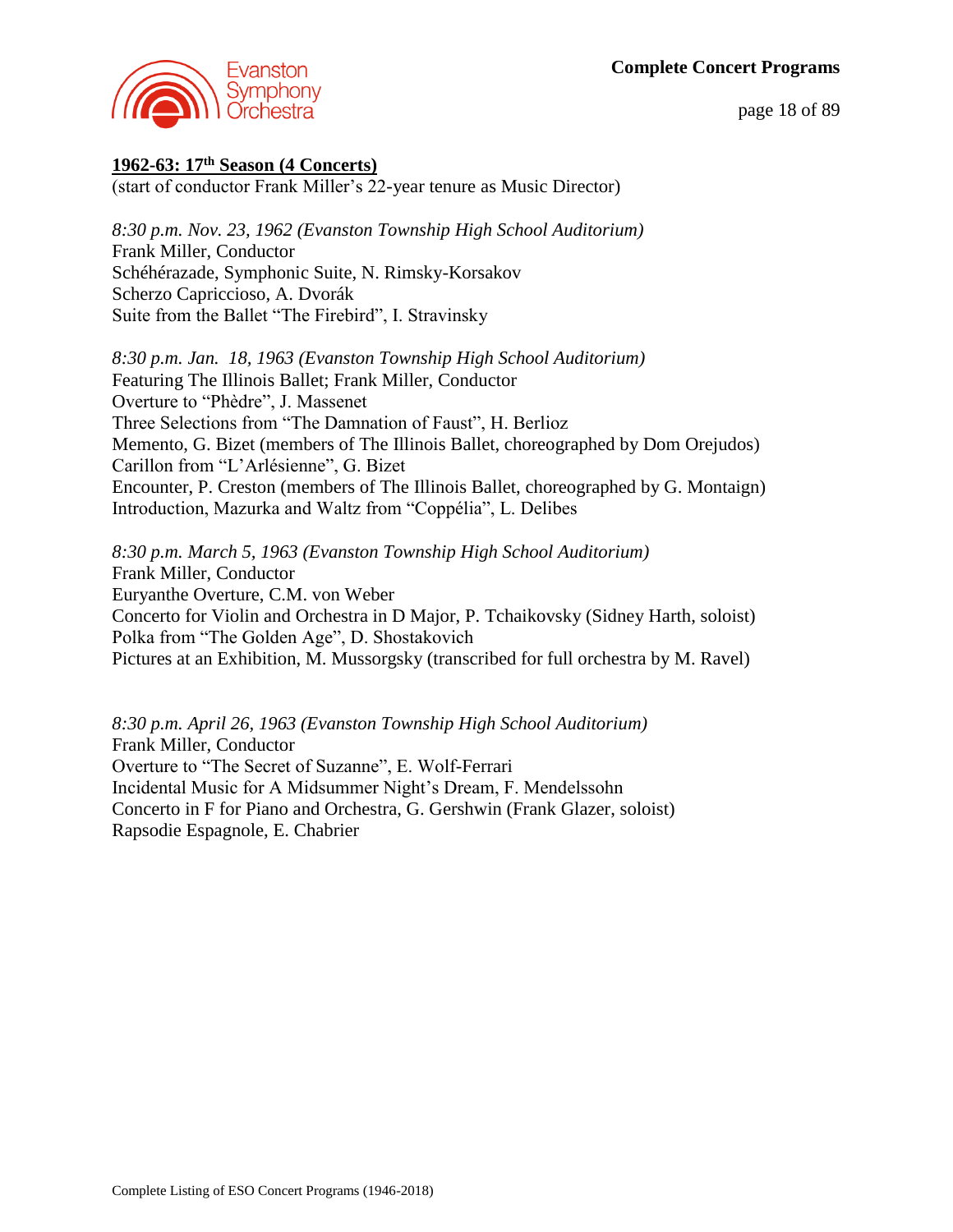## 1962-63: 17th Season (4 Concerts)

(start of conductor Frank Miller's 22-year tenure as Music Director)

*8:30 p.m. Nov. 23, 1962 (Evanston Township High School Auditorium)*
Frank Miller, Conductor
Schéhérazade, Symphonic Suite, N. Rimsky-Korsakov
Scherzo Capriccioso, A. Dvorák
Suite from the Ballet "The Firebird", I. Stravinsky

*8:30 p.m. Jan. 18, 1963 (Evanston Township High School Auditorium)*
Featuring The Illinois Ballet; Frank Miller, Conductor
Overture to "Phèdre", J. Massenet
Three Selections from "The Damnation of Faust", H. Berlioz
Memento, G. Bizet (members of The Illinois Ballet, choreographed by Dom Orejudos)
Carillon from "L'Arlésienne", G. Bizet
Encounter, P. Creston (members of The Illinois Ballet, choreographed by G. Montaign)
Introduction, Mazurka and Waltz from "Coppélia", L. Delibes

*8:30 p.m. March 5, 1963 (Evanston Township High School Auditorium)*
Frank Miller, Conductor
Euryanthe Overture, C.M. von Weber
Concerto for Violin and Orchestra in D Major, P. Tchaikovsky (Sidney Harth, soloist)
Polka from "The Golden Age", D. Shostakovich
Pictures at an Exhibition, M. Mussorgsky (transcribed for full orchestra by M. Ravel)

*8:30 p.m. April 26, 1963 (Evanston Township High School Auditorium)*
Frank Miller, Conductor
Overture to "The Secret of Suzanne", E. Wolf-Ferrari
Incidental Music for A Midsummer Night's Dream, F. Mendelssohn
Concerto in F for Piano and Orchestra, G. Gershwin (Frank Glazer, soloist)
Rapsodie Espagnole, E. Chabrier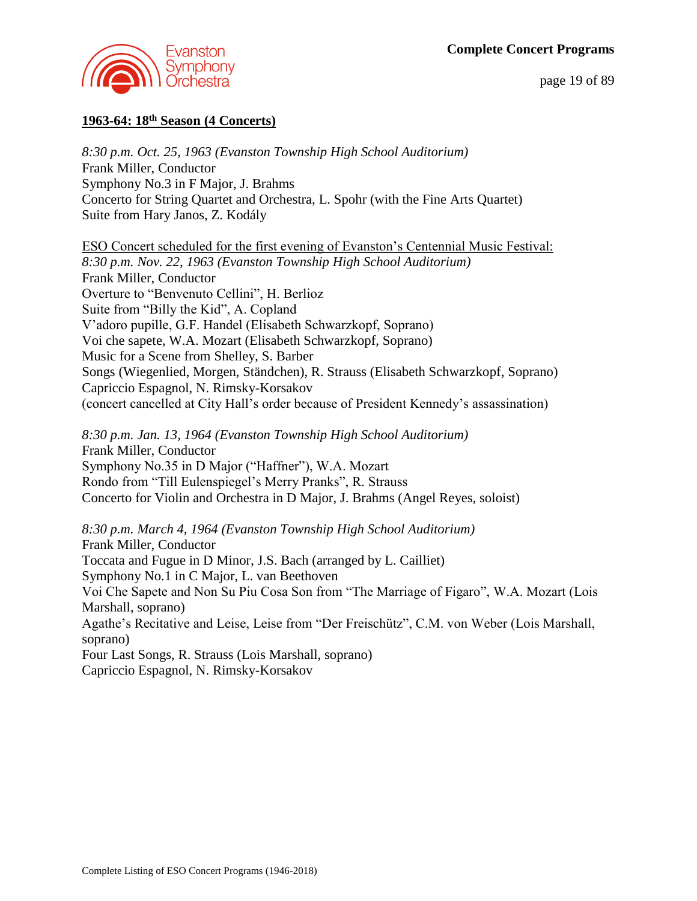## 1963-64: 18th Season (4 Concerts)

*8:30 p.m. Oct. 25, 1963 (Evanston Township High School Auditorium)*
Frank Miller, Conductor
Symphony No.3 in F Major, J. Brahms
Concerto for String Quartet and Orchestra, L. Spohr (with the Fine Arts Quartet)
Suite from Hary Janos, Z. Kodály

ESO Concert scheduled for the first evening of Evanston's Centennial Music Festival:
*8:30 p.m. Nov. 22, 1963 (Evanston Township High School Auditorium)*
Frank Miller, Conductor
Overture to "Benvenuto Cellini", H. Berlioz
Suite from "Billy the Kid", A. Copland
V'adoro pupille, G.F. Handel (Elisabeth Schwarzkopf, Soprano)
Voi che sapete, W.A. Mozart (Elisabeth Schwarzkopf, Soprano)
Music for a Scene from Shelley, S. Barber
Songs (Wiegenlied, Morgen, Ständchen), R. Strauss (Elisabeth Schwarzkopf, Soprano)
Capriccio Espagnol, N. Rimsky-Korsakov
(concert cancelled at City Hall's order because of President Kennedy's assassination)

*8:30 p.m. Jan. 13, 1964 (Evanston Township High School Auditorium)*
Frank Miller, Conductor
Symphony No.35 in D Major ("Haffner"), W.A. Mozart
Rondo from "Till Eulenspiegel's Merry Pranks", R. Strauss
Concerto for Violin and Orchestra in D Major, J. Brahms (Angel Reyes, soloist)

*8:30 p.m. March 4, 1964 (Evanston Township High School Auditorium)*
Frank Miller, Conductor
Toccata and Fugue in D Minor, J.S. Bach (arranged by L. Cailliet)
Symphony No.1 in C Major, L. van Beethoven
Voi Che Sapete and Non Su Piu Cosa Son from "The Marriage of Figaro", W.A. Mozart (Lois Marshall, soprano)
Agathe's Recitative and Leise, Leise from "Der Freischütz", C.M. von Weber (Lois Marshall, soprano)
Four Last Songs, R. Strauss (Lois Marshall, soprano)
Capriccio Espagnol, N. Rimsky-Korsakov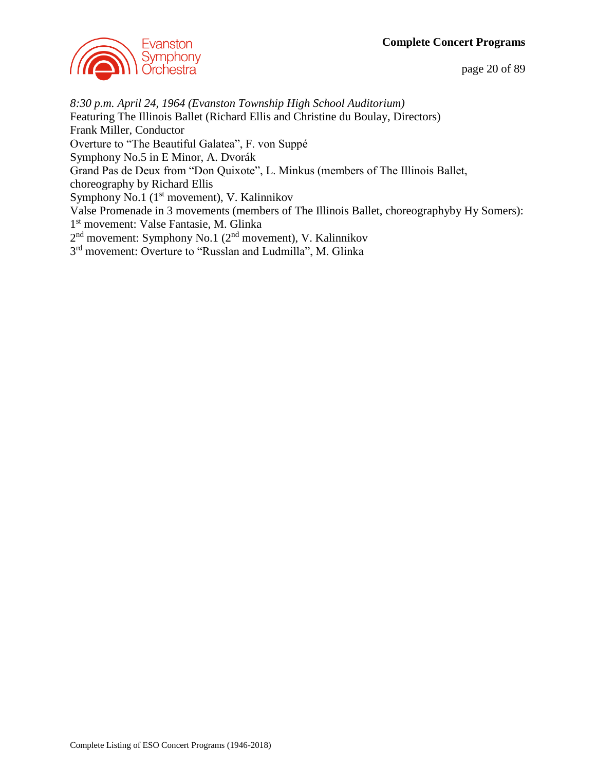*8:30 p.m. April 24, 1964 (Evanston Township High School Auditorium)*
Featuring The Illinois Ballet (Richard Ellis and Christine du Boulay, Directors)
Frank Miller, Conductor
Overture to “The Beautiful Galatea”, F. von Suppé
Symphony No.5 in E Minor, A. Dvorák
Grand Pas de Deux from “Don Quixote”, L. Minkus (members of The Illinois Ballet, choreography by Richard Ellis
Symphony No.1 (1st movement), V. Kalinnikov
Valse Promenade in 3 movements (members of The Illinois Ballet, choreographyby Hy Somers):
1st movement: Valse Fantasie, M. Glinka
2nd movement: Symphony No.1 (2nd movement), V. Kalinnikov
3rd movement: Overture to “Russlan and Ludmilla”, M. Glinka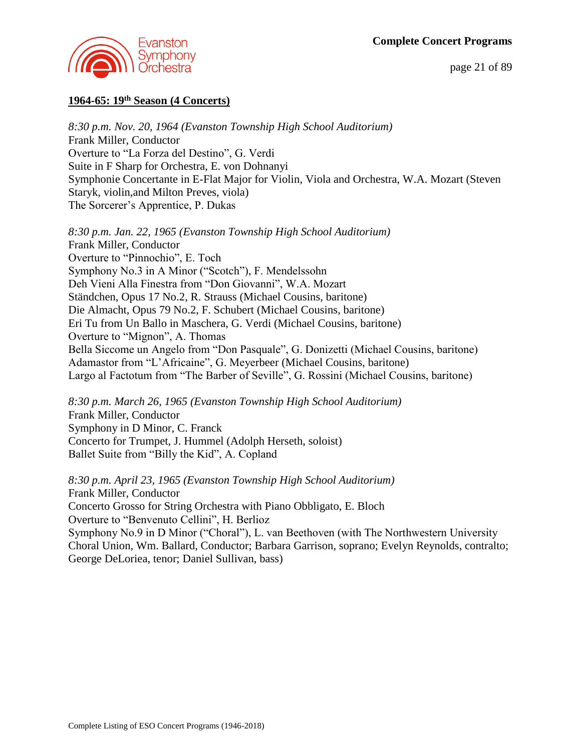## 1964-65: 19th Season (4 Concerts)

*8:30 p.m. Nov. 20, 1964 (Evanston Township High School Auditorium)*
Frank Miller, Conductor
Overture to “La Forza del Destino”, G. Verdi
Suite in F Sharp for Orchestra, E. von Dohnanyi
Symphonie Concertante in E-Flat Major for Violin, Viola and Orchestra, W.A. Mozart (Steven Staryk, violin,and Milton Preves, viola)
The Sorcerer’s Apprentice, P. Dukas

*8:30 p.m. Jan. 22, 1965 (Evanston Township High School Auditorium)*
Frank Miller, Conductor
Overture to “Pinnochio”, E. Toch
Symphony No.3 in A Minor (“Scotch”), F. Mendelssohn
Deh Vieni Alla Finestra from “Don Giovanni”, W.A. Mozart
Ständchen, Opus 17 No.2, R. Strauss (Michael Cousins, baritone)
Die Almacht, Opus 79 No.2, F. Schubert (Michael Cousins, baritone)
Eri Tu from Un Ballo in Maschera, G. Verdi (Michael Cousins, baritone)
Overture to “Mignon”, A. Thomas
Bella Siccome un Angelo from “Don Pasquale”, G. Donizetti (Michael Cousins, baritone)
Adamastor from “L’Africaine”, G. Meyerbeer (Michael Cousins, baritone)
Largo al Factotum from “The Barber of Seville”, G. Rossini (Michael Cousins, baritone)

*8:30 p.m. March 26, 1965 (Evanston Township High School Auditorium)*
Frank Miller, Conductor
Symphony in D Minor, C. Franck
Concerto for Trumpet, J. Hummel (Adolph Herseth, soloist)
Ballet Suite from “Billy the Kid”, A. Copland

*8:30 p.m. April 23, 1965 (Evanston Township High School Auditorium)*
Frank Miller, Conductor
Concerto Grosso for String Orchestra with Piano Obbligato, E. Bloch
Overture to “Benvenuto Cellini”, H. Berlioz
Symphony No.9 in D Minor (“Choral”), L. van Beethoven (with The Northwestern University Choral Union, Wm. Ballard, Conductor; Barbara Garrison, soprano; Evelyn Reynolds, contralto; George DeLoriea, tenor; Daniel Sullivan, bass)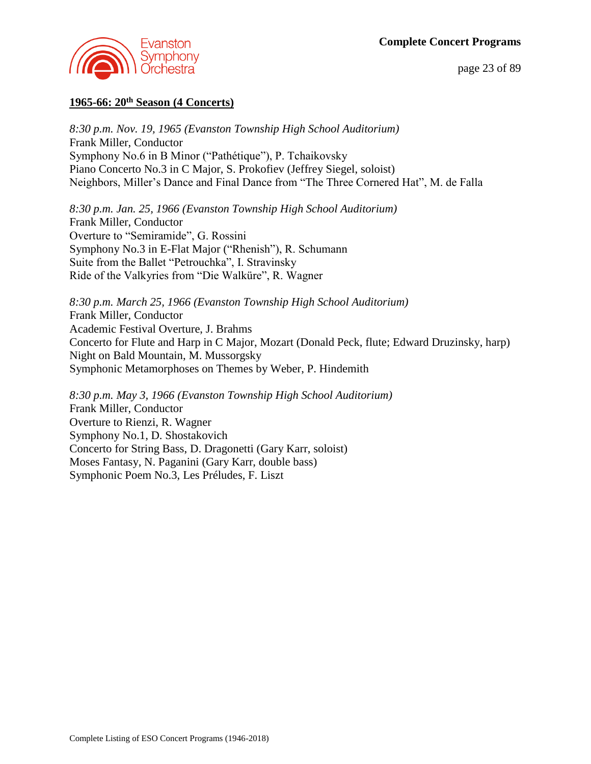## 1965-66: 20th Season (4 Concerts)

*8:30 p.m. Nov. 19, 1965 (Evanston Township High School Auditorium)*
Frank Miller, Conductor
Symphony No.6 in B Minor ("Pathétique"), P. Tchaikovsky
Piano Concerto No.3 in C Major, S. Prokofiev (Jeffrey Siegel, soloist)
Neighbors, Miller's Dance and Final Dance from "The Three Cornered Hat", M. de Falla

*8:30 p.m. Jan. 25, 1966 (Evanston Township High School Auditorium)*
Frank Miller, Conductor
Overture to "Semiramide", G. Rossini
Symphony No.3 in E-Flat Major ("Rhenish"), R. Schumann
Suite from the Ballet "Petrouchka", I. Stravinsky
Ride of the Valkyries from "Die Walküre", R. Wagner

*8:30 p.m. March 25, 1966 (Evanston Township High School Auditorium)*
Frank Miller, Conductor
Academic Festival Overture, J. Brahms
Concerto for Flute and Harp in C Major, Mozart (Donald Peck, flute; Edward Druzinsky, harp)
Night on Bald Mountain, M. Mussorgsky
Symphonic Metamorphoses on Themes by Weber, P. Hindemith

*8:30 p.m. May 3, 1966 (Evanston Township High School Auditorium)*
Frank Miller, Conductor
Overture to Rienzi, R. Wagner
Symphony No.1, D. Shostakovich
Concerto for String Bass, D. Dragonetti (Gary Karr, soloist)
Moses Fantasy, N. Paganini (Gary Karr, double bass)
Symphonic Poem No.3, Les Préludes, F. Liszt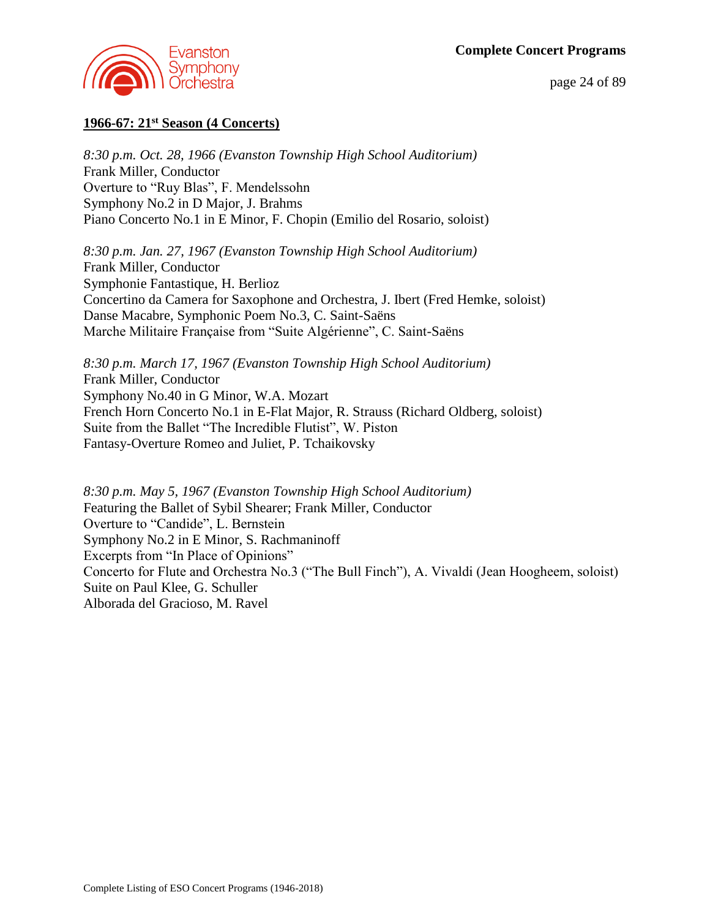## 1966-67: 21st Season (4 Concerts)

*8:30 p.m. Oct. 28, 1966 (Evanston Township High School Auditorium)*
Frank Miller, Conductor
Overture to "Ruy Blas", F. Mendelssohn
Symphony No.2 in D Major, J. Brahms
Piano Concerto No.1 in E Minor, F. Chopin (Emilio del Rosario, soloist)

*8:30 p.m. Jan. 27, 1967 (Evanston Township High School Auditorium)*
Frank Miller, Conductor
Symphonie Fantastique, H. Berlioz
Concertino da Camera for Saxophone and Orchestra, J. Ibert (Fred Hemke, soloist)
Danse Macabre, Symphonic Poem No.3, C. Saint-Saëns
Marche Militaire Française from "Suite Algérienne", C. Saint-Saëns

*8:30 p.m. March 17, 1967 (Evanston Township High School Auditorium)*
Frank Miller, Conductor
Symphony No.40 in G Minor, W.A. Mozart
French Horn Concerto No.1 in E-Flat Major, R. Strauss (Richard Oldberg, soloist)
Suite from the Ballet "The Incredible Flutist", W. Piston
Fantasy-Overture Romeo and Juliet, P. Tchaikovsky

*8:30 p.m. May 5, 1967 (Evanston Township High School Auditorium)*
Featuring the Ballet of Sybil Shearer; Frank Miller, Conductor
Overture to "Candide", L. Bernstein
Symphony No.2 in E Minor, S. Rachmaninoff
Excerpts from "In Place of Opinions"
Concerto for Flute and Orchestra No.3 ("The Bull Finch"), A. Vivaldi (Jean Hoogheem, soloist)
Suite on Paul Klee, G. Schuller
Alborada del Gracioso, M. Ravel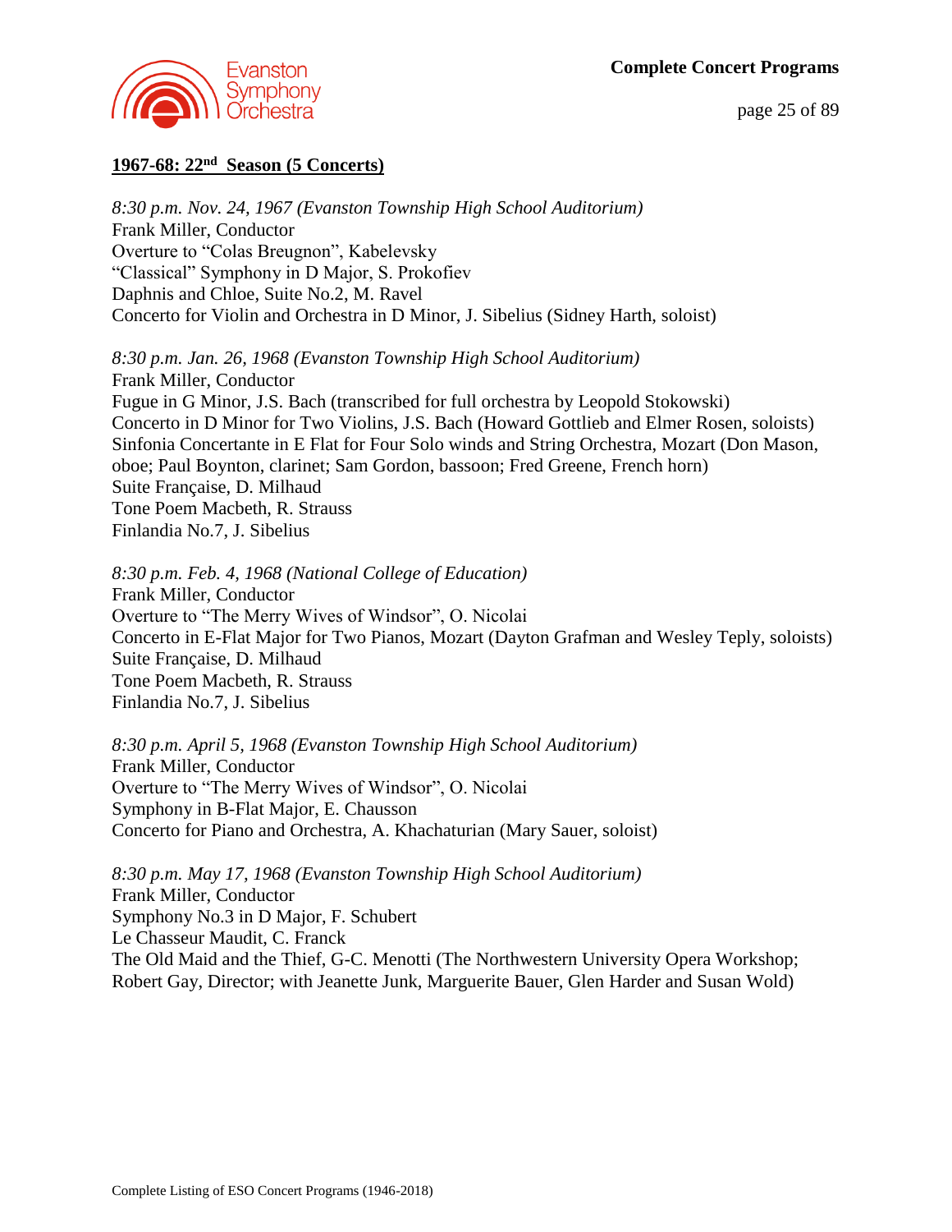## 1967-68: 22nd Season (5 Concerts)

*8:30 p.m. Nov. 24, 1967 (Evanston Township High School Auditorium)*
Frank Miller, Conductor
Overture to "Colas Breugnon", Kabelevsky
"Classical" Symphony in D Major, S. Prokofiev
Daphnis and Chloe, Suite No.2, M. Ravel
Concerto for Violin and Orchestra in D Minor, J. Sibelius (Sidney Harth, soloist)

*8:30 p.m. Jan. 26, 1968 (Evanston Township High School Auditorium)*
Frank Miller, Conductor
Fugue in G Minor, J.S. Bach (transcribed for full orchestra by Leopold Stokowski)
Concerto in D Minor for Two Violins, J.S. Bach (Howard Gottlieb and Elmer Rosen, soloists)
Sinfonia Concertante in E Flat for Four Solo winds and String Orchestra, Mozart (Don Mason, oboe; Paul Boynton, clarinet; Sam Gordon, bassoon; Fred Greene, French horn)
Suite Française, D. Milhaud
Tone Poem Macbeth, R. Strauss
Finlandia No.7, J. Sibelius

*8:30 p.m. Feb. 4, 1968 (National College of Education)*
Frank Miller, Conductor
Overture to "The Merry Wives of Windsor", O. Nicolai
Concerto in E-Flat Major for Two Pianos, Mozart (Dayton Grafman and Wesley Teply, soloists)
Suite Française, D. Milhaud
Tone Poem Macbeth, R. Strauss
Finlandia No.7, J. Sibelius

*8:30 p.m. April 5, 1968 (Evanston Township High School Auditorium)*
Frank Miller, Conductor
Overture to "The Merry Wives of Windsor", O. Nicolai
Symphony in B-Flat Major, E. Chausson
Concerto for Piano and Orchestra, A. Khachaturian (Mary Sauer, soloist)

*8:30 p.m. May 17, 1968 (Evanston Township High School Auditorium)*
Frank Miller, Conductor
Symphony No.3 in D Major, F. Schubert
Le Chasseur Maudit, C. Franck
The Old Maid and the Thief, G-C. Menotti (The Northwestern University Opera Workshop; Robert Gay, Director; with Jeanette Junk, Marguerite Bauer, Glen Harder and Susan Wold)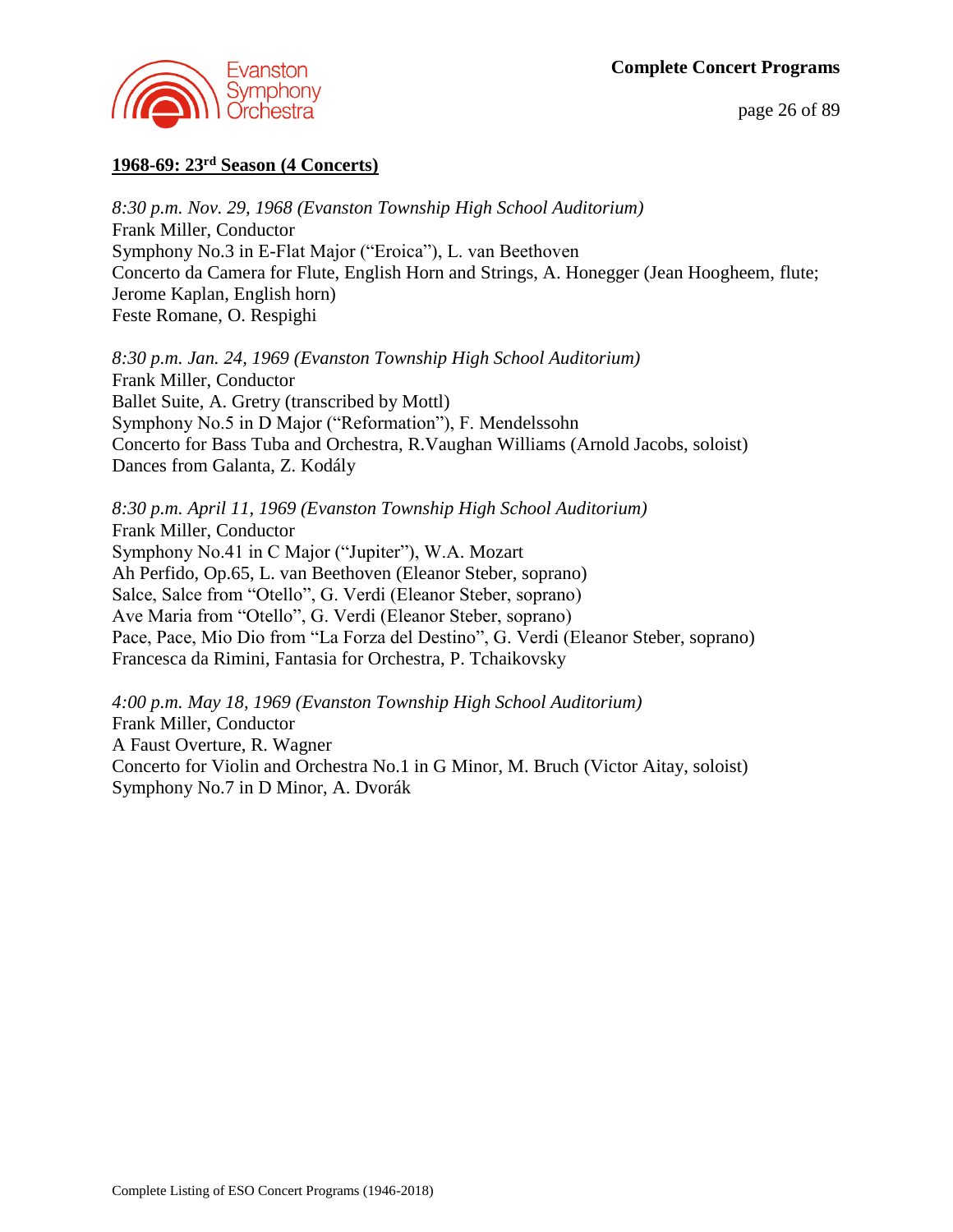## 1968-69: 23rd Season (4 Concerts)

*8:30 p.m. Nov. 29, 1968 (Evanston Township High School Auditorium)*
Frank Miller, Conductor
Symphony No.3 in E-Flat Major ("Eroica"), L. van Beethoven
Concerto da Camera for Flute, English Horn and Strings, A. Honegger (Jean Hoogheem, flute; Jerome Kaplan, English horn)
Feste Romane, O. Respighi

*8:30 p.m. Jan. 24, 1969 (Evanston Township High School Auditorium)*
Frank Miller, Conductor
Ballet Suite, A. Gretry (transcribed by Mottl)
Symphony No.5 in D Major ("Reformation"), F. Mendelssohn
Concerto for Bass Tuba and Orchestra, R.Vaughan Williams (Arnold Jacobs, soloist)
Dances from Galanta, Z. Kodály

*8:30 p.m. April 11, 1969 (Evanston Township High School Auditorium)*
Frank Miller, Conductor
Symphony No.41 in C Major ("Jupiter"), W.A. Mozart
Ah Perfido, Op.65, L. van Beethoven (Eleanor Steber, soprano)
Salce, Salce from "Otello", G. Verdi (Eleanor Steber, soprano)
Ave Maria from "Otello", G. Verdi (Eleanor Steber, soprano)
Pace, Pace, Mio Dio from "La Forza del Destino", G. Verdi (Eleanor Steber, soprano)
Francesca da Rimini, Fantasia for Orchestra, P. Tchaikovsky

*4:00 p.m. May 18, 1969 (Evanston Township High School Auditorium)*
Frank Miller, Conductor
A Faust Overture, R. Wagner
Concerto for Violin and Orchestra No.1 in G Minor, M. Bruch (Victor Aitay, soloist)
Symphony No.7 in D Minor, A. Dvorák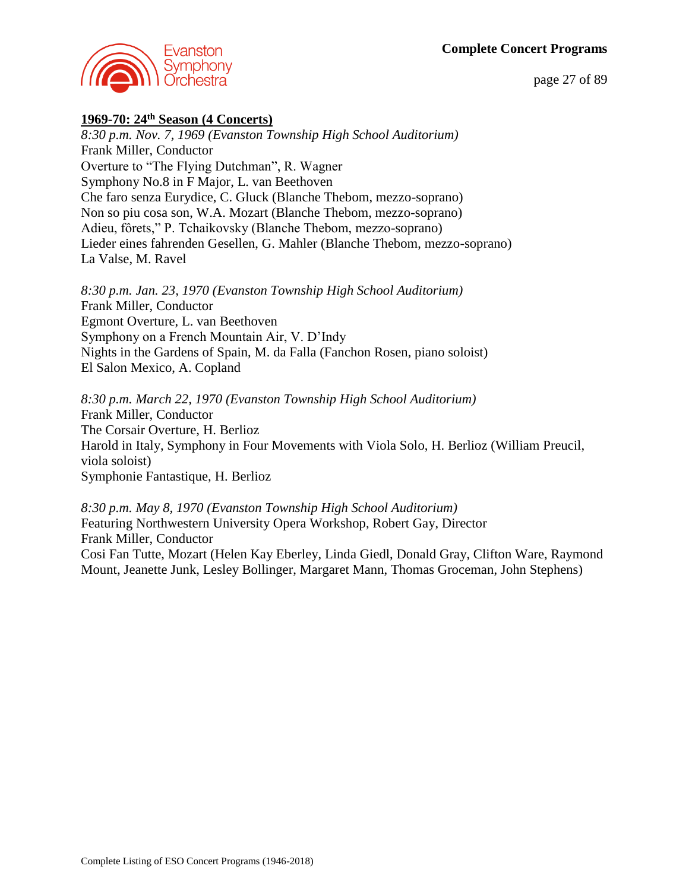**1969-70: 24th Season (4 Concerts)**

*8:30 p.m. Nov. 7, 1969 (Evanston Township High School Auditorium)*
Frank Miller, Conductor
Overture to "The Flying Dutchman", R. Wagner
Symphony No.8 in F Major, L. van Beethoven
Che faro senza Eurydice, C. Gluck (Blanche Thebom, mezzo-soprano)
Non so piu cosa son, W.A. Mozart (Blanche Thebom, mezzo-soprano)
Adieu, fôrets," P. Tchaikovsky (Blanche Thebom, mezzo-soprano)
Lieder eines fahrenden Gesellen, G. Mahler (Blanche Thebom, mezzo-soprano)
La Valse, M. Ravel

*8:30 p.m. Jan. 23, 1970 (Evanston Township High School Auditorium)*
Frank Miller, Conductor
Egmont Overture, L. van Beethoven
Symphony on a French Mountain Air, V. D'Indy
Nights in the Gardens of Spain, M. da Falla (Fanchon Rosen, piano soloist)
El Salon Mexico, A. Copland

*8:30 p.m. March 22, 1970 (Evanston Township High School Auditorium)*
Frank Miller, Conductor
The Corsair Overture, H. Berlioz
Harold in Italy, Symphony in Four Movements with Viola Solo, H. Berlioz (William Preucil, viola soloist)
Symphonie Fantastique, H. Berlioz

*8:30 p.m. May 8, 1970 (Evanston Township High School Auditorium)*
Featuring Northwestern University Opera Workshop, Robert Gay, Director
Frank Miller, Conductor
Cosi Fan Tutte, Mozart (Helen Kay Eberley, Linda Giedl, Donald Gray, Clifton Ware, Raymond Mount, Jeanette Junk, Lesley Bollinger, Margaret Mann, Thomas Groceman, John Stephens)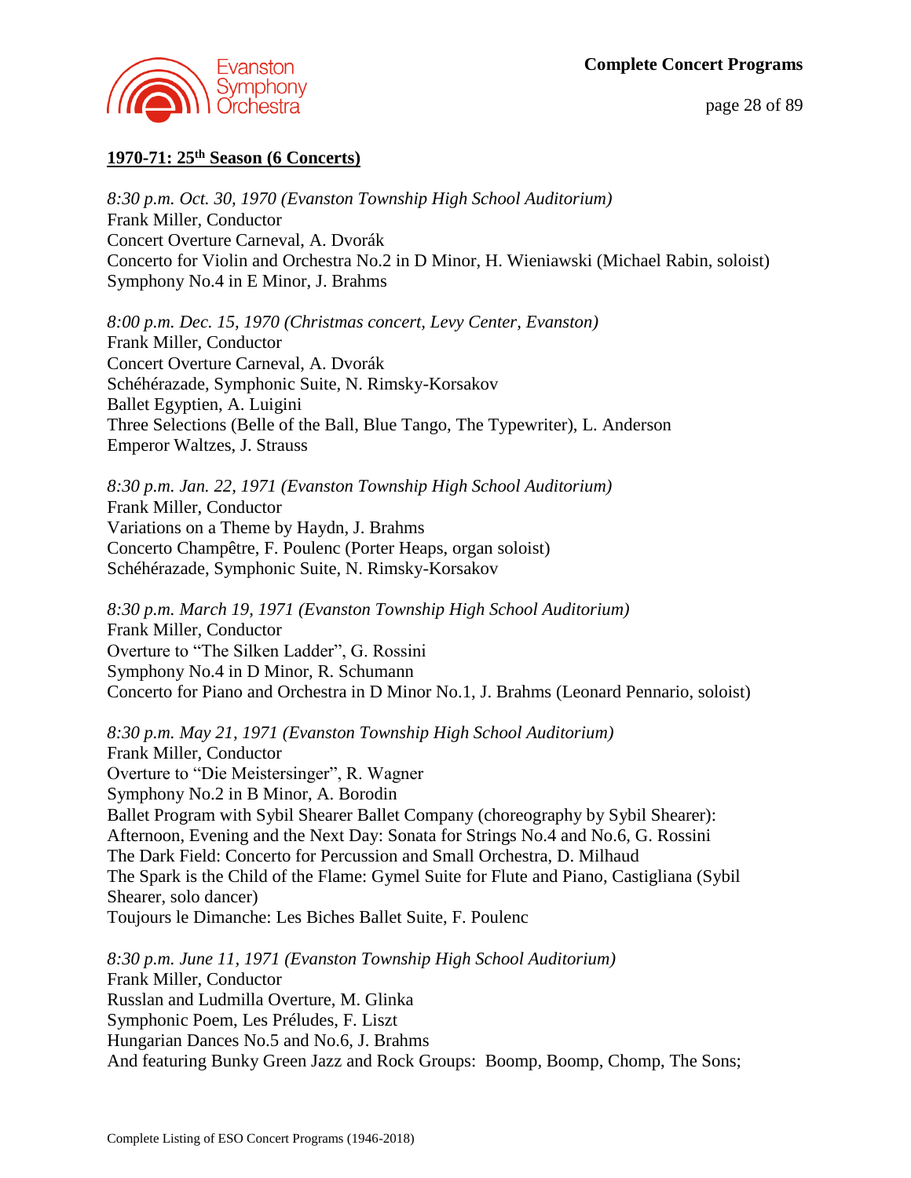**1970-71: 25th Season (6 Concerts)**

*8:30 p.m. Oct. 30, 1970 (Evanston Township High School Auditorium)*
Frank Miller, Conductor
Concert Overture Carneval, A. Dvorák
Concerto for Violin and Orchestra No.2 in D Minor, H. Wieniawski (Michael Rabin, soloist)
Symphony No.4 in E Minor, J. Brahms

*8:00 p.m. Dec. 15, 1970 (Christmas concert, Levy Center, Evanston)*
Frank Miller, Conductor
Concert Overture Carneval, A. Dvorák
Schéhérazade, Symphonic Suite, N. Rimsky-Korsakov
Ballet Egyptien, A. Luigini
Three Selections (Belle of the Ball, Blue Tango, The Typewriter), L. Anderson
Emperor Waltzes, J. Strauss

*8:30 p.m. Jan. 22, 1971 (Evanston Township High School Auditorium)*
Frank Miller, Conductor
Variations on a Theme by Haydn, J. Brahms
Concerto Champêtre, F. Poulenc (Porter Heaps, organ soloist)
Schéhérazade, Symphonic Suite, N. Rimsky-Korsakov

*8:30 p.m. March 19, 1971 (Evanston Township High School Auditorium)*
Frank Miller, Conductor
Overture to "The Silken Ladder", G. Rossini
Symphony No.4 in D Minor, R. Schumann
Concerto for Piano and Orchestra in D Minor No.1, J. Brahms (Leonard Pennario, soloist)

*8:30 p.m. May 21, 1971 (Evanston Township High School Auditorium)*
Frank Miller, Conductor
Overture to "Die Meistersinger", R. Wagner
Symphony No.2 in B Minor, A. Borodin
Ballet Program with Sybil Shearer Ballet Company (choreography by Sybil Shearer):
Afternoon, Evening and the Next Day: Sonata for Strings No.4 and No.6, G. Rossini
The Dark Field: Concerto for Percussion and Small Orchestra, D. Milhaud
The Spark is the Child of the Flame: Gymel Suite for Flute and Piano, Castigliana (Sybil Shearer, solo dancer)
Toujours le Dimanche: Les Biches Ballet Suite, F. Poulenc

*8:30 p.m. June 11, 1971 (Evanston Township High School Auditorium)*
Frank Miller, Conductor
Russlan and Ludmilla Overture, M. Glinka
Symphonic Poem, Les Préludes, F. Liszt
Hungarian Dances No.5 and No.6, J. Brahms
And featuring Bunky Green Jazz and Rock Groups: Boomp, Boomp, Chomp, The Sons;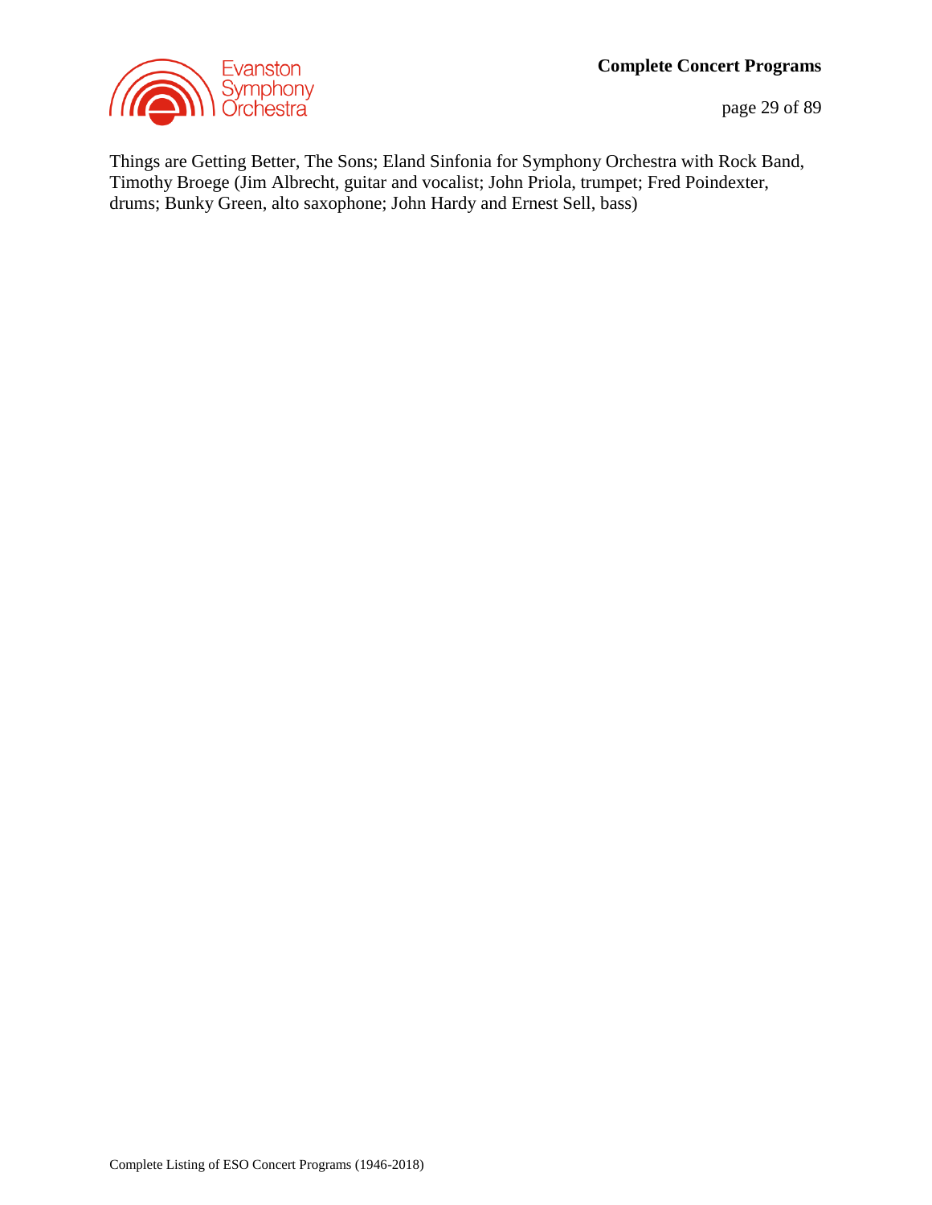Things are Getting Better, The Sons; Eland Sinfonia for Symphony Orchestra with Rock Band, Timothy Broege (Jim Albrecht, guitar and vocalist; John Priola, trumpet; Fred Poindexter, drums; Bunky Green, alto saxophone; John Hardy and Ernest Sell, bass)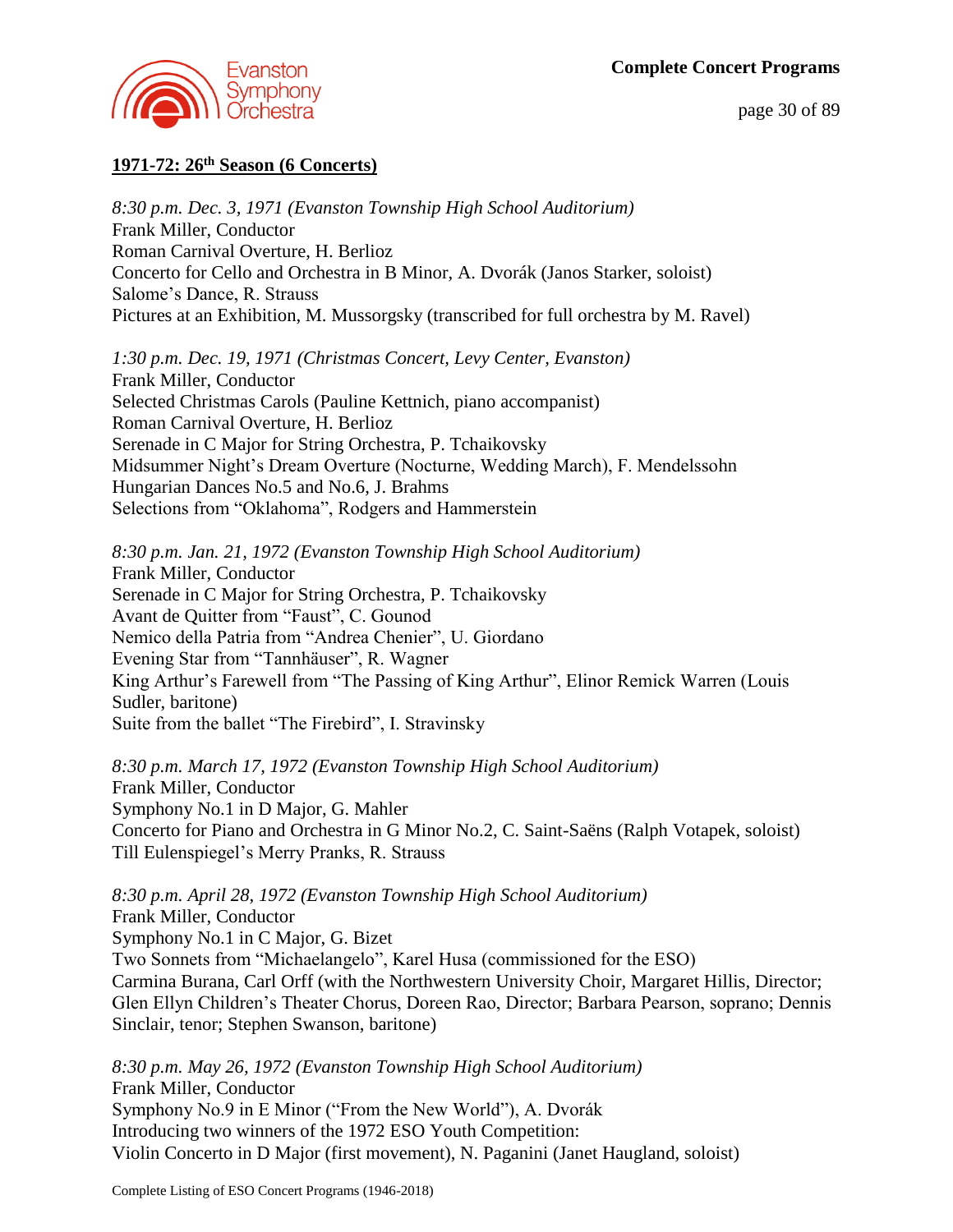## 1971-72: 26th Season (6 Concerts)

*8:30 p.m. Dec. 3, 1971 (Evanston Township High School Auditorium)*
Frank Miller, Conductor
Roman Carnival Overture, H. Berlioz
Concerto for Cello and Orchestra in B Minor, A. Dvorák (Janos Starker, soloist)
Salome's Dance, R. Strauss
Pictures at an Exhibition, M. Mussorgsky (transcribed for full orchestra by M. Ravel)

*1:30 p.m. Dec. 19, 1971 (Christmas Concert, Levy Center, Evanston)*
Frank Miller, Conductor
Selected Christmas Carols (Pauline Kettnich, piano accompanist)
Roman Carnival Overture, H. Berlioz
Serenade in C Major for String Orchestra, P. Tchaikovsky
Midsummer Night's Dream Overture (Nocturne, Wedding March), F. Mendelssohn
Hungarian Dances No.5 and No.6, J. Brahms
Selections from "Oklahoma", Rodgers and Hammerstein

*8:30 p.m. Jan. 21, 1972 (Evanston Township High School Auditorium)*
Frank Miller, Conductor
Serenade in C Major for String Orchestra, P. Tchaikovsky
Avant de Quitter from "Faust", C. Gounod
Nemico della Patria from "Andrea Chenier", U. Giordano
Evening Star from "Tannhäuser", R. Wagner
King Arthur's Farewell from "The Passing of King Arthur", Elinor Remick Warren (Louis Sudler, baritone)
Suite from the ballet "The Firebird", I. Stravinsky

*8:30 p.m. March 17, 1972 (Evanston Township High School Auditorium)*
Frank Miller, Conductor
Symphony No.1 in D Major, G. Mahler
Concerto for Piano and Orchestra in G Minor No.2, C. Saint-Saëns (Ralph Votapek, soloist)
Till Eulenspiegel's Merry Pranks, R. Strauss

*8:30 p.m. April 28, 1972 (Evanston Township High School Auditorium)*
Frank Miller, Conductor
Symphony No.1 in C Major, G. Bizet
Two Sonnets from "Michaelangelo", Karel Husa (commissioned for the ESO)
Carmina Burana, Carl Orff (with the Northwestern University Choir, Margaret Hillis, Director; Glen Ellyn Children's Theater Chorus, Doreen Rao, Director; Barbara Pearson, soprano; Dennis Sinclair, tenor; Stephen Swanson, baritone)

*8:30 p.m. May 26, 1972 (Evanston Township High School Auditorium)*
Frank Miller, Conductor
Symphony No.9 in E Minor ("From the New World"), A. Dvorák
Introducing two winners of the 1972 ESO Youth Competition:
Violin Concerto in D Major (first movement), N. Paganini (Janet Haugland, soloist)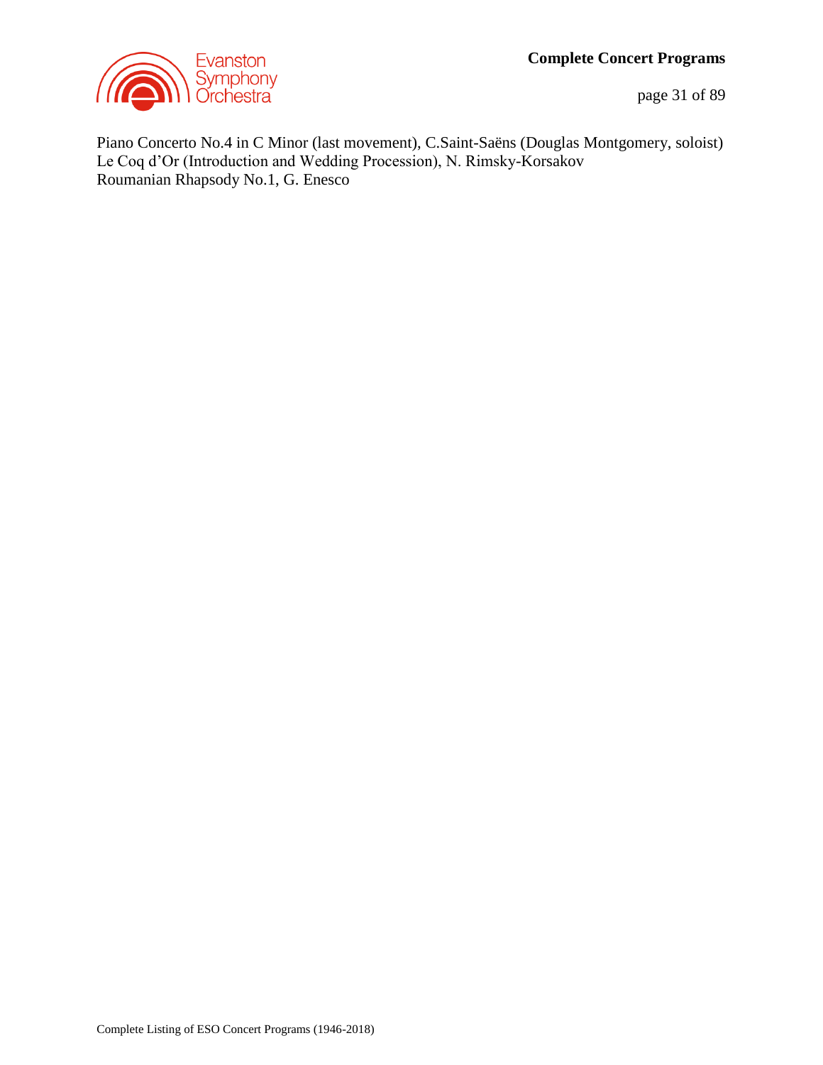Piano Concerto No.4 in C Minor (last movement), C.Saint-Saëns (Douglas Montgomery, soloist)
Le Coq d'Or (Introduction and Wedding Procession), N. Rimsky-Korsakov
Roumanian Rhapsody No.1, G. Enesco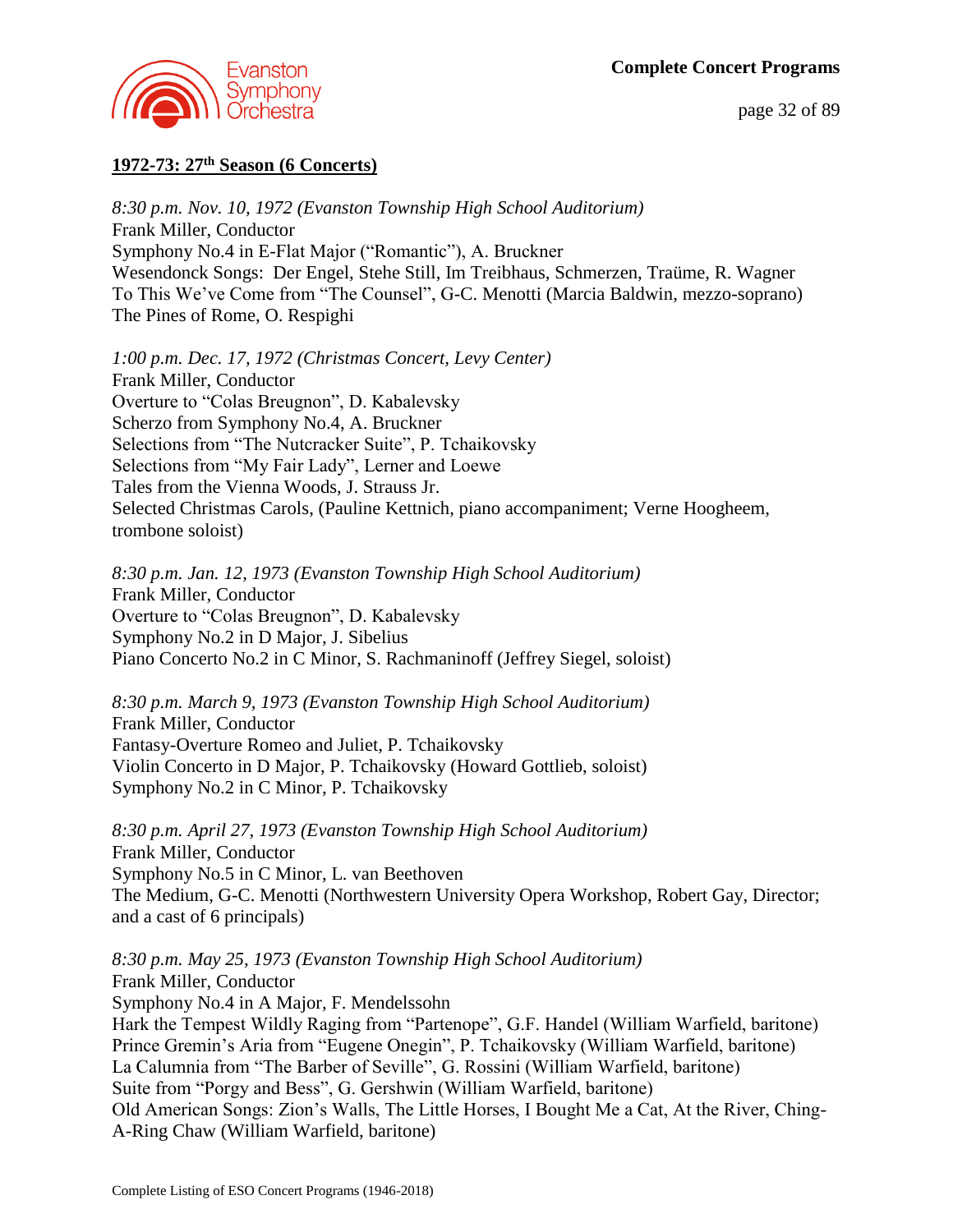## 1972-73: 27th Season (6 Concerts)

*8:30 p.m. Nov. 10, 1972 (Evanston Township High School Auditorium)*
Frank Miller, Conductor
Symphony No.4 in E-Flat Major ("Romantic"), A. Bruckner
Wesendonck Songs: Der Engel, Stehe Still, Im Treibhaus, Schmerzen, Traüme, R. Wagner
To This We've Come from "The Counsel", G-C. Menotti (Marcia Baldwin, mezzo-soprano)
The Pines of Rome, O. Respighi

*1:00 p.m. Dec. 17, 1972 (Christmas Concert, Levy Center)*
Frank Miller, Conductor
Overture to "Colas Breugnon", D. Kabalevsky
Scherzo from Symphony No.4, A. Bruckner
Selections from "The Nutcracker Suite", P. Tchaikovsky
Selections from "My Fair Lady", Lerner and Loewe
Tales from the Vienna Woods, J. Strauss Jr.
Selected Christmas Carols, (Pauline Kettnich, piano accompaniment; Verne Hoogheem, trombone soloist)

*8:30 p.m. Jan. 12, 1973 (Evanston Township High School Auditorium)*
Frank Miller, Conductor
Overture to "Colas Breugnon", D. Kabalevsky
Symphony No.2 in D Major, J. Sibelius
Piano Concerto No.2 in C Minor, S. Rachmaninoff (Jeffrey Siegel, soloist)

*8:30 p.m. March 9, 1973 (Evanston Township High School Auditorium)*
Frank Miller, Conductor
Fantasy-Overture Romeo and Juliet, P. Tchaikovsky
Violin Concerto in D Major, P. Tchaikovsky (Howard Gottlieb, soloist)
Symphony No.2 in C Minor, P. Tchaikovsky

*8:30 p.m. April 27, 1973 (Evanston Township High School Auditorium)*
Frank Miller, Conductor
Symphony No.5 in C Minor, L. van Beethoven
The Medium, G-C. Menotti (Northwestern University Opera Workshop, Robert Gay, Director; and a cast of 6 principals)

*8:30 p.m. May 25, 1973 (Evanston Township High School Auditorium)*
Frank Miller, Conductor
Symphony No.4 in A Major, F. Mendelssohn
Hark the Tempest Wildly Raging from "Partenope", G.F. Handel (William Warfield, baritone)
Prince Gremin's Aria from "Eugene Onegin", P. Tchaikovsky (William Warfield, baritone)
La Calumnia from "The Barber of Seville", G. Rossini (William Warfield, baritone)
Suite from "Porgy and Bess", G. Gershwin (William Warfield, baritone)
Old American Songs: Zion's Walls, The Little Horses, I Bought Me a Cat, At the River, Ching-A-Ring Chaw (William Warfield, baritone)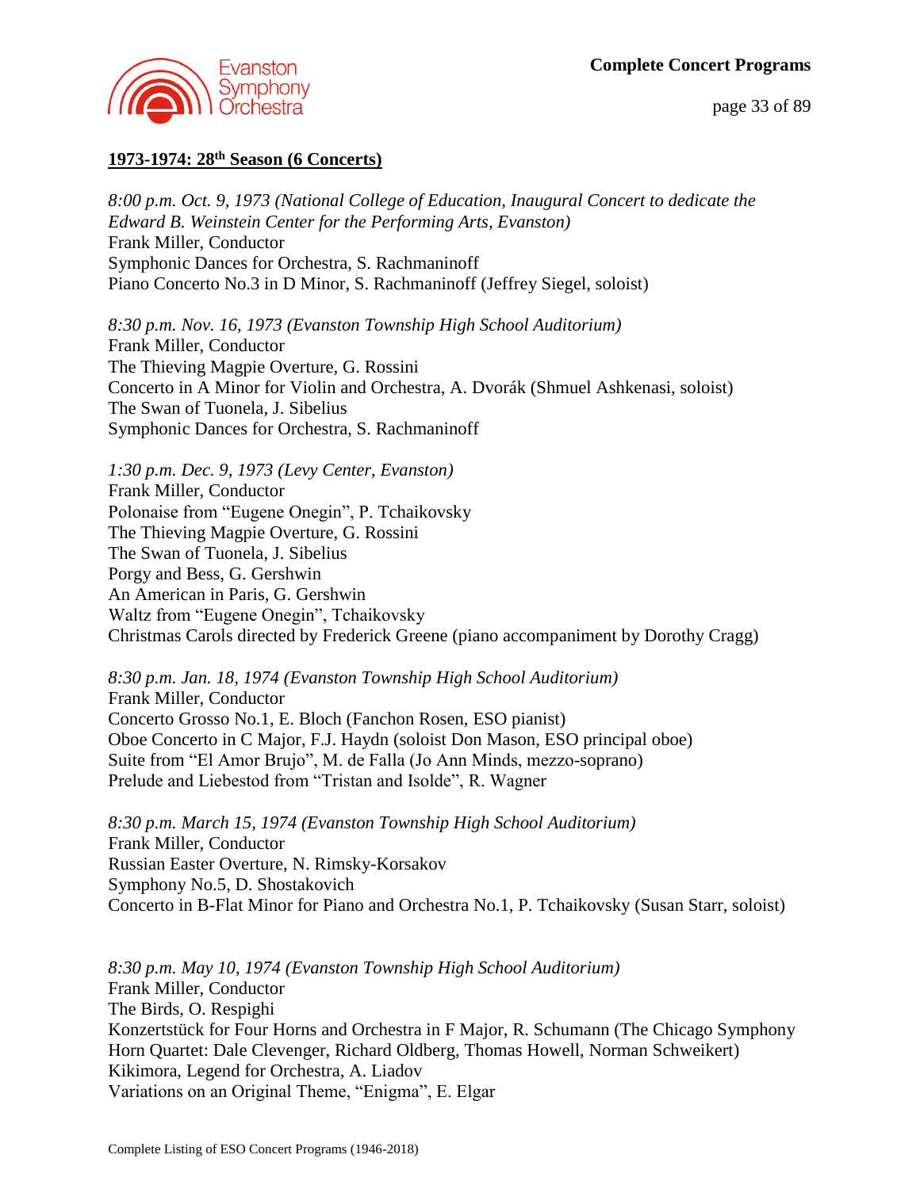## 1973-1974: 28th Season (6 Concerts)

*8:00 p.m. Oct. 9, 1973 (National College of Education, Inaugural Concert to dedicate the Edward B. Weinstein Center for the Performing Arts, Evanston)*
Frank Miller, Conductor
Symphonic Dances for Orchestra, S. Rachmaninoff
Piano Concerto No.3 in D Minor, S. Rachmaninoff (Jeffrey Siegel, soloist)

*8:30 p.m. Nov. 16, 1973 (Evanston Township High School Auditorium)*
Frank Miller, Conductor
The Thieving Magpie Overture, G. Rossini
Concerto in A Minor for Violin and Orchestra, A. Dvorák (Shmuel Ashkenasi, soloist)
The Swan of Tuonela, J. Sibelius
Symphonic Dances for Orchestra, S. Rachmaninoff

*1:30 p.m. Dec. 9, 1973 (Levy Center, Evanston)*
Frank Miller, Conductor
Polonaise from "Eugene Onegin", P. Tchaikovsky
The Thieving Magpie Overture, G. Rossini
The Swan of Tuonela, J. Sibelius
Porgy and Bess, G. Gershwin
An American in Paris, G. Gershwin
Waltz from "Eugene Onegin", Tchaikovsky
Christmas Carols directed by Frederick Greene (piano accompaniment by Dorothy Cragg)

*8:30 p.m. Jan. 18, 1974 (Evanston Township High School Auditorium)*
Frank Miller, Conductor
Concerto Grosso No.1, E. Bloch (Fanchon Rosen, ESO pianist)
Oboe Concerto in C Major, F.J. Haydn (soloist Don Mason, ESO principal oboe)
Suite from "El Amor Brujo", M. de Falla (Jo Ann Minds, mezzo-soprano)
Prelude and Liebestod from "Tristan and Isolde", R. Wagner

*8:30 p.m. March 15, 1974 (Evanston Township High School Auditorium)*
Frank Miller, Conductor
Russian Easter Overture, N. Rimsky-Korsakov
Symphony No.5, D. Shostakovich
Concerto in B-Flat Minor for Piano and Orchestra No.1, P. Tchaikovsky (Susan Starr, soloist)

*8:30 p.m. May 10, 1974 (Evanston Township High School Auditorium)*
Frank Miller, Conductor
The Birds, O. Respighi
Konzertstück for Four Horns and Orchestra in F Major, R. Schumann (The Chicago Symphony Horn Quartet: Dale Clevenger, Richard Oldberg, Thomas Howell, Norman Schweikert)
Kikimora, Legend for Orchestra, A. Liadov
Variations on an Original Theme, "Enigma", E. Elgar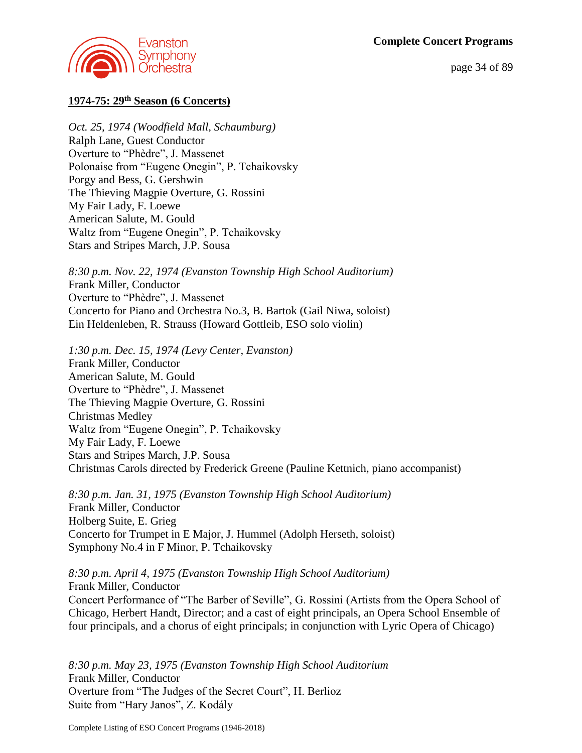## 1974-75: 29th Season (6 Concerts)

*Oct. 25, 1974 (Woodfield Mall, Schaumburg)*
Ralph Lane, Guest Conductor
Overture to "Phèdre", J. Massenet
Polonaise from "Eugene Onegin", P. Tchaikovsky
Porgy and Bess, G. Gershwin
The Thieving Magpie Overture, G. Rossini
My Fair Lady, F. Loewe
American Salute, M. Gould
Waltz from "Eugene Onegin", P. Tchaikovsky
Stars and Stripes March, J.P. Sousa

*8:30 p.m. Nov. 22, 1974 (Evanston Township High School Auditorium)*
Frank Miller, Conductor
Overture to "Phèdre", J. Massenet
Concerto for Piano and Orchestra No.3, B. Bartok (Gail Niwa, soloist)
Ein Heldenleben, R. Strauss (Howard Gottleib, ESO solo violin)

*1:30 p.m. Dec. 15, 1974 (Levy Center, Evanston)*
Frank Miller, Conductor
American Salute, M. Gould
Overture to "Phèdre", J. Massenet
The Thieving Magpie Overture, G. Rossini
Christmas Medley
Waltz from "Eugene Onegin", P. Tchaikovsky
My Fair Lady, F. Loewe
Stars and Stripes March, J.P. Sousa
Christmas Carols directed by Frederick Greene (Pauline Kettnich, piano accompanist)

*8:30 p.m. Jan. 31, 1975 (Evanston Township High School Auditorium)*
Frank Miller, Conductor
Holberg Suite, E. Grieg
Concerto for Trumpet in E Major, J. Hummel (Adolph Herseth, soloist)
Symphony No.4 in F Minor, P. Tchaikovsky

*8:30 p.m. April 4, 1975 (Evanston Township High School Auditorium)*
Frank Miller, Conductor
Concert Performance of "The Barber of Seville", G. Rossini (Artists from the Opera School of Chicago, Herbert Handt, Director; and a cast of eight principals, an Opera School Ensemble of four principals, and a chorus of eight principals; in conjunction with Lyric Opera of Chicago)

*8:30 p.m. May 23, 1975 (Evanston Township High School Auditorium*
Frank Miller, Conductor
Overture from "The Judges of the Secret Court", H. Berlioz
Suite from "Hary Janos", Z. Kodály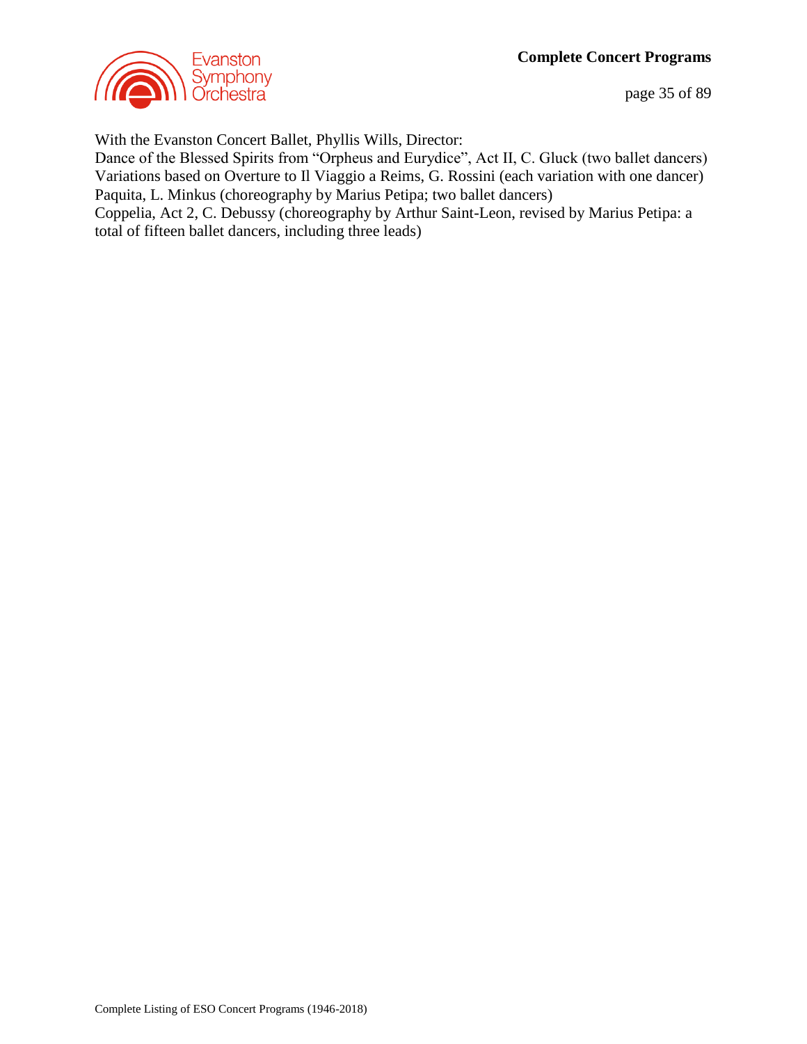With the Evanston Concert Ballet, Phyllis Wills, Director:
Dance of the Blessed Spirits from “Orpheus and Eurydice”, Act II, C. Gluck (two ballet dancers)
Variations based on Overture to Il Viaggio a Reims, G. Rossini (each variation with one dancer)
Paquita, L. Minkus (choreography by Marius Petipa; two ballet dancers)
Coppelia, Act 2, C. Debussy (choreography by Arthur Saint-Leon, revised by Marius Petipa: a total of fifteen ballet dancers, including three leads)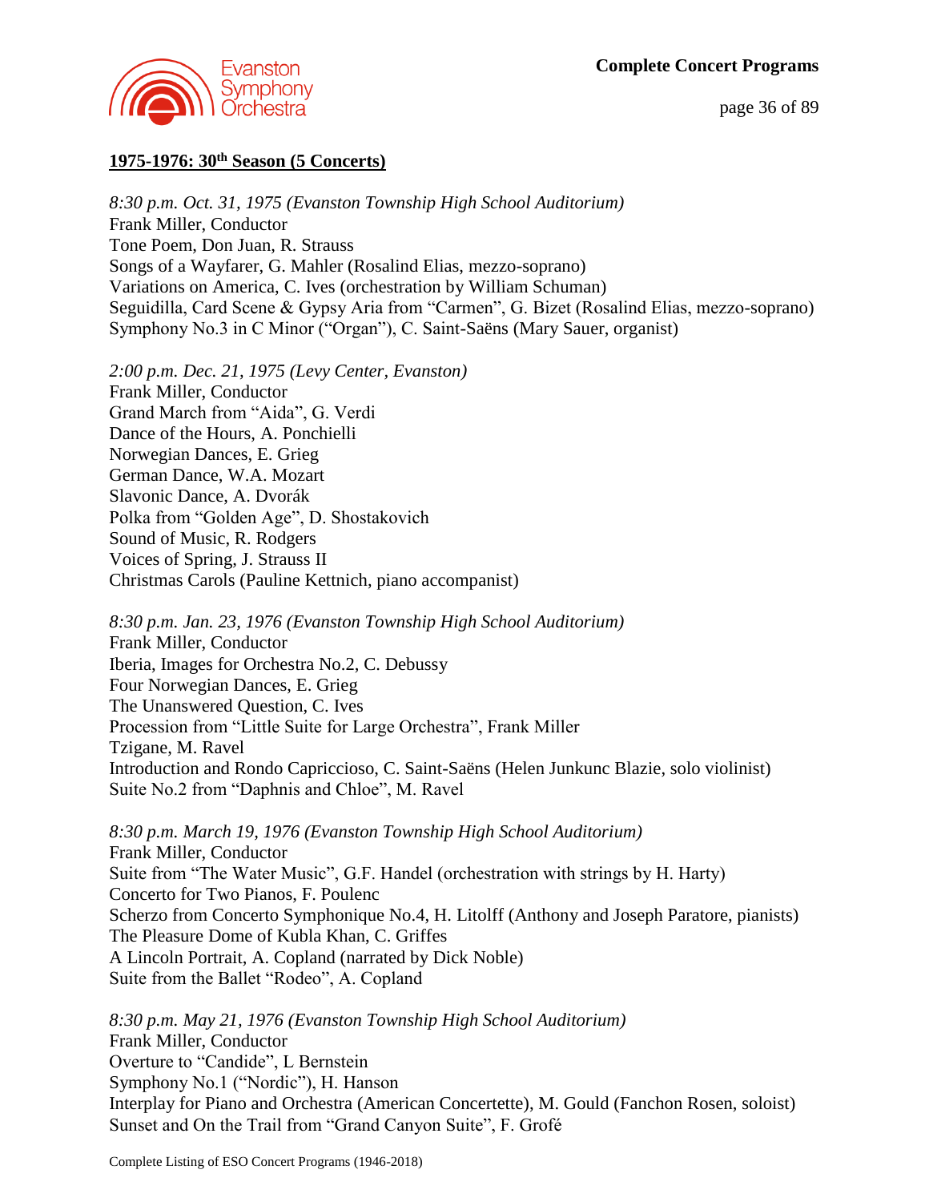## 1975-1976: 30th Season (5 Concerts)

*8:30 p.m. Oct. 31, 1975 (Evanston Township High School Auditorium)*
Frank Miller, Conductor
Tone Poem, Don Juan, R. Strauss
Songs of a Wayfarer, G. Mahler (Rosalind Elias, mezzo-soprano)
Variations on America, C. Ives (orchestration by William Schuman)
Seguidilla, Card Scene & Gypsy Aria from "Carmen", G. Bizet (Rosalind Elias, mezzo-soprano)
Symphony No.3 in C Minor ("Organ"), C. Saint-Saëns (Mary Sauer, organist)

*2:00 p.m. Dec. 21, 1975 (Levy Center, Evanston)*
Frank Miller, Conductor
Grand March from "Aida", G. Verdi
Dance of the Hours, A. Ponchielli
Norwegian Dances, E. Grieg
German Dance, W.A. Mozart
Slavonic Dance, A. Dvorák
Polka from "Golden Age", D. Shostakovich
Sound of Music, R. Rodgers
Voices of Spring, J. Strauss II
Christmas Carols (Pauline Kettnich, piano accompanist)

*8:30 p.m. Jan. 23, 1976 (Evanston Township High School Auditorium)*
Frank Miller, Conductor
Iberia, Images for Orchestra No.2, C. Debussy
Four Norwegian Dances, E. Grieg
The Unanswered Question, C. Ives
Procession from "Little Suite for Large Orchestra", Frank Miller
Tzigane, M. Ravel
Introduction and Rondo Capriccioso, C. Saint-Saëns (Helen Junkunc Blazie, solo violinist)
Suite No.2 from "Daphnis and Chloe", M. Ravel

*8:30 p.m. March 19, 1976 (Evanston Township High School Auditorium)*
Frank Miller, Conductor
Suite from "The Water Music", G.F. Handel (orchestration with strings by H. Harty)
Concerto for Two Pianos, F. Poulenc
Scherzo from Concerto Symphonique No.4, H. Litolff (Anthony and Joseph Paratore, pianists)
The Pleasure Dome of Kubla Khan, C. Griffes
A Lincoln Portrait, A. Copland (narrated by Dick Noble)
Suite from the Ballet "Rodeo", A. Copland

*8:30 p.m. May 21, 1976 (Evanston Township High School Auditorium)*
Frank Miller, Conductor
Overture to "Candide", L Bernstein
Symphony No.1 ("Nordic"), H. Hanson
Interplay for Piano and Orchestra (American Concertette), M. Gould (Fanchon Rosen, soloist)
Sunset and On the Trail from "Grand Canyon Suite", F. Grofé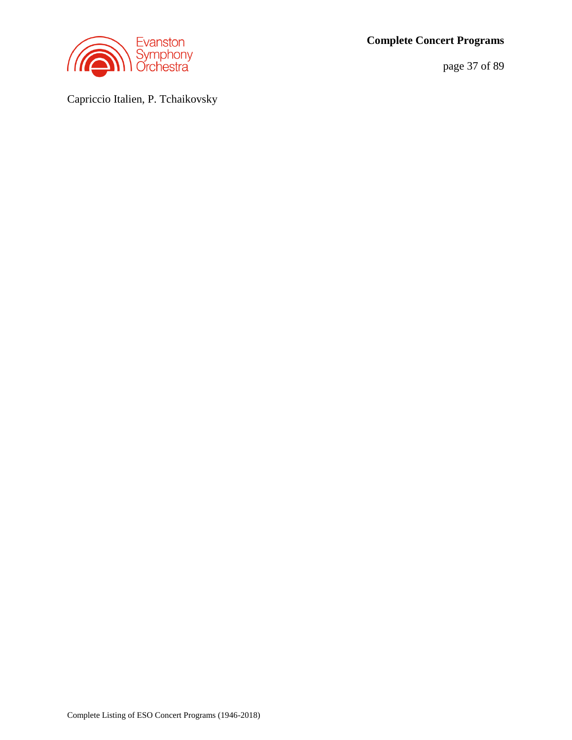Capriccio Italien, P. Tchaikovsky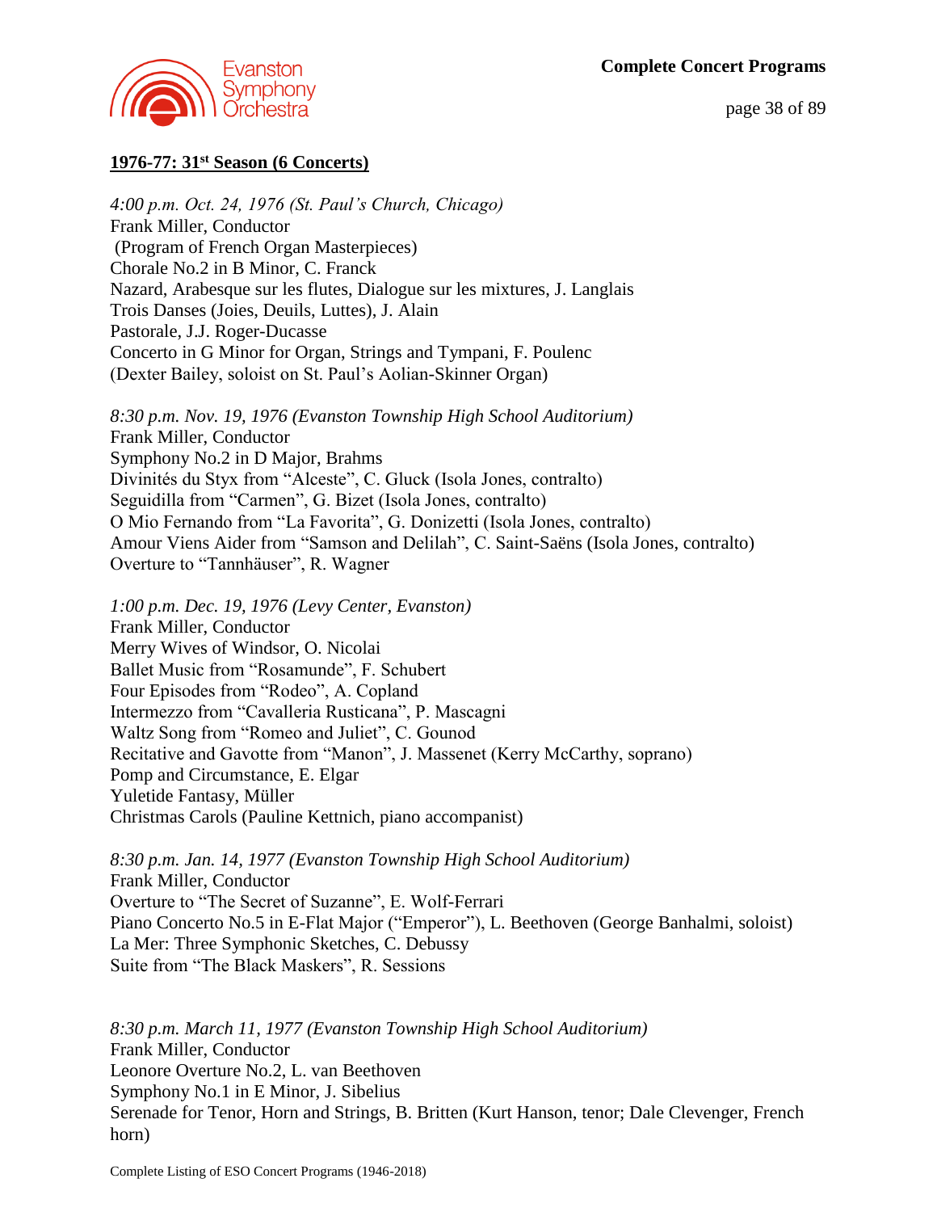## 1976-77: 31st Season (6 Concerts)

*4:00 p.m. Oct. 24, 1976 (St. Paul's Church, Chicago)*
Frank Miller, Conductor
(Program of French Organ Masterpieces)
Chorale No.2 in B Minor, C. Franck
Nazard, Arabesque sur les flutes, Dialogue sur les mixtures, J. Langlais
Trois Danses (Joies, Deuils, Luttes), J. Alain
Pastorale, J.J. Roger-Ducasse
Concerto in G Minor for Organ, Strings and Tympani, F. Poulenc
(Dexter Bailey, soloist on St. Paul's Aolian-Skinner Organ)

*8:30 p.m. Nov. 19, 1976 (Evanston Township High School Auditorium)*
Frank Miller, Conductor
Symphony No.2 in D Major, Brahms
Divinités du Styx from "Alceste", C. Gluck (Isola Jones, contralto)
Seguidilla from "Carmen", G. Bizet (Isola Jones, contralto)
O Mio Fernando from "La Favorita", G. Donizetti (Isola Jones, contralto)
Amour Viens Aider from "Samson and Delilah", C. Saint-Saëns (Isola Jones, contralto)
Overture to "Tannhäuser", R. Wagner

*1:00 p.m. Dec. 19, 1976 (Levy Center, Evanston)*
Frank Miller, Conductor
Merry Wives of Windsor, O. Nicolai
Ballet Music from "Rosamunde", F. Schubert
Four Episodes from "Rodeo", A. Copland
Intermezzo from "Cavalleria Rusticana", P. Mascagni
Waltz Song from "Romeo and Juliet", C. Gounod
Recitative and Gavotte from "Manon", J. Massenet (Kerry McCarthy, soprano)
Pomp and Circumstance, E. Elgar
Yuletide Fantasy, Müller
Christmas Carols (Pauline Kettnich, piano accompanist)

*8:30 p.m. Jan. 14, 1977 (Evanston Township High School Auditorium)*
Frank Miller, Conductor
Overture to "The Secret of Suzanne", E. Wolf-Ferrari
Piano Concerto No.5 in E-Flat Major ("Emperor"), L. Beethoven (George Banhalmi, soloist)
La Mer: Three Symphonic Sketches, C. Debussy
Suite from "The Black Maskers", R. Sessions

*8:30 p.m. March 11, 1977 (Evanston Township High School Auditorium)*
Frank Miller, Conductor
Leonore Overture No.2, L. van Beethoven
Symphony No.1 in E Minor, J. Sibelius
Serenade for Tenor, Horn and Strings, B. Britten (Kurt Hanson, tenor; Dale Clevenger, French horn)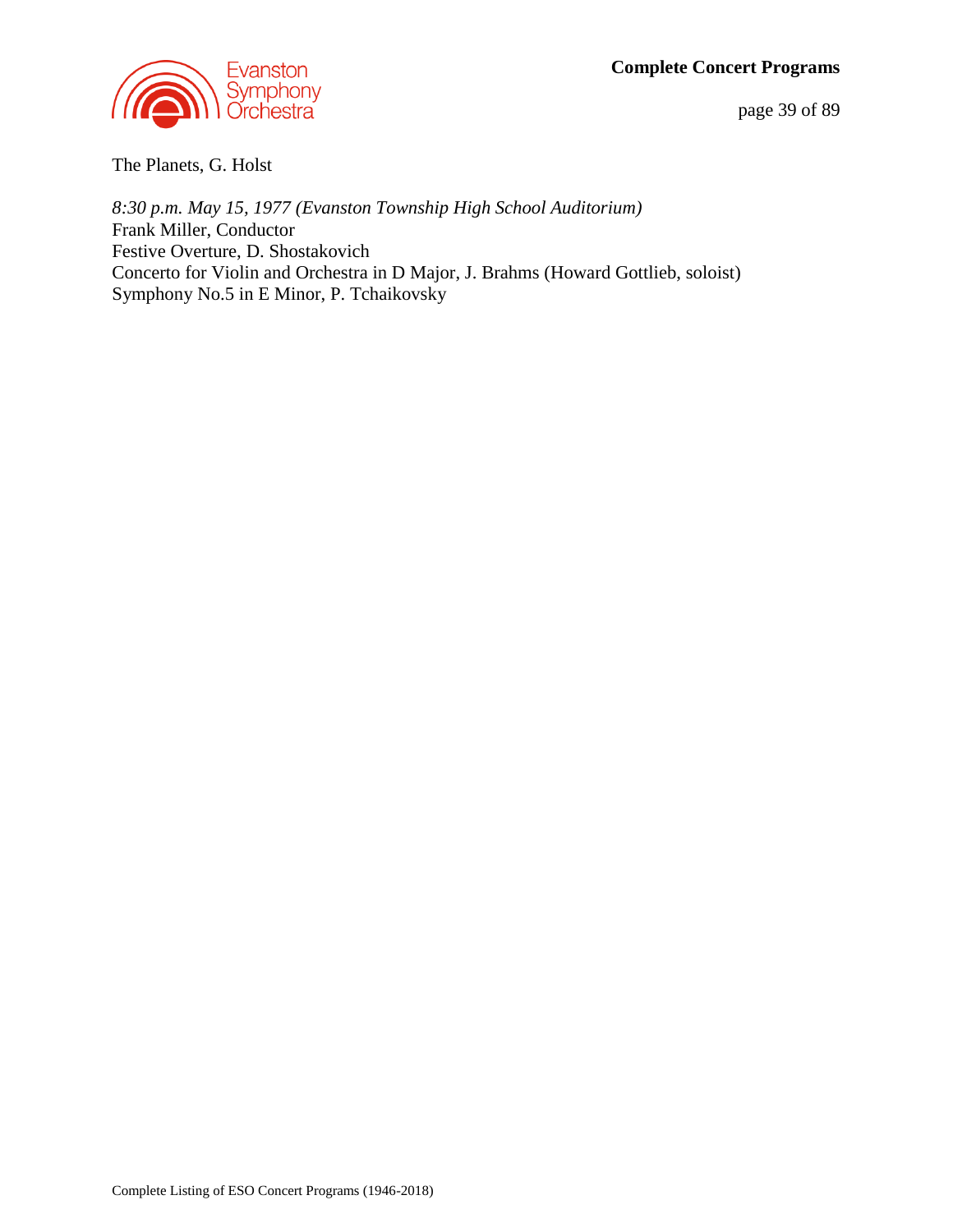The Planets, G. Holst

*8:30 p.m. May 15, 1977 (Evanston Township High School Auditorium)*
Frank Miller, Conductor
Festive Overture, D. Shostakovich
Concerto for Violin and Orchestra in D Major, J. Brahms (Howard Gottlieb, soloist)
Symphony No.5 in E Minor, P. Tchaikovsky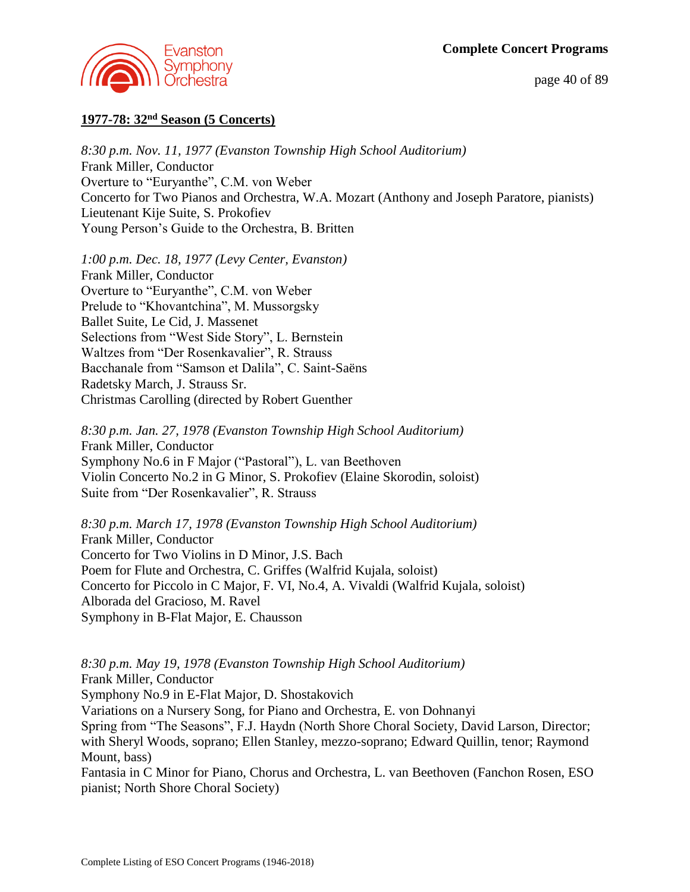## 1977-78: 32nd Season (5 Concerts)

*8:30 p.m. Nov. 11, 1977 (Evanston Township High School Auditorium)*
Frank Miller, Conductor
Overture to "Euryanthe", C.M. von Weber
Concerto for Two Pianos and Orchestra, W.A. Mozart (Anthony and Joseph Paratore, pianists)
Lieutenant Kije Suite, S. Prokofiev
Young Person's Guide to the Orchestra, B. Britten

*1:00 p.m. Dec. 18, 1977 (Levy Center, Evanston)*
Frank Miller, Conductor
Overture to "Euryanthe", C.M. von Weber
Prelude to "Khovantchina", M. Mussorgsky
Ballet Suite, Le Cid, J. Massenet
Selections from "West Side Story", L. Bernstein
Waltzes from "Der Rosenkavalier", R. Strauss
Bacchanale from "Samson et Dalila", C. Saint-Saëns
Radetsky March, J. Strauss Sr.
Christmas Carolling (directed by Robert Guenther

*8:30 p.m. Jan. 27, 1978 (Evanston Township High School Auditorium)*
Frank Miller, Conductor
Symphony No.6 in F Major ("Pastoral"), L. van Beethoven
Violin Concerto No.2 in G Minor, S. Prokofiev (Elaine Skorodin, soloist)
Suite from "Der Rosenkavalier", R. Strauss

*8:30 p.m. March 17, 1978 (Evanston Township High School Auditorium)*
Frank Miller, Conductor
Concerto for Two Violins in D Minor, J.S. Bach
Poem for Flute and Orchestra, C. Griffes (Walfrid Kujala, soloist)
Concerto for Piccolo in C Major, F. VI, No.4, A. Vivaldi (Walfrid Kujala, soloist)
Alborada del Gracioso, M. Ravel
Symphony in B-Flat Major, E. Chausson

*8:30 p.m. May 19, 1978 (Evanston Township High School Auditorium)*
Frank Miller, Conductor
Symphony No.9 in E-Flat Major, D. Shostakovich
Variations on a Nursery Song, for Piano and Orchestra, E. von Dohnanyi
Spring from "The Seasons", F.J. Haydn (North Shore Choral Society, David Larson, Director; with Sheryl Woods, soprano; Ellen Stanley, mezzo-soprano; Edward Quillin, tenor; Raymond Mount, bass)
Fantasia in C Minor for Piano, Chorus and Orchestra, L. van Beethoven (Fanchon Rosen, ESO pianist; North Shore Choral Society)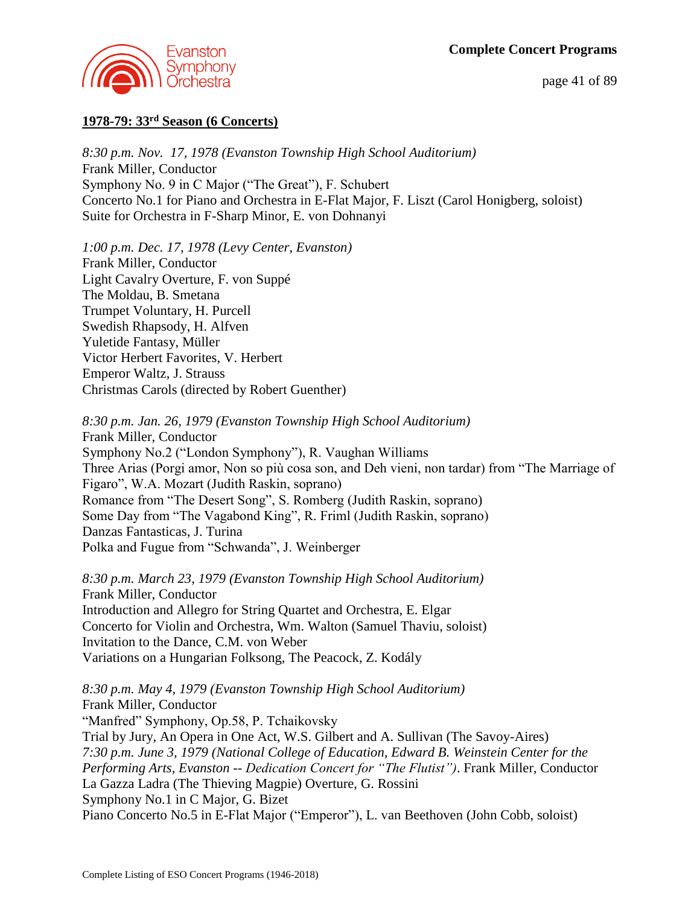## 1978-79: 33rd Season (6 Concerts)

*8:30 p.m. Nov. 17, 1978 (Evanston Township High School Auditorium)*
Frank Miller, Conductor
Symphony No. 9 in C Major ("The Great"), F. Schubert
Concerto No.1 for Piano and Orchestra in E-Flat Major, F. Liszt (Carol Honigberg, soloist)
Suite for Orchestra in F-Sharp Minor, E. von Dohnanyi

*1:00 p.m. Dec. 17, 1978 (Levy Center, Evanston)*
Frank Miller, Conductor
Light Cavalry Overture, F. von Suppé
The Moldau, B. Smetana
Trumpet Voluntary, H. Purcell
Swedish Rhapsody, H. Alfven
Yuletide Fantasy, Müller
Victor Herbert Favorites, V. Herbert
Emperor Waltz, J. Strauss
Christmas Carols (directed by Robert Guenther)

*8:30 p.m. Jan. 26, 1979 (Evanston Township High School Auditorium)*
Frank Miller, Conductor
Symphony No.2 ("London Symphony"), R. Vaughan Williams
Three Arias (Porgi amor, Non so più cosa son, and Deh vieni, non tardar) from "The Marriage of Figaro", W.A. Mozart (Judith Raskin, soprano)
Romance from "The Desert Song", S. Romberg (Judith Raskin, soprano)
Some Day from "The Vagabond King", R. Friml (Judith Raskin, soprano)
Danzas Fantasticas, J. Turina
Polka and Fugue from "Schwanda", J. Weinberger

*8:30 p.m. March 23, 1979 (Evanston Township High School Auditorium)*
Frank Miller, Conductor
Introduction and Allegro for String Quartet and Orchestra, E. Elgar
Concerto for Violin and Orchestra, Wm. Walton (Samuel Thaviu, soloist)
Invitation to the Dance, C.M. von Weber
Variations on a Hungarian Folksong, The Peacock, Z. Kodály

*8:30 p.m. May 4, 1979 (Evanston Township High School Auditorium)*
Frank Miller, Conductor
"Manfred" Symphony, Op.58, P. Tchaikovsky
Trial by Jury, An Opera in One Act, W.S. Gilbert and A. Sullivan (The Savoy-Aires)
*7:30 p.m. June 3, 1979 (National College of Education, Edward B. Weinstein Center for the Performing Arts, Evanston -- Dedication Concert for "The Flutist")*. Frank Miller, Conductor
La Gazza Ladra (The Thieving Magpie) Overture, G. Rossini
Symphony No.1 in C Major, G. Bizet
Piano Concerto No.5 in E-Flat Major ("Emperor"), L. van Beethoven (John Cobb, soloist)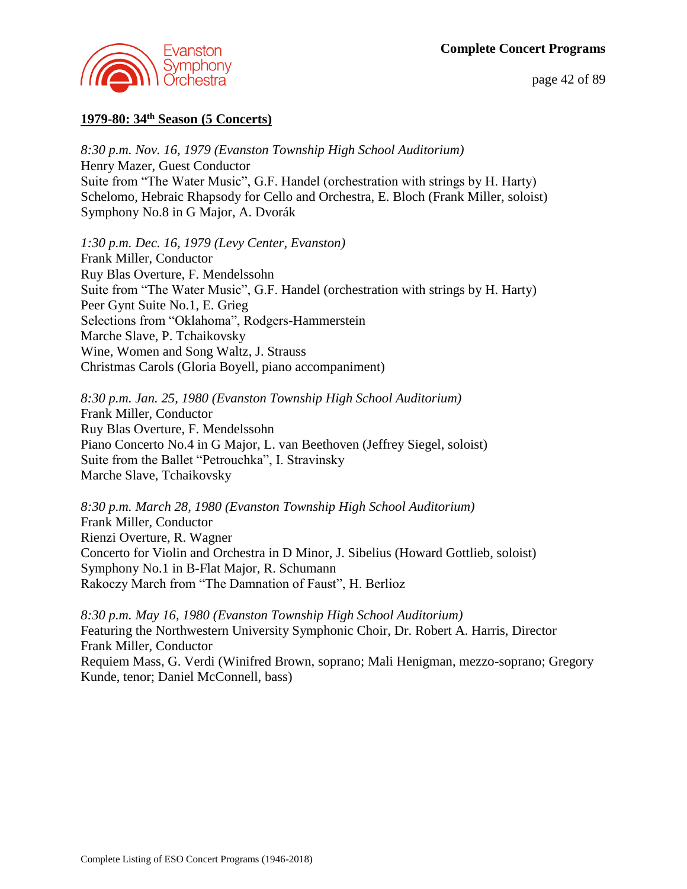## 1979-80: 34th Season (5 Concerts)

*8:30 p.m. Nov. 16, 1979 (Evanston Township High School Auditorium)*
Henry Mazer, Guest Conductor
Suite from "The Water Music", G.F. Handel (orchestration with strings by H. Harty)
Schelomo, Hebraic Rhapsody for Cello and Orchestra, E. Bloch (Frank Miller, soloist)
Symphony No.8 in G Major, A. Dvorák

*1:30 p.m. Dec. 16, 1979 (Levy Center, Evanston)*
Frank Miller, Conductor
Ruy Blas Overture, F. Mendelssohn
Suite from "The Water Music", G.F. Handel (orchestration with strings by H. Harty)
Peer Gynt Suite No.1, E. Grieg
Selections from "Oklahoma", Rodgers-Hammerstein
Marche Slave, P. Tchaikovsky
Wine, Women and Song Waltz, J. Strauss
Christmas Carols (Gloria Boyell, piano accompaniment)

*8:30 p.m. Jan. 25, 1980 (Evanston Township High School Auditorium)*
Frank Miller, Conductor
Ruy Blas Overture, F. Mendelssohn
Piano Concerto No.4 in G Major, L. van Beethoven (Jeffrey Siegel, soloist)
Suite from the Ballet "Petrouchka", I. Stravinsky
Marche Slave, Tchaikovsky

*8:30 p.m. March 28, 1980 (Evanston Township High School Auditorium)*
Frank Miller, Conductor
Rienzi Overture, R. Wagner
Concerto for Violin and Orchestra in D Minor, J. Sibelius (Howard Gottlieb, soloist)
Symphony No.1 in B-Flat Major, R. Schumann
Rakoczy March from "The Damnation of Faust", H. Berlioz

*8:30 p.m. May 16, 1980 (Evanston Township High School Auditorium)*
Featuring the Northwestern University Symphonic Choir, Dr. Robert A. Harris, Director
Frank Miller, Conductor
Requiem Mass, G. Verdi (Winifred Brown, soprano; Mali Henigman, mezzo-soprano; Gregory Kunde, tenor; Daniel McConnell, bass)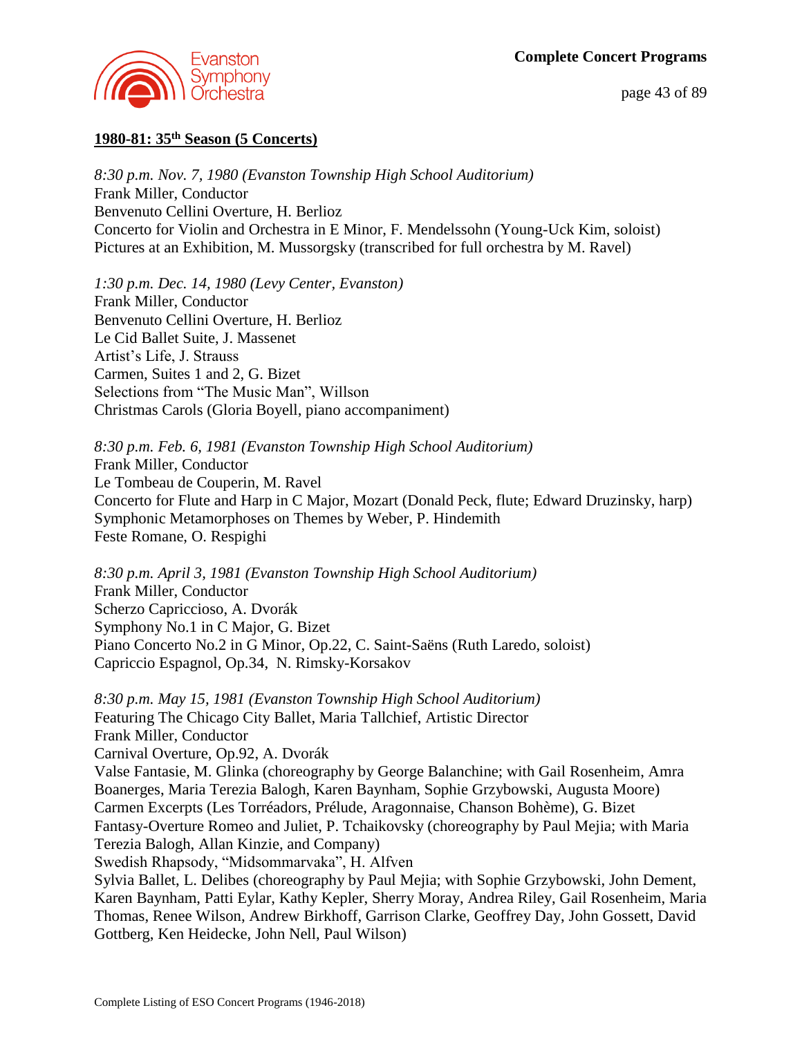## 1980-81: 35th Season (5 Concerts)

*8:30 p.m. Nov. 7, 1980 (Evanston Township High School Auditorium)*
Frank Miller, Conductor
Benvenuto Cellini Overture, H. Berlioz
Concerto for Violin and Orchestra in E Minor, F. Mendelssohn (Young-Uck Kim, soloist)
Pictures at an Exhibition, M. Mussorgsky (transcribed for full orchestra by M. Ravel)

*1:30 p.m. Dec. 14, 1980 (Levy Center, Evanston)*
Frank Miller, Conductor
Benvenuto Cellini Overture, H. Berlioz
Le Cid Ballet Suite, J. Massenet
Artist's Life, J. Strauss
Carmen, Suites 1 and 2, G. Bizet
Selections from "The Music Man", Willson
Christmas Carols (Gloria Boyell, piano accompaniment)

*8:30 p.m. Feb. 6, 1981 (Evanston Township High School Auditorium)*
Frank Miller, Conductor
Le Tombeau de Couperin, M. Ravel
Concerto for Flute and Harp in C Major, Mozart (Donald Peck, flute; Edward Druzinsky, harp)
Symphonic Metamorphoses on Themes by Weber, P. Hindemith
Feste Romane, O. Respighi

*8:30 p.m. April 3, 1981 (Evanston Township High School Auditorium)*
Frank Miller, Conductor
Scherzo Capriccioso, A. Dvorák
Symphony No.1 in C Major, G. Bizet
Piano Concerto No.2 in G Minor, Op.22, C. Saint-Saëns (Ruth Laredo, soloist)
Capriccio Espagnol, Op.34, N. Rimsky-Korsakov

*8:30 p.m. May 15, 1981 (Evanston Township High School Auditorium)*
Featuring The Chicago City Ballet, Maria Tallchief, Artistic Director
Frank Miller, Conductor
Carnival Overture, Op.92, A. Dvorák
Valse Fantasie, M. Glinka (choreography by George Balanchine; with Gail Rosenheim, Amra Boanerges, Maria Terezia Balogh, Karen Baynham, Sophie Grzybowski, Augusta Moore)
Carmen Excerpts (Les Torréadors, Prélude, Aragonnaise, Chanson Bohème), G. Bizet
Fantasy-Overture Romeo and Juliet, P. Tchaikovsky (choreography by Paul Mejia; with Maria Terezia Balogh, Allan Kinzie, and Company)
Swedish Rhapsody, "Midsommarvaka", H. Alfven
Sylvia Ballet, L. Delibes (choreography by Paul Mejia; with Sophie Grzybowski, John Dement, Karen Baynham, Patti Eylar, Kathy Kepler, Sherry Moray, Andrea Riley, Gail Rosenheim, Maria Thomas, Renee Wilson, Andrew Birkhoff, Garrison Clarke, Geoffrey Day, John Gossett, David Gottberg, Ken Heidecke, John Nell, Paul Wilson)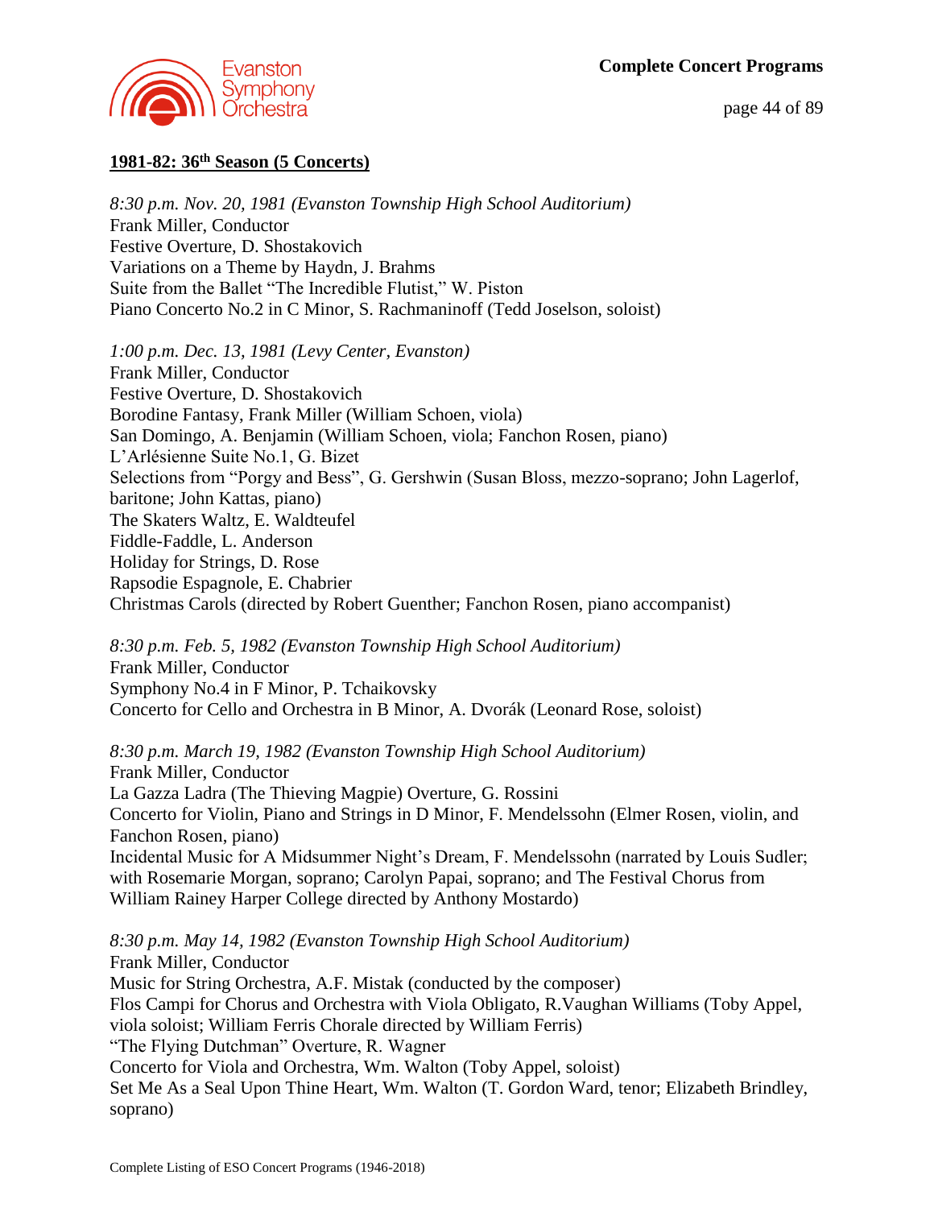## 1981-82: 36th Season (5 Concerts)

*8:30 p.m. Nov. 20, 1981 (Evanston Township High School Auditorium)*
Frank Miller, Conductor
Festive Overture, D. Shostakovich
Variations on a Theme by Haydn, J. Brahms
Suite from the Ballet "The Incredible Flutist," W. Piston
Piano Concerto No.2 in C Minor, S. Rachmaninoff (Tedd Joselson, soloist)

*1:00 p.m. Dec. 13, 1981 (Levy Center, Evanston)*
Frank Miller, Conductor
Festive Overture, D. Shostakovich
Borodine Fantasy, Frank Miller (William Schoen, viola)
San Domingo, A. Benjamin (William Schoen, viola; Fanchon Rosen, piano)
L'Arlésienne Suite No.1, G. Bizet
Selections from "Porgy and Bess", G. Gershwin (Susan Bloss, mezzo-soprano; John Lagerlof, baritone; John Kattas, piano)
The Skaters Waltz, E. Waldteufel
Fiddle-Faddle, L. Anderson
Holiday for Strings, D. Rose
Rapsodie Espagnole, E. Chabrier
Christmas Carols (directed by Robert Guenther; Fanchon Rosen, piano accompanist)

*8:30 p.m. Feb. 5, 1982 (Evanston Township High School Auditorium)*
Frank Miller, Conductor
Symphony No.4 in F Minor, P. Tchaikovsky
Concerto for Cello and Orchestra in B Minor, A. Dvorák (Leonard Rose, soloist)

*8:30 p.m. March 19, 1982 (Evanston Township High School Auditorium)*
Frank Miller, Conductor
La Gazza Ladra (The Thieving Magpie) Overture, G. Rossini
Concerto for Violin, Piano and Strings in D Minor, F. Mendelssohn (Elmer Rosen, violin, and Fanchon Rosen, piano)
Incidental Music for A Midsummer Night's Dream, F. Mendelssohn (narrated by Louis Sudler; with Rosemarie Morgan, soprano; Carolyn Papai, soprano; and The Festival Chorus from William Rainey Harper College directed by Anthony Mostardo)

*8:30 p.m. May 14, 1982 (Evanston Township High School Auditorium)*
Frank Miller, Conductor
Music for String Orchestra, A.F. Mistak (conducted by the composer)
Flos Campi for Chorus and Orchestra with Viola Obligato, R.Vaughan Williams (Toby Appel, viola soloist; William Ferris Chorale directed by William Ferris)
"The Flying Dutchman" Overture, R. Wagner
Concerto for Viola and Orchestra, Wm. Walton (Toby Appel, soloist)
Set Me As a Seal Upon Thine Heart, Wm. Walton (T. Gordon Ward, tenor; Elizabeth Brindley, soprano)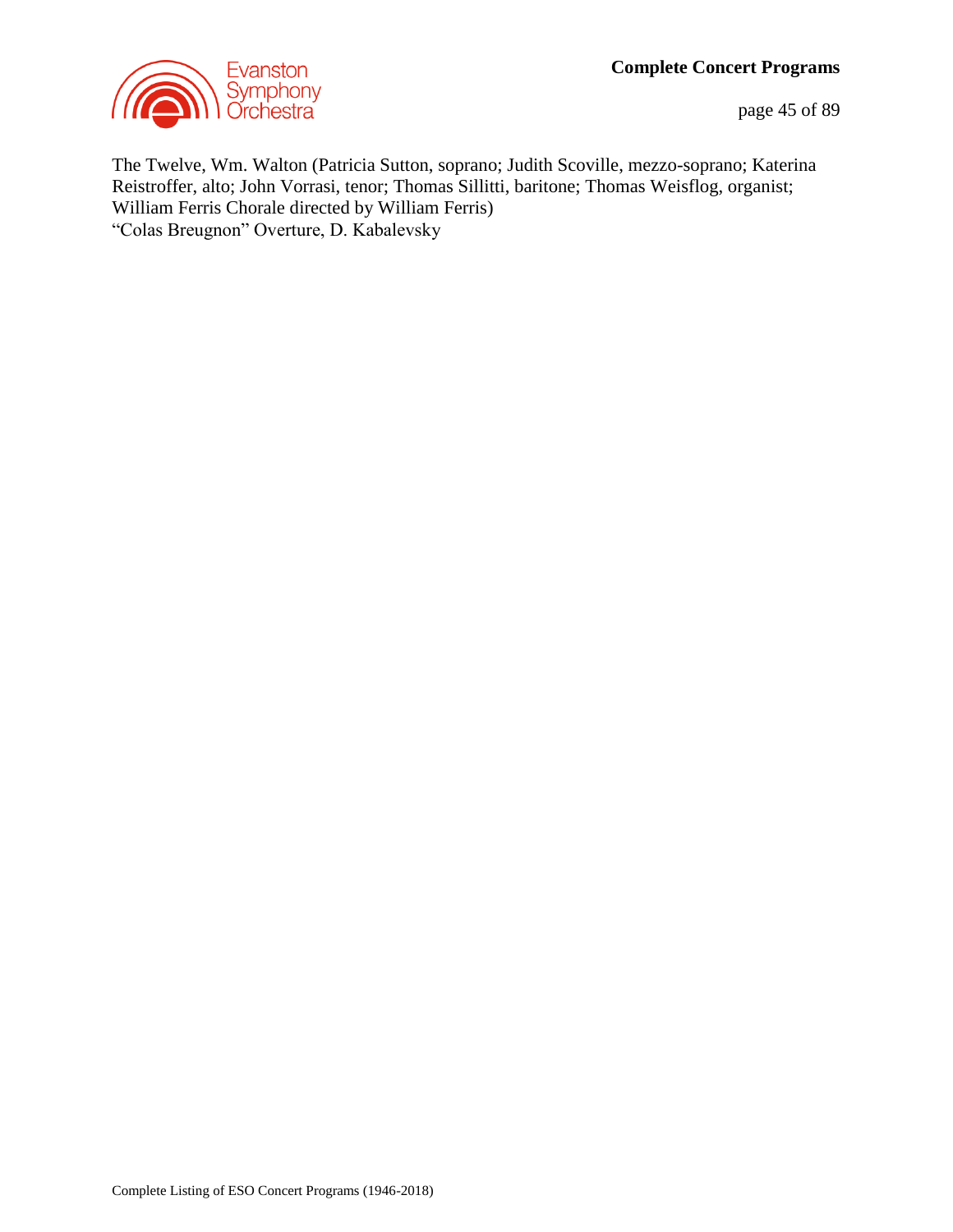The Twelve, Wm. Walton (Patricia Sutton, soprano; Judith Scoville, mezzo-soprano; Katerina Reistroffer, alto; John Vorrasi, tenor; Thomas Sillitti, baritone; Thomas Weisflog, organist; William Ferris Chorale directed by William Ferris)
"Colas Breugnon" Overture, D. Kabalevsky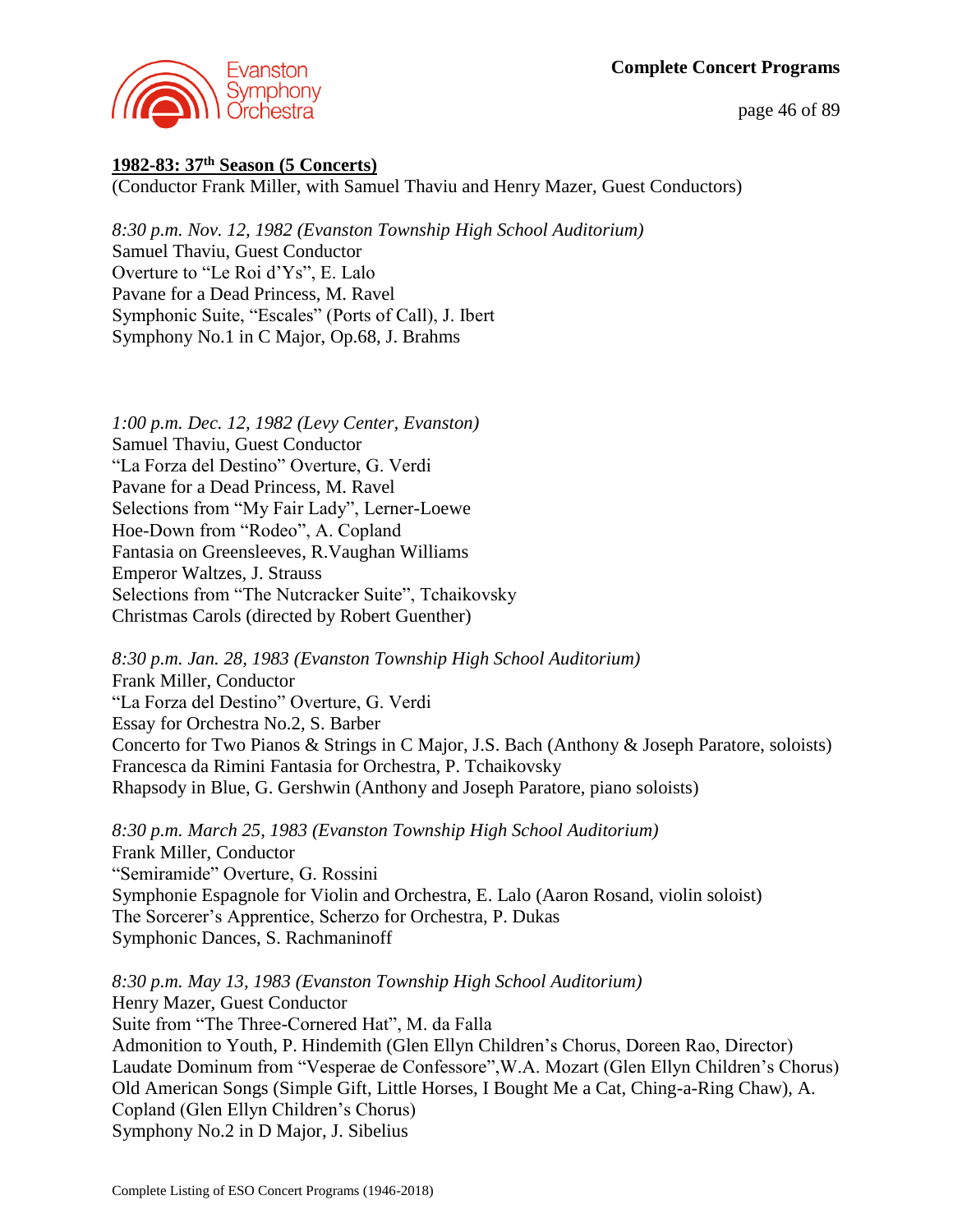**1982-83: 37th Season (5 Concerts)**
(Conductor Frank Miller, with Samuel Thaviu and Henry Mazer, Guest Conductors)

*8:30 p.m. Nov. 12, 1982 (Evanston Township High School Auditorium)*
Samuel Thaviu, Guest Conductor
Overture to "Le Roi d'Ys", E. Lalo
Pavane for a Dead Princess, M. Ravel
Symphonic Suite, "Escales" (Ports of Call), J. Ibert
Symphony No.1 in C Major, Op.68, J. Brahms

*1:00 p.m. Dec. 12, 1982 (Levy Center, Evanston)*
Samuel Thaviu, Guest Conductor
"La Forza del Destino" Overture, G. Verdi
Pavane for a Dead Princess, M. Ravel
Selections from "My Fair Lady", Lerner-Loewe
Hoe-Down from "Rodeo", A. Copland
Fantasia on Greensleeves, R.Vaughan Williams
Emperor Waltzes, J. Strauss
Selections from "The Nutcracker Suite", Tchaikovsky
Christmas Carols (directed by Robert Guenther)

*8:30 p.m. Jan. 28, 1983 (Evanston Township High School Auditorium)*
Frank Miller, Conductor
"La Forza del Destino" Overture, G. Verdi
Essay for Orchestra No.2, S. Barber
Concerto for Two Pianos & Strings in C Major, J.S. Bach (Anthony & Joseph Paratore, soloists)
Francesca da Rimini Fantasia for Orchestra, P. Tchaikovsky
Rhapsody in Blue, G. Gershwin (Anthony and Joseph Paratore, piano soloists)

*8:30 p.m. March 25, 1983 (Evanston Township High School Auditorium)*
Frank Miller, Conductor
"Semiramide" Overture, G. Rossini
Symphonie Espagnole for Violin and Orchestra, E. Lalo (Aaron Rosand, violin soloist)
The Sorcerer's Apprentice, Scherzo for Orchestra, P. Dukas
Symphonic Dances, S. Rachmaninoff

*8:30 p.m. May 13, 1983 (Evanston Township High School Auditorium)*
Henry Mazer, Guest Conductor
Suite from "The Three-Cornered Hat", M. da Falla
Admonition to Youth, P. Hindemith (Glen Ellyn Children's Chorus, Doreen Rao, Director)
Laudate Dominum from "Vesperae de Confessore",W.A. Mozart (Glen Ellyn Children's Chorus)
Old American Songs (Simple Gift, Little Horses, I Bought Me a Cat, Ching-a-Ring Chaw), A. Copland (Glen Ellyn Children's Chorus)
Symphony No.2 in D Major, J. Sibelius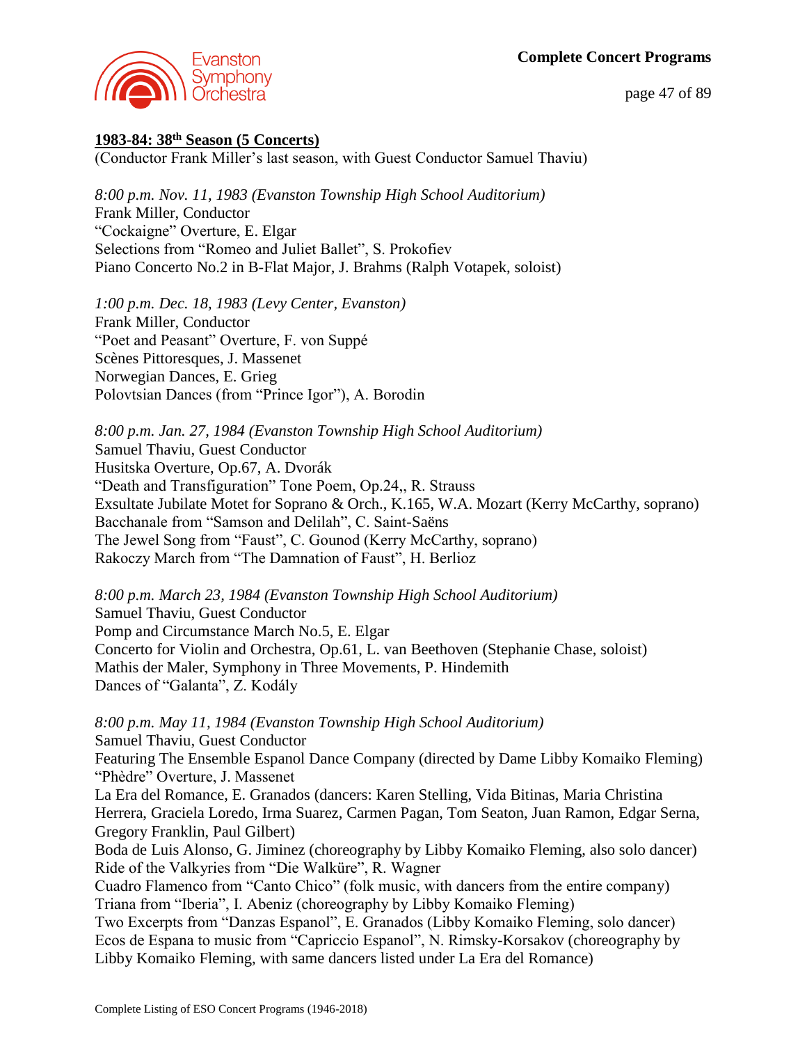## 1983-84: 38th Season (5 Concerts)

(Conductor Frank Miller's last season, with Guest Conductor Samuel Thaviu)

*8:00 p.m. Nov. 11, 1983 (Evanston Township High School Auditorium)*
Frank Miller, Conductor
"Cockaigne" Overture, E. Elgar
Selections from "Romeo and Juliet Ballet", S. Prokofiev
Piano Concerto No.2 in B-Flat Major, J. Brahms (Ralph Votapek, soloist)

*1:00 p.m. Dec. 18, 1983 (Levy Center, Evanston)*
Frank Miller, Conductor
"Poet and Peasant" Overture, F. von Suppé
Scènes Pittoresques, J. Massenet
Norwegian Dances, E. Grieg
Polovtsian Dances (from "Prince Igor"), A. Borodin

*8:00 p.m. Jan. 27, 1984 (Evanston Township High School Auditorium)*
Samuel Thaviu, Guest Conductor
Husitska Overture, Op.67, A. Dvorák
"Death and Transfiguration" Tone Poem, Op.24,, R. Strauss
Exsultate Jubilate Motet for Soprano & Orch., K.165, W.A. Mozart (Kerry McCarthy, soprano)
Bacchanale from "Samson and Delilah", C. Saint-Saëns
The Jewel Song from "Faust", C. Gounod (Kerry McCarthy, soprano)
Rakoczy March from "The Damnation of Faust", H. Berlioz

*8:00 p.m. March 23, 1984 (Evanston Township High School Auditorium)*
Samuel Thaviu, Guest Conductor
Pomp and Circumstance March No.5, E. Elgar
Concerto for Violin and Orchestra, Op.61, L. van Beethoven (Stephanie Chase, soloist)
Mathis der Maler, Symphony in Three Movements, P. Hindemith
Dances of "Galanta", Z. Kodály

*8:00 p.m. May 11, 1984 (Evanston Township High School Auditorium)*
Samuel Thaviu, Guest Conductor
Featuring The Ensemble Espanol Dance Company (directed by Dame Libby Komaiko Fleming)
"Phèdre" Overture, J. Massenet
La Era del Romance, E. Granados (dancers: Karen Stelling, Vida Bitinas, Maria Christina Herrera, Graciela Loredo, Irma Suarez, Carmen Pagan, Tom Seaton, Juan Ramon, Edgar Serna, Gregory Franklin, Paul Gilbert)
Boda de Luis Alonso, G. Jiminez (choreography by Libby Komaiko Fleming, also solo dancer)
Ride of the Valkyries from "Die Walküre", R. Wagner
Cuadro Flamenco from "Canto Chico" (folk music, with dancers from the entire company)
Triana from "Iberia", I. Abeniz (choreography by Libby Komaiko Fleming)
Two Excerpts from "Danzas Espanol", E. Granados (Libby Komaiko Fleming, solo dancer)
Ecos de Espana to music from "Capriccio Espanol", N. Rimsky-Korsakov (choreography by Libby Komaiko Fleming, with same dancers listed under La Era del Romance)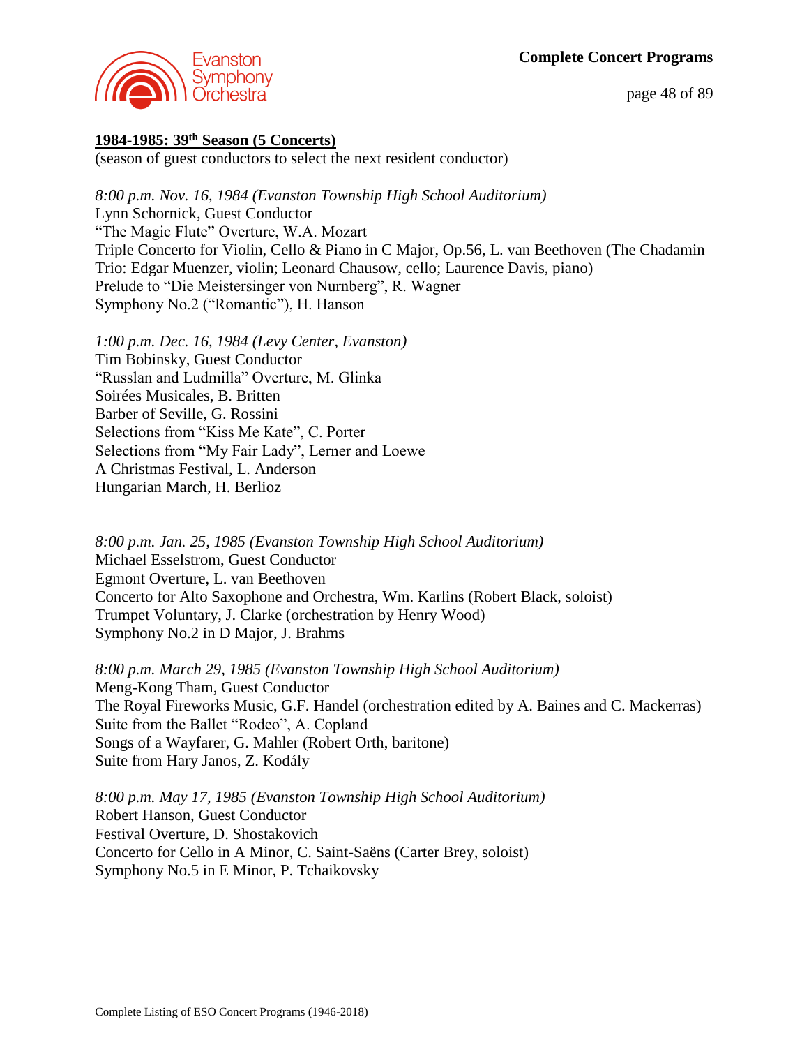## 1984-1985: 39th Season (5 Concerts)

(season of guest conductors to select the next resident conductor)

*8:00 p.m. Nov. 16, 1984 (Evanston Township High School Auditorium)*
Lynn Schornick, Guest Conductor
"The Magic Flute" Overture, W.A. Mozart
Triple Concerto for Violin, Cello & Piano in C Major, Op.56, L. van Beethoven (The Chadamin Trio: Edgar Muenzer, violin; Leonard Chausow, cello; Laurence Davis, piano)
Prelude to "Die Meistersinger von Nurnberg", R. Wagner
Symphony No.2 ("Romantic"), H. Hanson

*1:00 p.m. Dec. 16, 1984 (Levy Center, Evanston)*
Tim Bobinsky, Guest Conductor
"Russlan and Ludmilla" Overture, M. Glinka
Soirées Musicales, B. Britten
Barber of Seville, G. Rossini
Selections from "Kiss Me Kate", C. Porter
Selections from "My Fair Lady", Lerner and Loewe
A Christmas Festival, L. Anderson
Hungarian March, H. Berlioz

*8:00 p.m. Jan. 25, 1985 (Evanston Township High School Auditorium)*
Michael Esselstrom, Guest Conductor
Egmont Overture, L. van Beethoven
Concerto for Alto Saxophone and Orchestra, Wm. Karlins (Robert Black, soloist)
Trumpet Voluntary, J. Clarke (orchestration by Henry Wood)
Symphony No.2 in D Major, J. Brahms

*8:00 p.m. March 29, 1985 (Evanston Township High School Auditorium)*
Meng-Kong Tham, Guest Conductor
The Royal Fireworks Music, G.F. Handel (orchestration edited by A. Baines and C. Mackerras)
Suite from the Ballet "Rodeo", A. Copland
Songs of a Wayfarer, G. Mahler (Robert Orth, baritone)
Suite from Hary Janos, Z. Kodály

*8:00 p.m. May 17, 1985 (Evanston Township High School Auditorium)*
Robert Hanson, Guest Conductor
Festival Overture, D. Shostakovich
Concerto for Cello in A Minor, C. Saint-Saëns (Carter Brey, soloist)
Symphony No.5 in E Minor, P. Tchaikovsky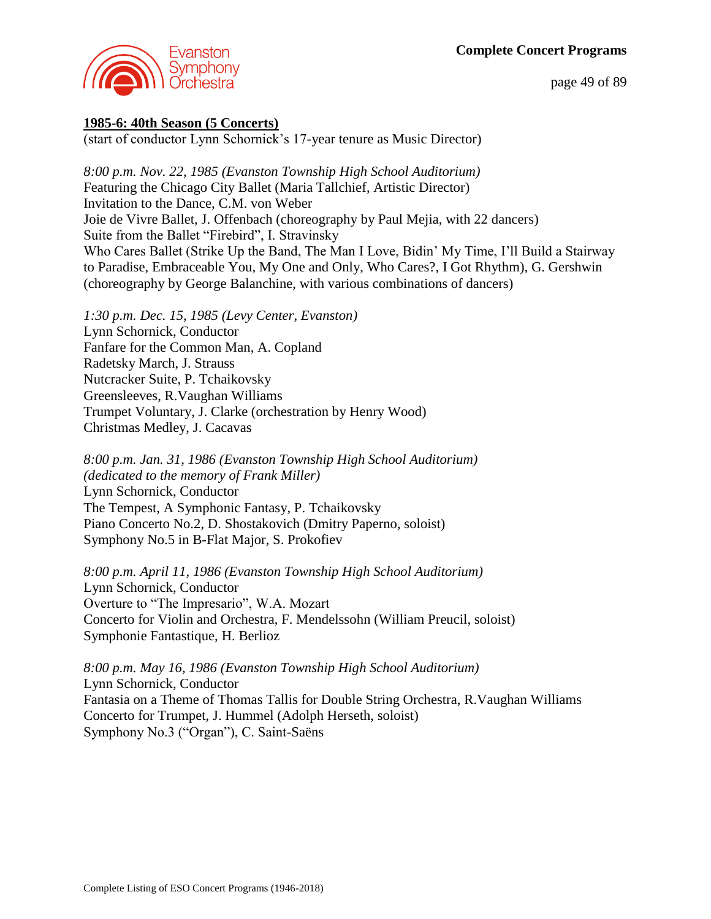## 1985-6: 40th Season (5 Concerts)

(start of conductor Lynn Schornick's 17-year tenure as Music Director)

*8:00 p.m. Nov. 22, 1985 (Evanston Township High School Auditorium)*
Featuring the Chicago City Ballet (Maria Tallchief, Artistic Director)
Invitation to the Dance, C.M. von Weber
Joie de Vivre Ballet, J. Offenbach (choreography by Paul Mejia, with 22 dancers)
Suite from the Ballet "Firebird", I. Stravinsky
Who Cares Ballet (Strike Up the Band, The Man I Love, Bidin' My Time, I'll Build a Stairway to Paradise, Embraceable You, My One and Only, Who Cares?, I Got Rhythm), G. Gershwin (choreography by George Balanchine, with various combinations of dancers)

*1:30 p.m. Dec. 15, 1985 (Levy Center, Evanston)*
Lynn Schornick, Conductor
Fanfare for the Common Man, A. Copland
Radetsky March, J. Strauss
Nutcracker Suite, P. Tchaikovsky
Greensleeves, R.Vaughan Williams
Trumpet Voluntary, J. Clarke (orchestration by Henry Wood)
Christmas Medley, J. Cacavas

*8:00 p.m. Jan. 31, 1986 (Evanston Township High School Auditorium)*
*(dedicated to the memory of Frank Miller)*
Lynn Schornick, Conductor
The Tempest, A Symphonic Fantasy, P. Tchaikovsky
Piano Concerto No.2, D. Shostakovich (Dmitry Paperno, soloist)
Symphony No.5 in B-Flat Major, S. Prokofiev

*8:00 p.m. April 11, 1986 (Evanston Township High School Auditorium)*
Lynn Schornick, Conductor
Overture to "The Impresario", W.A. Mozart
Concerto for Violin and Orchestra, F. Mendelssohn (William Preucil, soloist)
Symphonie Fantastique, H. Berlioz

*8:00 p.m. May 16, 1986 (Evanston Township High School Auditorium)*
Lynn Schornick, Conductor
Fantasia on a Theme of Thomas Tallis for Double String Orchestra, R.Vaughan Williams
Concerto for Trumpet, J. Hummel (Adolph Herseth, soloist)
Symphony No.3 ("Organ"), C. Saint-Saëns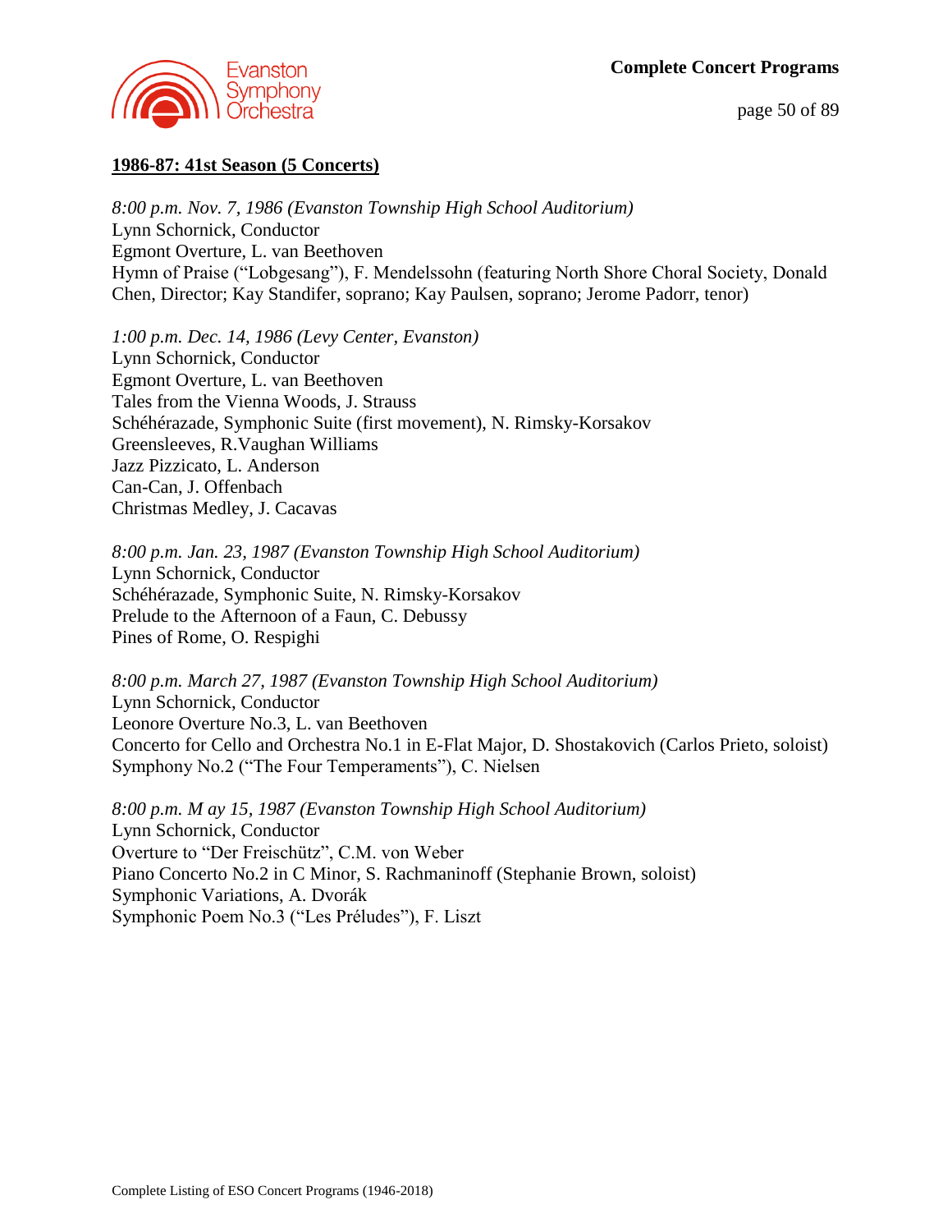## 1986-87: 41st Season (5 Concerts)

*8:00 p.m. Nov. 7, 1986 (Evanston Township High School Auditorium)*
Lynn Schornick, Conductor
Egmont Overture, L. van Beethoven
Hymn of Praise ("Lobgesang"), F. Mendelssohn (featuring North Shore Choral Society, Donald Chen, Director; Kay Standifer, soprano; Kay Paulsen, soprano; Jerome Padorr, tenor)

*1:00 p.m. Dec. 14, 1986 (Levy Center, Evanston)*
Lynn Schornick, Conductor
Egmont Overture, L. van Beethoven
Tales from the Vienna Woods, J. Strauss
Schéhérazade, Symphonic Suite (first movement), N. Rimsky-Korsakov
Greensleeves, R.Vaughan Williams
Jazz Pizzicato, L. Anderson
Can-Can, J. Offenbach
Christmas Medley, J. Cacavas

*8:00 p.m. Jan. 23, 1987 (Evanston Township High School Auditorium)*
Lynn Schornick, Conductor
Schéhérazade, Symphonic Suite, N. Rimsky-Korsakov
Prelude to the Afternoon of a Faun, C. Debussy
Pines of Rome, O. Respighi

*8:00 p.m. March 27, 1987 (Evanston Township High School Auditorium)*
Lynn Schornick, Conductor
Leonore Overture No.3, L. van Beethoven
Concerto for Cello and Orchestra No.1 in E-Flat Major, D. Shostakovich (Carlos Prieto, soloist)
Symphony No.2 ("The Four Temperaments"), C. Nielsen

*8:00 p.m. M ay 15, 1987 (Evanston Township High School Auditorium)*
Lynn Schornick, Conductor
Overture to "Der Freischütz", C.M. von Weber
Piano Concerto No.2 in C Minor, S. Rachmaninoff (Stephanie Brown, soloist)
Symphonic Variations, A. Dvorák
Symphonic Poem No.3 ("Les Préludes"), F. Liszt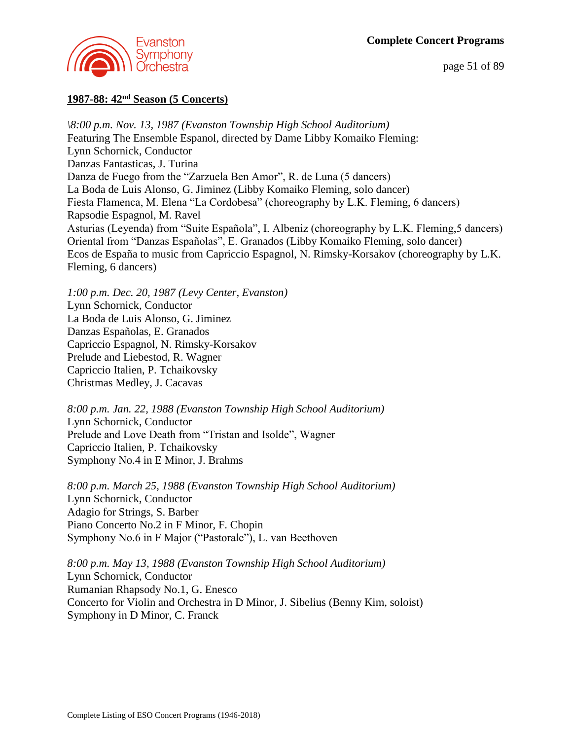## 1987-88: 42nd Season (5 Concerts)

*\8:00 p.m. Nov. 13, 1987 (Evanston Township High School Auditorium)*
Featuring The Ensemble Espanol, directed by Dame Libby Komaiko Fleming:
Lynn Schornick, Conductor
Danzas Fantasticas, J. Turina
Danza de Fuego from the "Zarzuela Ben Amor", R. de Luna (5 dancers)
La Boda de Luis Alonso, G. Jiminez (Libby Komaiko Fleming, solo dancer)
Fiesta Flamenca, M. Elena "La Cordobesa" (choreography by L.K. Fleming, 6 dancers)
Rapsodie Espagnol, M. Ravel
Asturias (Leyenda) from "Suite Española", I. Albeniz (choreography by L.K. Fleming,5 dancers)
Oriental from "Danzas Españolas", E. Granados (Libby Komaiko Fleming, solo dancer)
Ecos de España to music from Capriccio Espagnol, N. Rimsky-Korsakov (choreography by L.K. Fleming, 6 dancers)

*1:00 p.m. Dec. 20, 1987 (Levy Center, Evanston)*
Lynn Schornick, Conductor
La Boda de Luis Alonso, G. Jiminez
Danzas Españolas, E. Granados
Capriccio Espagnol, N. Rimsky-Korsakov
Prelude and Liebestod, R. Wagner
Capriccio Italien, P. Tchaikovsky
Christmas Medley, J. Cacavas

*8:00 p.m. Jan. 22, 1988 (Evanston Township High School Auditorium)*
Lynn Schornick, Conductor
Prelude and Love Death from "Tristan and Isolde", Wagner
Capriccio Italien, P. Tchaikovsky
Symphony No.4 in E Minor, J. Brahms

*8:00 p.m. March 25, 1988 (Evanston Township High School Auditorium)*
Lynn Schornick, Conductor
Adagio for Strings, S. Barber
Piano Concerto No.2 in F Minor, F. Chopin
Symphony No.6 in F Major ("Pastorale"), L. van Beethoven

*8:00 p.m. May 13, 1988 (Evanston Township High School Auditorium)*
Lynn Schornick, Conductor
Rumanian Rhapsody No.1, G. Enesco
Concerto for Violin and Orchestra in D Minor, J. Sibelius (Benny Kim, soloist)
Symphony in D Minor, C. Franck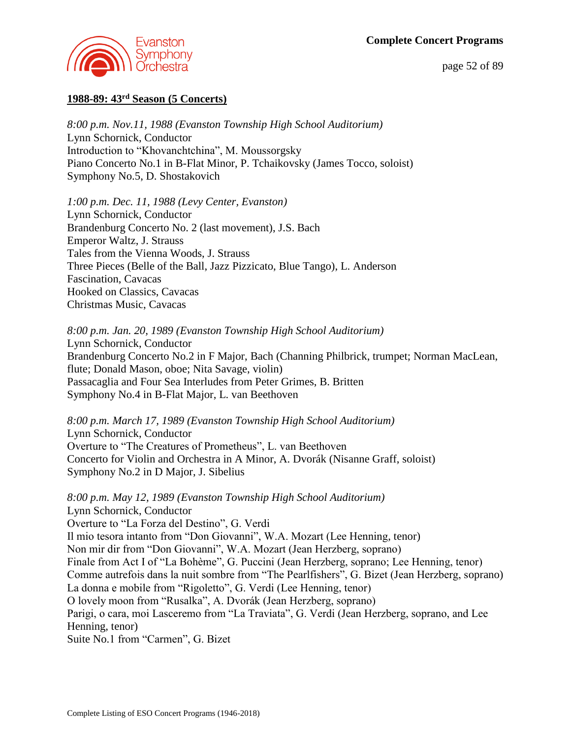## 1988-89: 43rd Season (5 Concerts)

*8:00 p.m. Nov.11, 1988 (Evanston Township High School Auditorium)*
Lynn Schornick, Conductor
Introduction to "Khovanchtchina", M. Moussorgsky
Piano Concerto No.1 in B-Flat Minor, P. Tchaikovsky (James Tocco, soloist)
Symphony No.5, D. Shostakovich

*1:00 p.m. Dec. 11, 1988 (Levy Center, Evanston)*
Lynn Schornick, Conductor
Brandenburg Concerto No. 2 (last movement), J.S. Bach
Emperor Waltz, J. Strauss
Tales from the Vienna Woods, J. Strauss
Three Pieces (Belle of the Ball, Jazz Pizzicato, Blue Tango), L. Anderson
Fascination, Cavacas
Hooked on Classics, Cavacas
Christmas Music, Cavacas

*8:00 p.m. Jan. 20, 1989 (Evanston Township High School Auditorium)*
Lynn Schornick, Conductor
Brandenburg Concerto No.2 in F Major, Bach (Channing Philbrick, trumpet; Norman MacLean, flute; Donald Mason, oboe; Nita Savage, violin)
Passacaglia and Four Sea Interludes from Peter Grimes, B. Britten
Symphony No.4 in B-Flat Major, L. van Beethoven

*8:00 p.m. March 17, 1989 (Evanston Township High School Auditorium)*
Lynn Schornick, Conductor
Overture to "The Creatures of Prometheus", L. van Beethoven
Concerto for Violin and Orchestra in A Minor, A. Dvorák (Nisanne Graff, soloist)
Symphony No.2 in D Major, J. Sibelius

*8:00 p.m. May 12, 1989 (Evanston Township High School Auditorium)*
Lynn Schornick, Conductor
Overture to "La Forza del Destino", G. Verdi
Il mio tesora intanto from "Don Giovanni", W.A. Mozart (Lee Henning, tenor)
Non mir dir from "Don Giovanni", W.A. Mozart (Jean Herzberg, soprano)
Finale from Act I of "La Bohème", G. Puccini (Jean Herzberg, soprano; Lee Henning, tenor)
Comme autrefois dans la nuit sombre from "The Pearlfishers", G. Bizet (Jean Herzberg, soprano)
La donna e mobile from "Rigoletto", G. Verdi (Lee Henning, tenor)
O lovely moon from "Rusalka", A. Dvorák (Jean Herzberg, soprano)
Parigi, o cara, moi Lasceremo from "La Traviata", G. Verdi (Jean Herzberg, soprano, and Lee Henning, tenor)
Suite No.1 from "Carmen", G. Bizet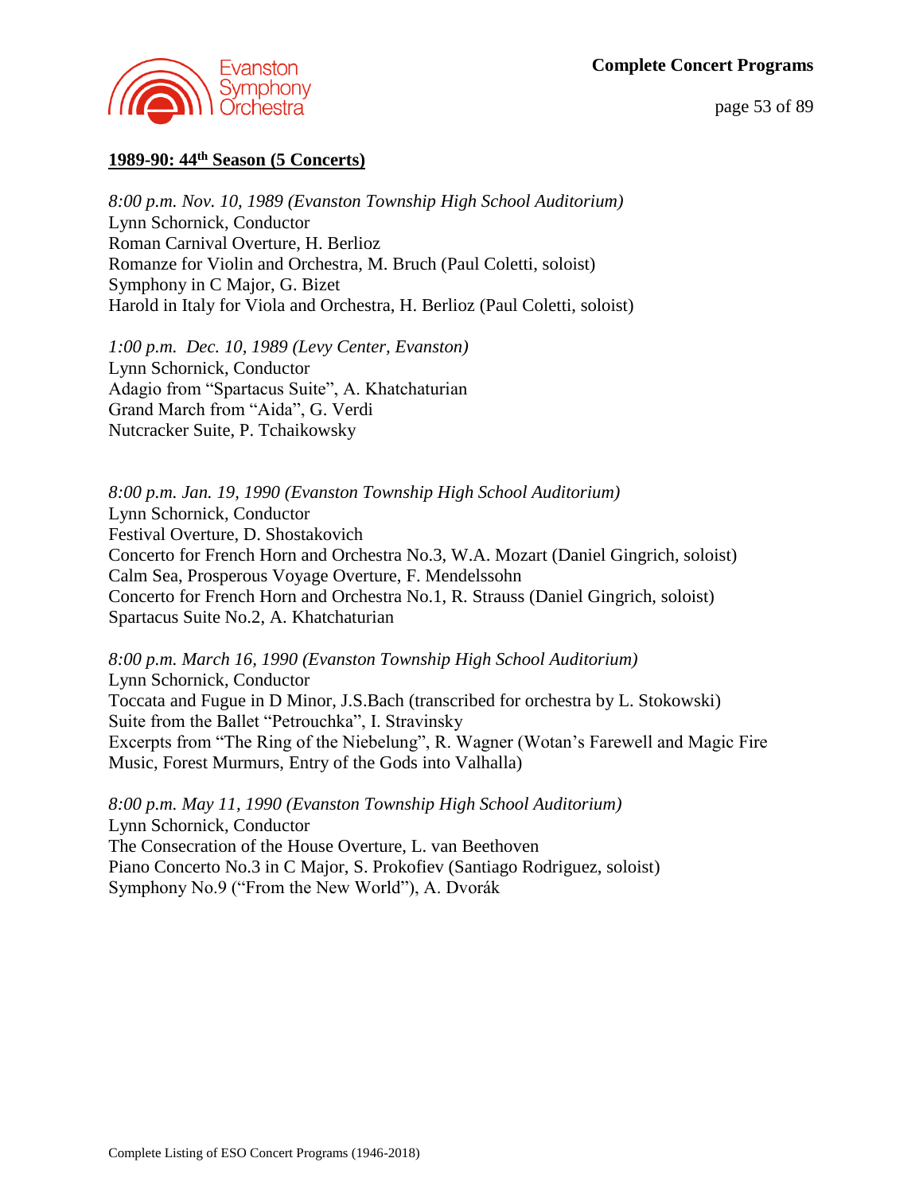## 1989-90: 44th Season (5 Concerts)

*8:00 p.m. Nov. 10, 1989 (Evanston Township High School Auditorium)*
Lynn Schornick, Conductor
Roman Carnival Overture, H. Berlioz
Romanze for Violin and Orchestra, M. Bruch (Paul Coletti, soloist)
Symphony in C Major, G. Bizet
Harold in Italy for Viola and Orchestra, H. Berlioz (Paul Coletti, soloist)

*1:00 p.m. Dec. 10, 1989 (Levy Center, Evanston)*
Lynn Schornick, Conductor
Adagio from "Spartacus Suite", A. Khatchaturian
Grand March from "Aida", G. Verdi
Nutcracker Suite, P. Tchaikowsky

*8:00 p.m. Jan. 19, 1990 (Evanston Township High School Auditorium)*
Lynn Schornick, Conductor
Festival Overture, D. Shostakovich
Concerto for French Horn and Orchestra No.3, W.A. Mozart (Daniel Gingrich, soloist)
Calm Sea, Prosperous Voyage Overture, F. Mendelssohn
Concerto for French Horn and Orchestra No.1, R. Strauss (Daniel Gingrich, soloist)
Spartacus Suite No.2, A. Khatchaturian

*8:00 p.m. March 16, 1990 (Evanston Township High School Auditorium)*
Lynn Schornick, Conductor
Toccata and Fugue in D Minor, J.S.Bach (transcribed for orchestra by L. Stokowski)
Suite from the Ballet "Petrouchka", I. Stravinsky
Excerpts from "The Ring of the Niebelung", R. Wagner (Wotan's Farewell and Magic Fire Music, Forest Murmurs, Entry of the Gods into Valhalla)

*8:00 p.m. May 11, 1990 (Evanston Township High School Auditorium)*
Lynn Schornick, Conductor
The Consecration of the House Overture, L. van Beethoven
Piano Concerto No.3 in C Major, S. Prokofiev (Santiago Rodriguez, soloist)
Symphony No.9 ("From the New World"), A. Dvorák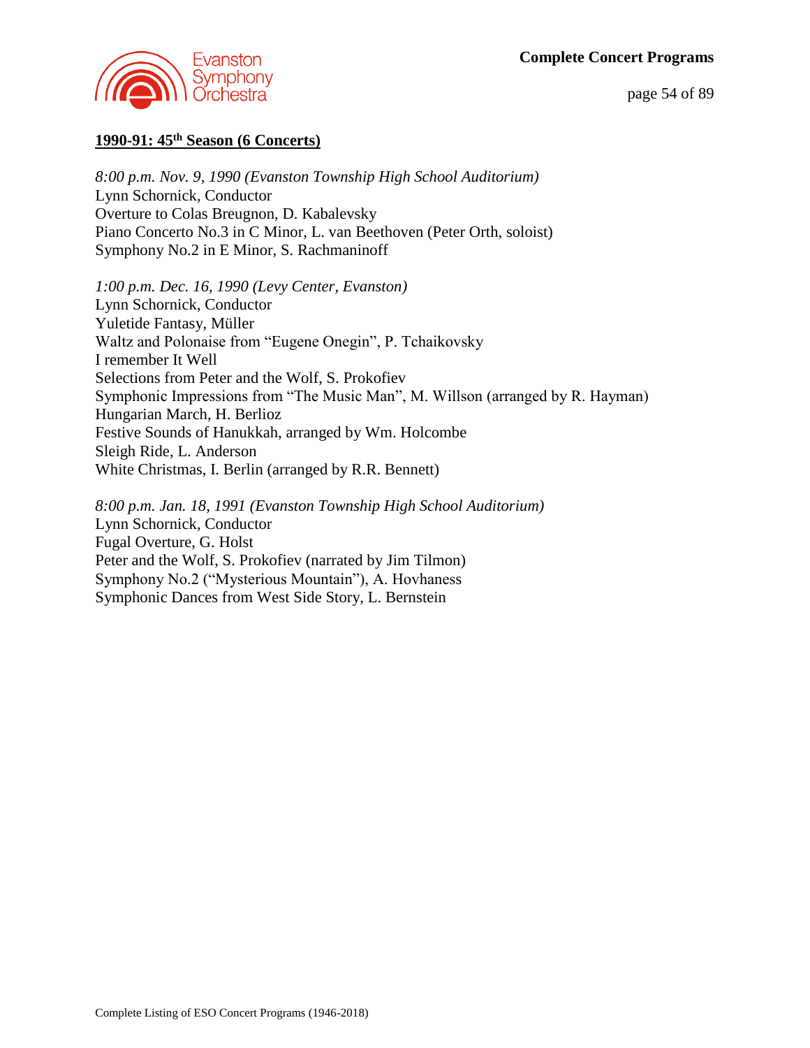## 1990-91: 45th Season (6 Concerts)

*8:00 p.m. Nov. 9, 1990 (Evanston Township High School Auditorium)*
Lynn Schornick, Conductor
Overture to Colas Breugnon, D. Kabalevsky
Piano Concerto No.3 in C Minor, L. van Beethoven (Peter Orth, soloist)
Symphony No.2 in E Minor, S. Rachmaninoff

*1:00 p.m. Dec. 16, 1990 (Levy Center, Evanston)*
Lynn Schornick, Conductor
Yuletide Fantasy, Müller
Waltz and Polonaise from “Eugene Onegin”, P. Tchaikovsky
I remember It Well
Selections from Peter and the Wolf, S. Prokofiev
Symphonic Impressions from “The Music Man”, M. Willson (arranged by R. Hayman)
Hungarian March, H. Berlioz
Festive Sounds of Hanukkah, arranged by Wm. Holcombe
Sleigh Ride, L. Anderson
White Christmas, I. Berlin (arranged by R.R. Bennett)

*8:00 p.m. Jan. 18, 1991 (Evanston Township High School Auditorium)*
Lynn Schornick, Conductor
Fugal Overture, G. Holst
Peter and the Wolf, S. Prokofiev (narrated by Jim Tilmon)
Symphony No.2 (“Mysterious Mountain”), A. Hovhaness
Symphonic Dances from West Side Story, L. Bernstein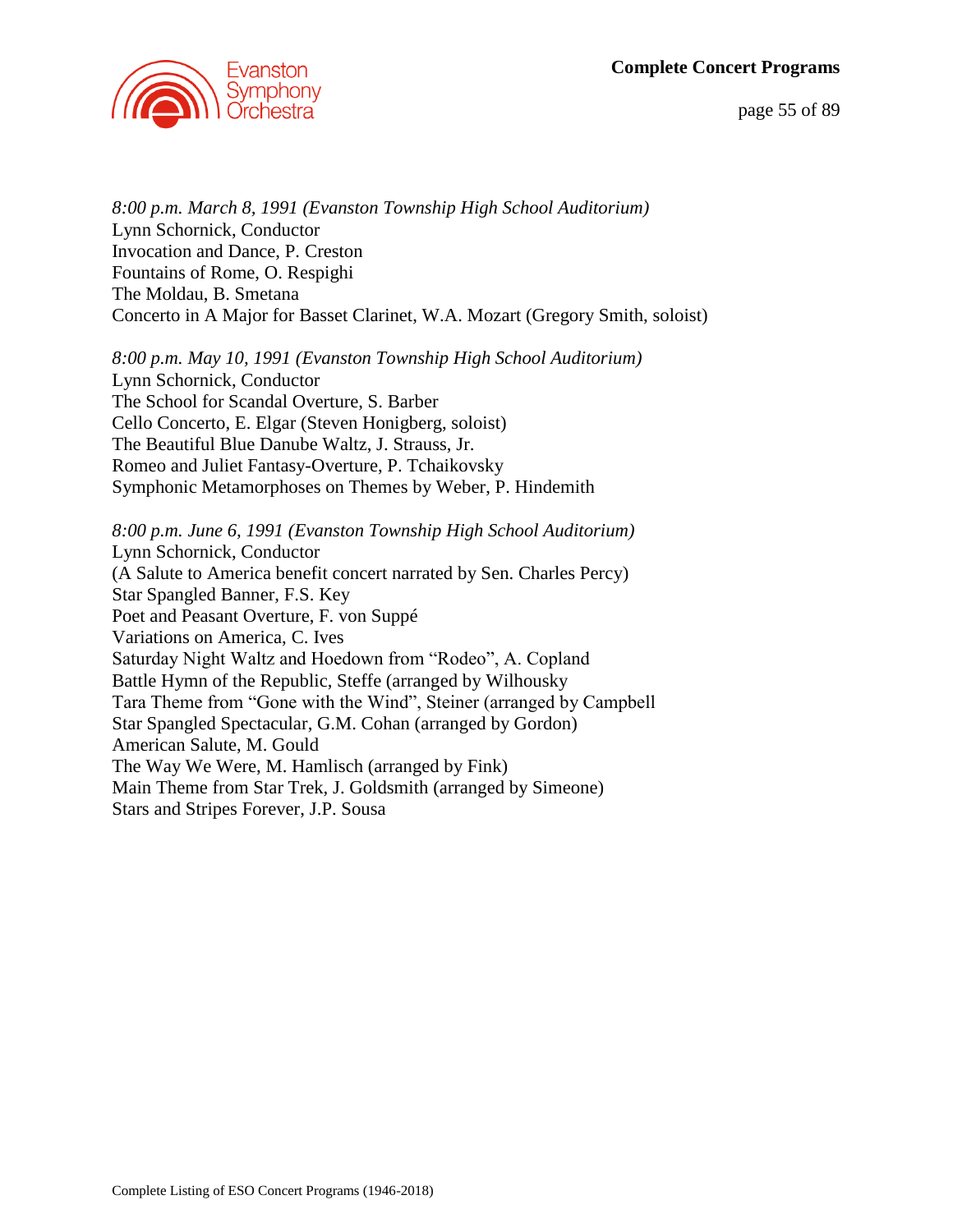*8:00 p.m. March 8, 1991 (Evanston Township High School Auditorium)*
Lynn Schornick, Conductor
Invocation and Dance, P. Creston
Fountains of Rome, O. Respighi
The Moldau, B. Smetana
Concerto in A Major for Basset Clarinet, W.A. Mozart (Gregory Smith, soloist)

*8:00 p.m. May 10, 1991 (Evanston Township High School Auditorium)*
Lynn Schornick, Conductor
The School for Scandal Overture, S. Barber
Cello Concerto, E. Elgar (Steven Honigberg, soloist)
The Beautiful Blue Danube Waltz, J. Strauss, Jr.
Romeo and Juliet Fantasy-Overture, P. Tchaikovsky
Symphonic Metamorphoses on Themes by Weber, P. Hindemith

*8:00 p.m. June 6, 1991 (Evanston Township High School Auditorium)*
Lynn Schornick, Conductor
(A Salute to America benefit concert narrated by Sen. Charles Percy)
Star Spangled Banner, F.S. Key
Poet and Peasant Overture, F. von Suppé
Variations on America, C. Ives
Saturday Night Waltz and Hoedown from “Rodeo”, A. Copland
Battle Hymn of the Republic, Steffe (arranged by Wilhousky
Tara Theme from “Gone with the Wind”, Steiner (arranged by Campbell
Star Spangled Spectacular, G.M. Cohan (arranged by Gordon)
American Salute, M. Gould
The Way We Were, M. Hamlisch (arranged by Fink)
Main Theme from Star Trek, J. Goldsmith (arranged by Simeone)
Stars and Stripes Forever, J.P. Sousa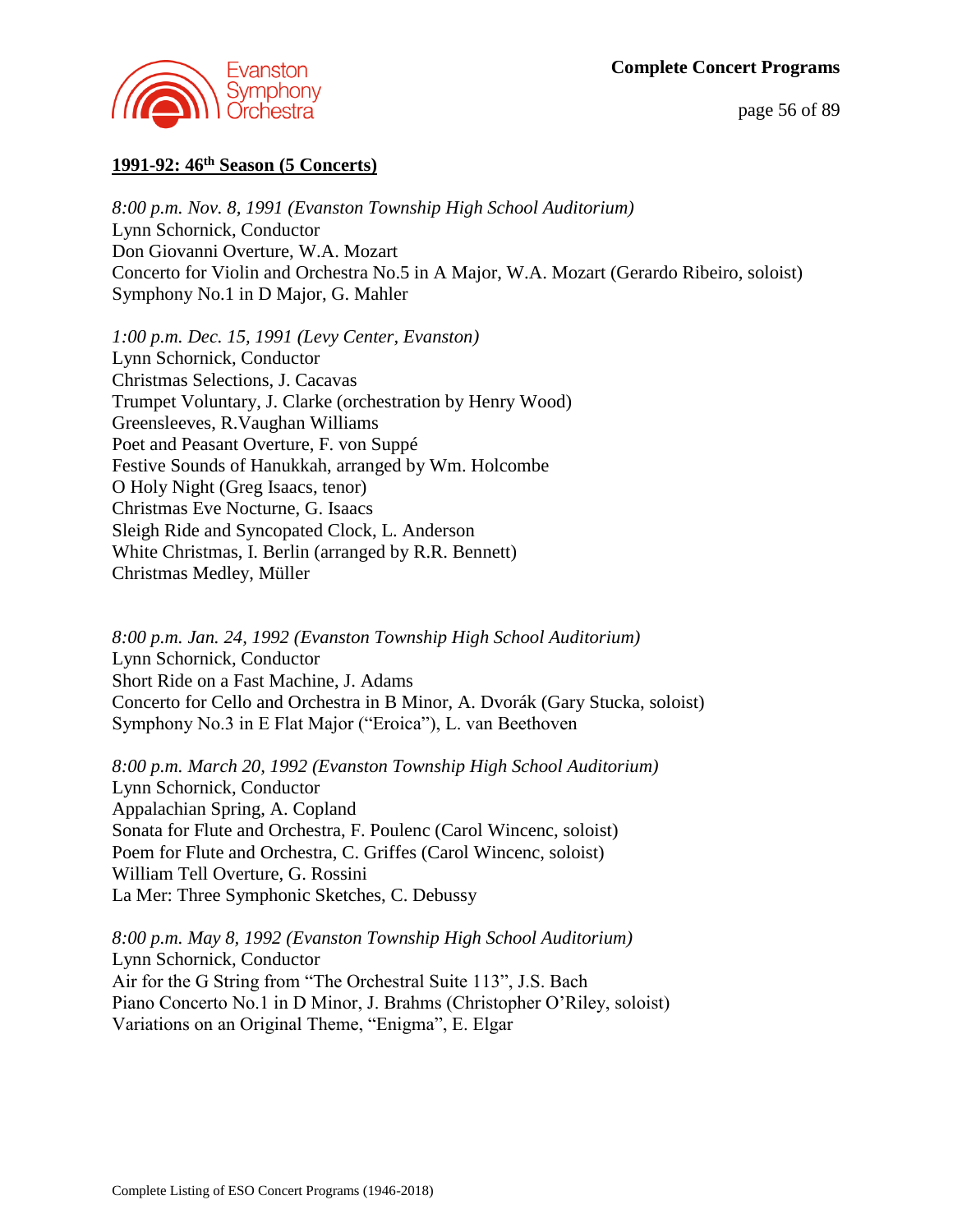## 1991-92: 46th Season (5 Concerts)

*8:00 p.m. Nov. 8, 1991 (Evanston Township High School Auditorium)*
Lynn Schornick, Conductor
Don Giovanni Overture, W.A. Mozart
Concerto for Violin and Orchestra No.5 in A Major, W.A. Mozart (Gerardo Ribeiro, soloist)
Symphony No.1 in D Major, G. Mahler

*1:00 p.m. Dec. 15, 1991 (Levy Center, Evanston)*
Lynn Schornick, Conductor
Christmas Selections, J. Cacavas
Trumpet Voluntary, J. Clarke (orchestration by Henry Wood)
Greensleeves, R.Vaughan Williams
Poet and Peasant Overture, F. von Suppé
Festive Sounds of Hanukkah, arranged by Wm. Holcombe
O Holy Night (Greg Isaacs, tenor)
Christmas Eve Nocturne, G. Isaacs
Sleigh Ride and Syncopated Clock, L. Anderson
White Christmas, I. Berlin (arranged by R.R. Bennett)
Christmas Medley, Müller

*8:00 p.m. Jan. 24, 1992 (Evanston Township High School Auditorium)*
Lynn Schornick, Conductor
Short Ride on a Fast Machine, J. Adams
Concerto for Cello and Orchestra in B Minor, A. Dvorák (Gary Stucka, soloist)
Symphony No.3 in E Flat Major ("Eroica"), L. van Beethoven

*8:00 p.m. March 20, 1992 (Evanston Township High School Auditorium)*
Lynn Schornick, Conductor
Appalachian Spring, A. Copland
Sonata for Flute and Orchestra, F. Poulenc (Carol Wincenc, soloist)
Poem for Flute and Orchestra, C. Griffes (Carol Wincenc, soloist)
William Tell Overture, G. Rossini
La Mer: Three Symphonic Sketches, C. Debussy

*8:00 p.m. May 8, 1992 (Evanston Township High School Auditorium)*
Lynn Schornick, Conductor
Air for the G String from "The Orchestral Suite 113", J.S. Bach
Piano Concerto No.1 in D Minor, J. Brahms (Christopher O'Riley, soloist)
Variations on an Original Theme, "Enigma", E. Elgar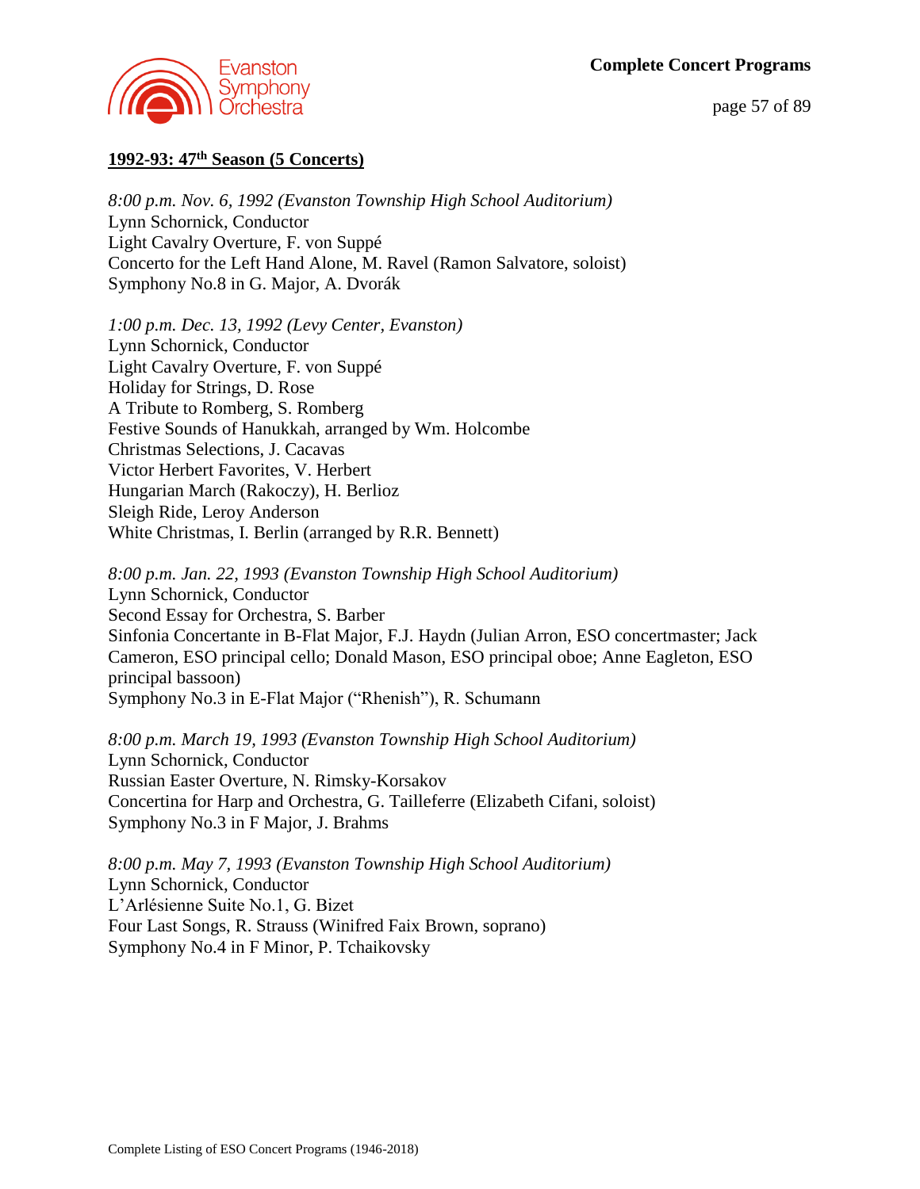## 1992-93: 47th Season (5 Concerts)

*8:00 p.m. Nov. 6, 1992 (Evanston Township High School Auditorium)*
Lynn Schornick, Conductor
Light Cavalry Overture, F. von Suppé
Concerto for the Left Hand Alone, M. Ravel (Ramon Salvatore, soloist)
Symphony No.8 in G. Major, A. Dvorák

*1:00 p.m. Dec. 13, 1992 (Levy Center, Evanston)*
Lynn Schornick, Conductor
Light Cavalry Overture, F. von Suppé
Holiday for Strings, D. Rose
A Tribute to Romberg, S. Romberg
Festive Sounds of Hanukkah, arranged by Wm. Holcombe
Christmas Selections, J. Cacavas
Victor Herbert Favorites, V. Herbert
Hungarian March (Rakoczy), H. Berlioz
Sleigh Ride, Leroy Anderson
White Christmas, I. Berlin (arranged by R.R. Bennett)

*8:00 p.m. Jan. 22, 1993 (Evanston Township High School Auditorium)*
Lynn Schornick, Conductor
Second Essay for Orchestra, S. Barber
Sinfonia Concertante in B-Flat Major, F.J. Haydn (Julian Arron, ESO concertmaster; Jack Cameron, ESO principal cello; Donald Mason, ESO principal oboe; Anne Eagleton, ESO principal bassoon)
Symphony No.3 in E-Flat Major ("Rhenish"), R. Schumann

*8:00 p.m. March 19, 1993 (Evanston Township High School Auditorium)*
Lynn Schornick, Conductor
Russian Easter Overture, N. Rimsky-Korsakov
Concertina for Harp and Orchestra, G. Tailleferre (Elizabeth Cifani, soloist)
Symphony No.3 in F Major, J. Brahms

*8:00 p.m. May 7, 1993 (Evanston Township High School Auditorium)*
Lynn Schornick, Conductor
L'Arlésienne Suite No.1, G. Bizet
Four Last Songs, R. Strauss (Winifred Faix Brown, soprano)
Symphony No.4 in F Minor, P. Tchaikovsky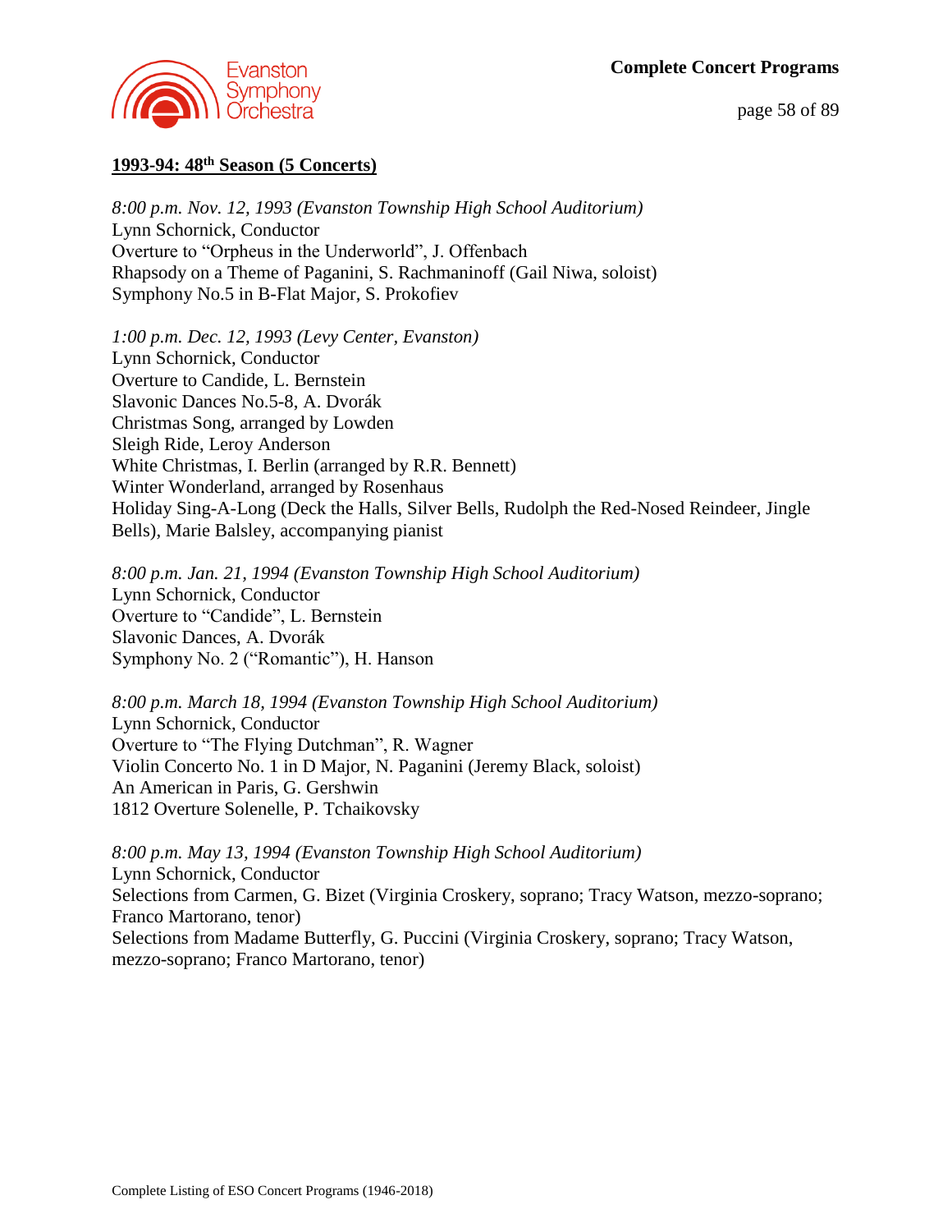## 1993-94: 48th Season (5 Concerts)

*8:00 p.m. Nov. 12, 1993 (Evanston Township High School Auditorium)*
Lynn Schornick, Conductor
Overture to "Orpheus in the Underworld", J. Offenbach
Rhapsody on a Theme of Paganini, S. Rachmaninoff (Gail Niwa, soloist)
Symphony No.5 in B-Flat Major, S. Prokofiev

*1:00 p.m. Dec. 12, 1993 (Levy Center, Evanston)*
Lynn Schornick, Conductor
Overture to Candide, L. Bernstein
Slavonic Dances No.5-8, A. Dvorák
Christmas Song, arranged by Lowden
Sleigh Ride, Leroy Anderson
White Christmas, I. Berlin (arranged by R.R. Bennett)
Winter Wonderland, arranged by Rosenhaus
Holiday Sing-A-Long (Deck the Halls, Silver Bells, Rudolph the Red-Nosed Reindeer, Jingle Bells), Marie Balsley, accompanying pianist

*8:00 p.m. Jan. 21, 1994 (Evanston Township High School Auditorium)*
Lynn Schornick, Conductor
Overture to "Candide", L. Bernstein
Slavonic Dances, A. Dvorák
Symphony No. 2 ("Romantic"), H. Hanson

*8:00 p.m. March 18, 1994 (Evanston Township High School Auditorium)*
Lynn Schornick, Conductor
Overture to "The Flying Dutchman", R. Wagner
Violin Concerto No. 1 in D Major, N. Paganini (Jeremy Black, soloist)
An American in Paris, G. Gershwin
1812 Overture Solenelle, P. Tchaikovsky

*8:00 p.m. May 13, 1994 (Evanston Township High School Auditorium)*
Lynn Schornick, Conductor
Selections from Carmen, G. Bizet (Virginia Croskery, soprano; Tracy Watson, mezzo-soprano; Franco Martorano, tenor)
Selections from Madame Butterfly, G. Puccini (Virginia Croskery, soprano; Tracy Watson, mezzo-soprano; Franco Martorano, tenor)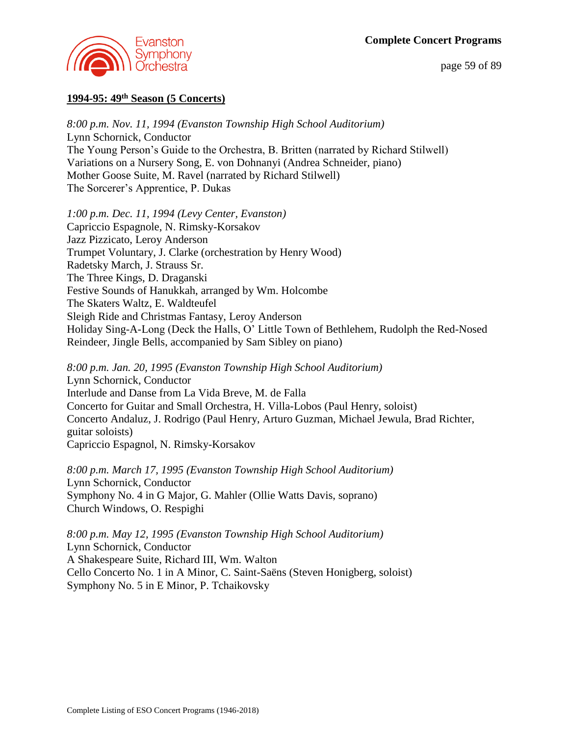## 1994-95: 49th Season (5 Concerts)

*8:00 p.m. Nov. 11, 1994 (Evanston Township High School Auditorium)*
Lynn Schornick, Conductor
The Young Person's Guide to the Orchestra, B. Britten (narrated by Richard Stilwell)
Variations on a Nursery Song, E. von Dohnanyi (Andrea Schneider, piano)
Mother Goose Suite, M. Ravel (narrated by Richard Stilwell)
The Sorcerer's Apprentice, P. Dukas

*1:00 p.m. Dec. 11, 1994 (Levy Center, Evanston)*
Capriccio Espagnole, N. Rimsky-Korsakov
Jazz Pizzicato, Leroy Anderson
Trumpet Voluntary, J. Clarke (orchestration by Henry Wood)
Radetsky March, J. Strauss Sr.
The Three Kings, D. Draganski
Festive Sounds of Hanukkah, arranged by Wm. Holcombe
The Skaters Waltz, E. Waldteufel
Sleigh Ride and Christmas Fantasy, Leroy Anderson
Holiday Sing-A-Long (Deck the Halls, O' Little Town of Bethlehem, Rudolph the Red-Nosed Reindeer, Jingle Bells, accompanied by Sam Sibley on piano)

*8:00 p.m. Jan. 20, 1995 (Evanston Township High School Auditorium)*
Lynn Schornick, Conductor
Interlude and Danse from La Vida Breve, M. de Falla
Concerto for Guitar and Small Orchestra, H. Villa-Lobos (Paul Henry, soloist)
Concerto Andaluz, J. Rodrigo (Paul Henry, Arturo Guzman, Michael Jewula, Brad Richter, guitar soloists)
Capriccio Espagnol, N. Rimsky-Korsakov

*8:00 p.m. March 17, 1995 (Evanston Township High School Auditorium)*
Lynn Schornick, Conductor
Symphony No. 4 in G Major, G. Mahler (Ollie Watts Davis, soprano)
Church Windows, O. Respighi

*8:00 p.m. May 12, 1995 (Evanston Township High School Auditorium)*
Lynn Schornick, Conductor
A Shakespeare Suite, Richard III, Wm. Walton
Cello Concerto No. 1 in A Minor, C. Saint-Saëns (Steven Honigberg, soloist)
Symphony No. 5 in E Minor, P. Tchaikovsky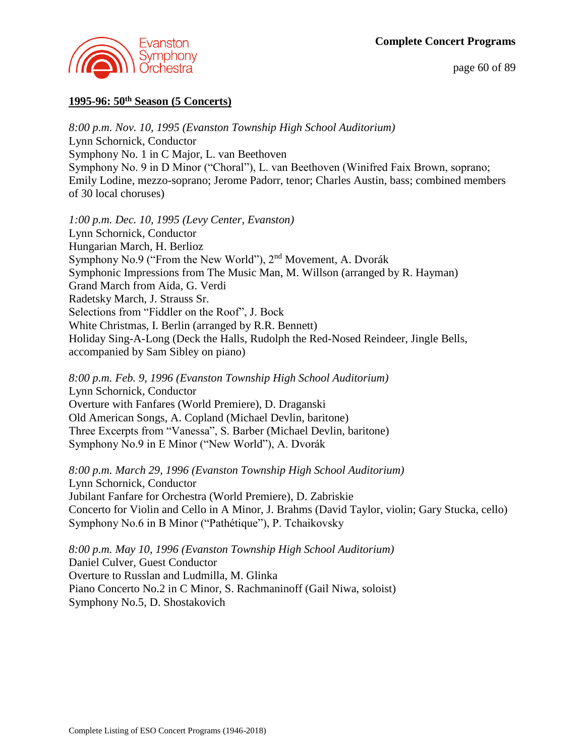## 1995-96: 50th Season (5 Concerts)

*8:00 p.m. Nov. 10, 1995 (Evanston Township High School Auditorium)*
Lynn Schornick, Conductor
Symphony No. 1 in C Major, L. van Beethoven
Symphony No. 9 in D Minor ("Choral"), L. van Beethoven (Winifred Faix Brown, soprano; Emily Lodine, mezzo-soprano; Jerome Padorr, tenor; Charles Austin, bass; combined members of 30 local choruses)

*1:00 p.m. Dec. 10, 1995 (Levy Center, Evanston)*
Lynn Schornick, Conductor
Hungarian March, H. Berlioz
Symphony No.9 ("From the New World"), 2nd Movement, A. Dvorák
Symphonic Impressions from The Music Man, M. Willson (arranged by R. Hayman)
Grand March from Aida, G. Verdi
Radetsky March, J. Strauss Sr.
Selections from "Fiddler on the Roof", J. Bock
White Christmas, I. Berlin (arranged by R.R. Bennett)
Holiday Sing-A-Long (Deck the Halls, Rudolph the Red-Nosed Reindeer, Jingle Bells, accompanied by Sam Sibley on piano)

*8:00 p.m. Feb. 9, 1996 (Evanston Township High School Auditorium)*
Lynn Schornick, Conductor
Overture with Fanfares (World Premiere), D. Draganski
Old American Songs, A. Copland (Michael Devlin, baritone)
Three Excerpts from "Vanessa", S. Barber (Michael Devlin, baritone)
Symphony No.9 in E Minor ("New World"), A. Dvorák

*8:00 p.m. March 29, 1996 (Evanston Township High School Auditorium)*
Lynn Schornick, Conductor
Jubilant Fanfare for Orchestra (World Premiere), D. Zabriskie
Concerto for Violin and Cello in A Minor, J. Brahms (David Taylor, violin; Gary Stucka, cello)
Symphony No.6 in B Minor ("Pathétique"), P. Tchaikovsky

*8:00 p.m. May 10, 1996 (Evanston Township High School Auditorium)*
Daniel Culver, Guest Conductor
Overture to Russlan and Ludmilla, M. Glinka
Piano Concerto No.2 in C Minor, S. Rachmaninoff (Gail Niwa, soloist)
Symphony No.5, D. Shostakovich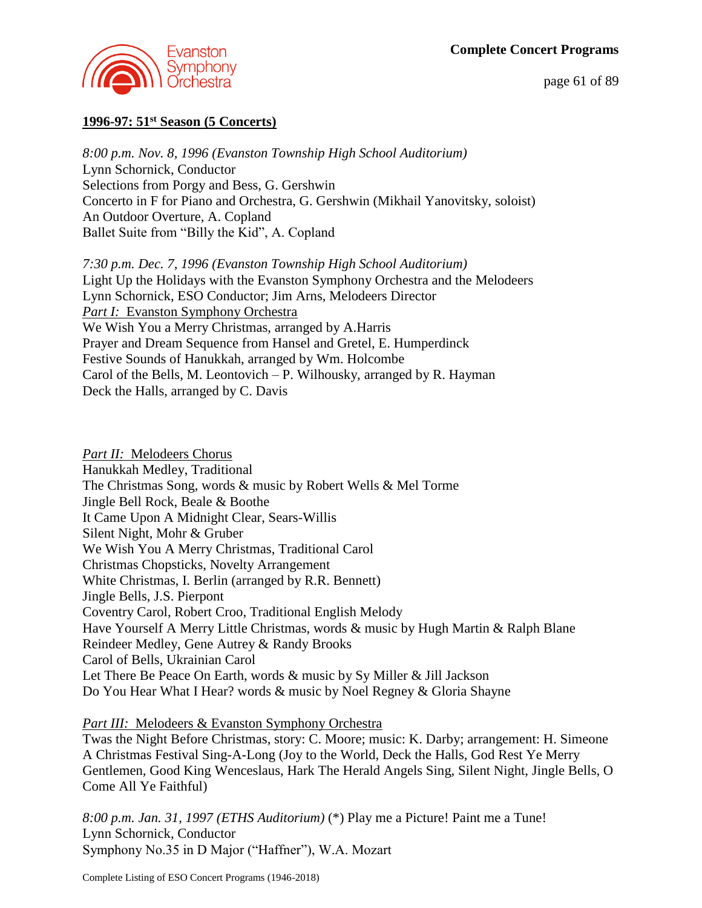## 1996-97: 51st Season (5 Concerts)

*8:00 p.m. Nov. 8, 1996 (Evanston Township High School Auditorium)*
Lynn Schornick, Conductor
Selections from Porgy and Bess, G. Gershwin
Concerto in F for Piano and Orchestra, G. Gershwin (Mikhail Yanovitsky, soloist)
An Outdoor Overture, A. Copland
Ballet Suite from "Billy the Kid", A. Copland

*7:30 p.m. Dec. 7, 1996 (Evanston Township High School Auditorium)*
Light Up the Holidays with the Evanston Symphony Orchestra and the Melodeers
Lynn Schornick, ESO Conductor; Jim Arns, Melodeers Director
*Part I:* Evanston Symphony Orchestra
We Wish You a Merry Christmas, arranged by A.Harris
Prayer and Dream Sequence from Hansel and Gretel, E. Humperdinck
Festive Sounds of Hanukkah, arranged by Wm. Holcombe
Carol of the Bells, M. Leontovich – P. Wilhousky, arranged by R. Hayman
Deck the Halls, arranged by C. Davis

*Part II:* Melodeers Chorus
Hanukkah Medley, Traditional
The Christmas Song, words & music by Robert Wells & Mel Torme
Jingle Bell Rock, Beale & Boothe
It Came Upon A Midnight Clear, Sears-Willis
Silent Night, Mohr & Gruber
We Wish You A Merry Christmas, Traditional Carol
Christmas Chopsticks, Novelty Arrangement
White Christmas, I. Berlin (arranged by R.R. Bennett)
Jingle Bells, J.S. Pierpont
Coventry Carol, Robert Croo, Traditional English Melody
Have Yourself A Merry Little Christmas, words & music by Hugh Martin & Ralph Blane
Reindeer Medley, Gene Autrey & Randy Brooks
Carol of Bells, Ukrainian Carol
Let There Be Peace On Earth, words & music by Sy Miller & Jill Jackson
Do You Hear What I Hear? words & music by Noel Regney & Gloria Shayne

*Part III:* Melodeers & Evanston Symphony Orchestra
Twas the Night Before Christmas, story: C. Moore; music: K. Darby; arrangement: H. Simeone
A Christmas Festival Sing-A-Long (Joy to the World, Deck the Halls, God Rest Ye Merry Gentlemen, Good King Wenceslaus, Hark The Herald Angels Sing, Silent Night, Jingle Bells, O Come All Ye Faithful)

*8:00 p.m. Jan. 31, 1997 (ETHS Auditorium)* (*) Play me a Picture! Paint me a Tune!
Lynn Schornick, Conductor
Symphony No.35 in D Major ("Haffner"), W.A. Mozart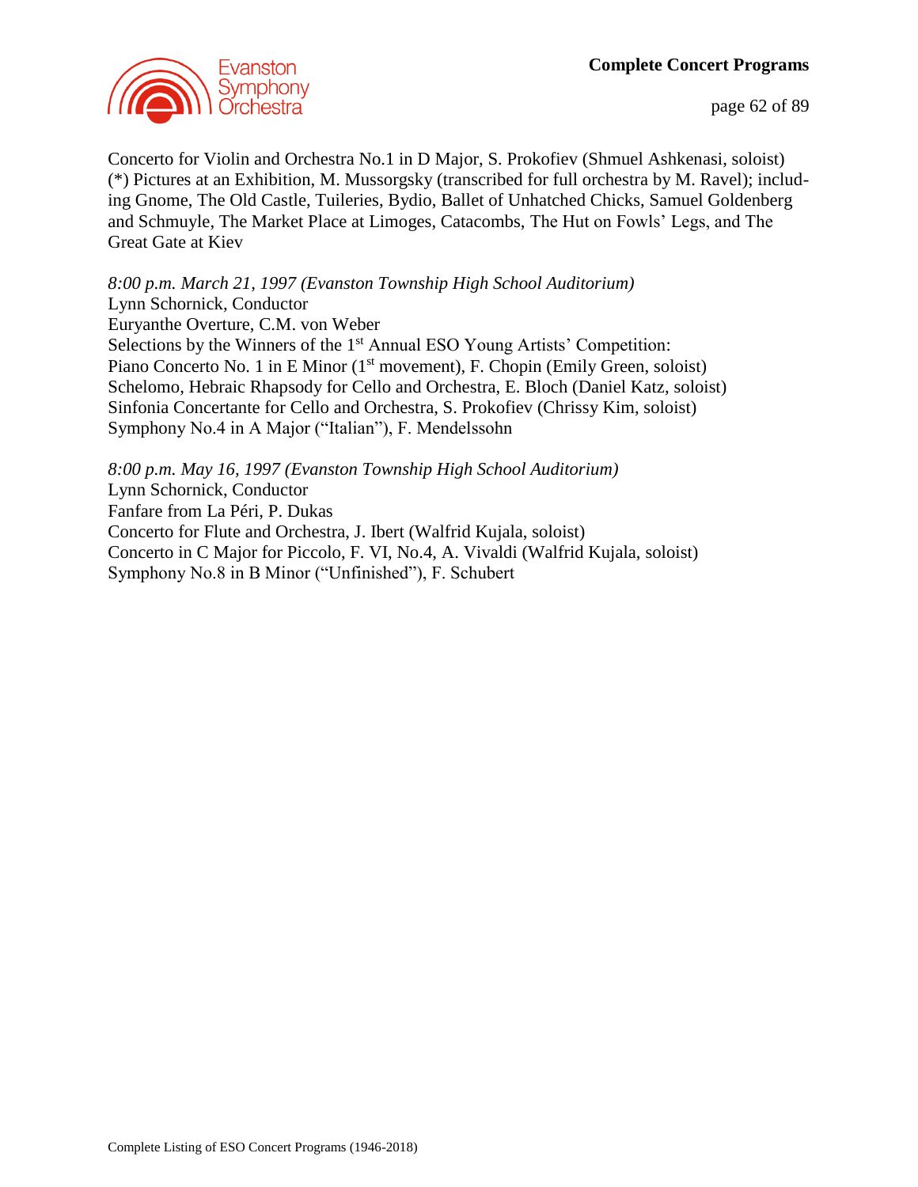Concerto for Violin and Orchestra No.1 in D Major, S. Prokofiev (Shmuel Ashkenasi, soloist)
(*) Pictures at an Exhibition, M. Mussorgsky (transcribed for full orchestra by M. Ravel); including Gnome, The Old Castle, Tuileries, Bydio, Ballet of Unhatched Chicks, Samuel Goldenberg and Schmuyle, The Market Place at Limoges, Catacombs, The Hut on Fowls' Legs, and The Great Gate at Kiev

*8:00 p.m. March 21, 1997 (Evanston Township High School Auditorium)*
Lynn Schornick, Conductor
Euryanthe Overture, C.M. von Weber
Selections by the Winners of the 1st Annual ESO Young Artists' Competition:
Piano Concerto No. 1 in E Minor (1st movement), F. Chopin (Emily Green, soloist)
Schelomo, Hebraic Rhapsody for Cello and Orchestra, E. Bloch (Daniel Katz, soloist)
Sinfonia Concertante for Cello and Orchestra, S. Prokofiev (Chrissy Kim, soloist)
Symphony No.4 in A Major ("Italian"), F. Mendelssohn

*8:00 p.m. May 16, 1997 (Evanston Township High School Auditorium)*
Lynn Schornick, Conductor
Fanfare from La Péri, P. Dukas
Concerto for Flute and Orchestra, J. Ibert (Walfrid Kujala, soloist)
Concerto in C Major for Piccolo, F. VI, No.4, A. Vivaldi (Walfrid Kujala, soloist)
Symphony No.8 in B Minor ("Unfinished"), F. Schubert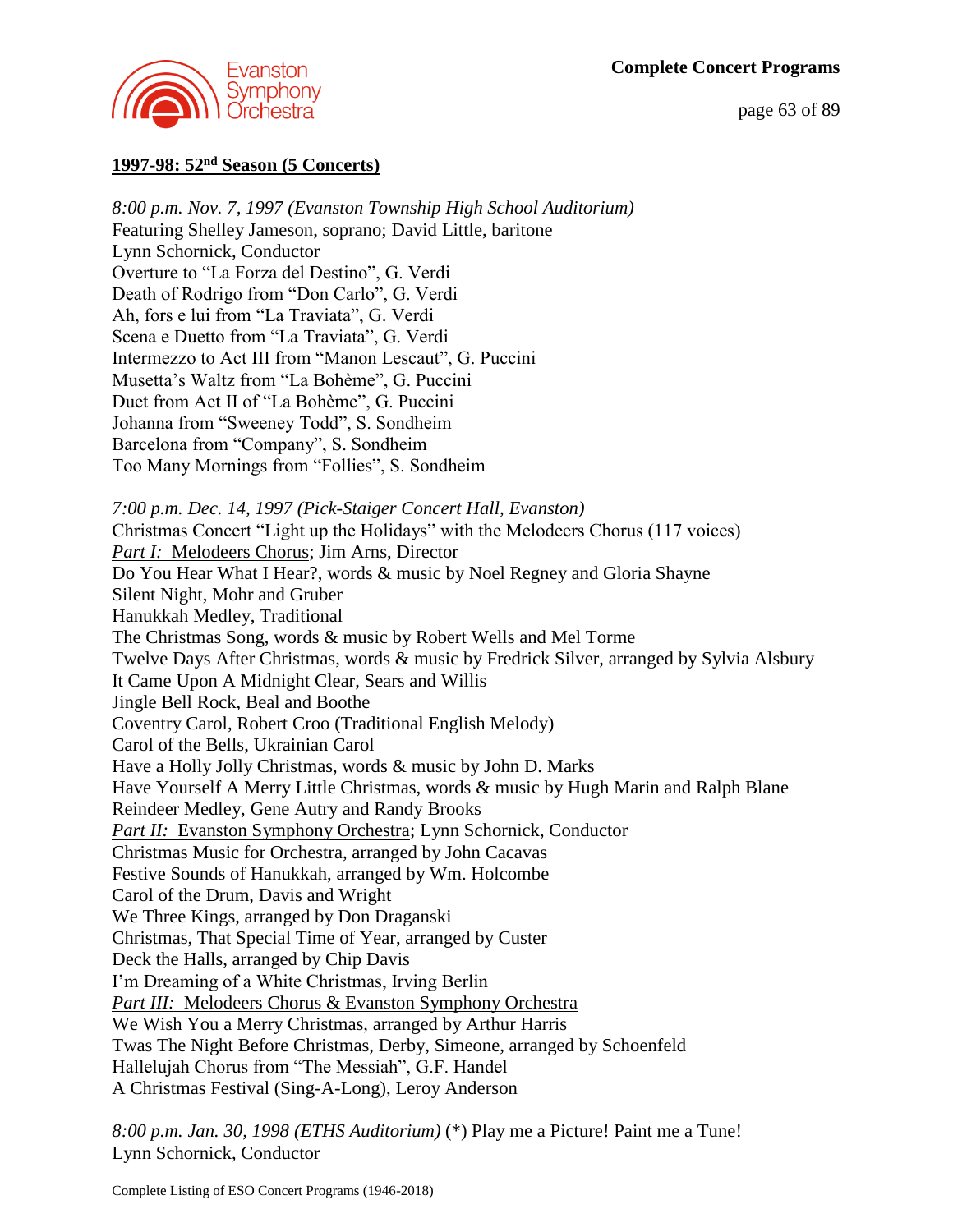## 1997-98: 52nd Season (5 Concerts)

*8:00 p.m. Nov. 7, 1997 (Evanston Township High School Auditorium)*
Featuring Shelley Jameson, soprano; David Little, baritone
Lynn Schornick, Conductor
Overture to "La Forza del Destino", G. Verdi
Death of Rodrigo from "Don Carlo", G. Verdi
Ah, fors e lui from "La Traviata", G. Verdi
Scena e Duetto from "La Traviata", G. Verdi
Intermezzo to Act III from "Manon Lescaut", G. Puccini
Musetta's Waltz from "La Bohème", G. Puccini
Duet from Act II of "La Bohème", G. Puccini
Johanna from "Sweeney Todd", S. Sondheim
Barcelona from "Company", S. Sondheim
Too Many Mornings from "Follies", S. Sondheim

*7:00 p.m. Dec. 14, 1997 (Pick-Staiger Concert Hall, Evanston)*
Christmas Concert "Light up the Holidays" with the Melodeers Chorus (117 voices)
*Part I:* Melodeers Chorus; Jim Arns, Director
Do You Hear What I Hear?, words & music by Noel Regney and Gloria Shayne
Silent Night, Mohr and Gruber
Hanukkah Medley, Traditional
The Christmas Song, words & music by Robert Wells and Mel Torme
Twelve Days After Christmas, words & music by Fredrick Silver, arranged by Sylvia Alsbury
It Came Upon A Midnight Clear, Sears and Willis
Jingle Bell Rock, Beal and Boothe
Coventry Carol, Robert Croo (Traditional English Melody)
Carol of the Bells, Ukrainian Carol
Have a Holly Jolly Christmas, words & music by John D. Marks
Have Yourself A Merry Little Christmas, words & music by Hugh Marin and Ralph Blane
Reindeer Medley, Gene Autry and Randy Brooks
*Part II:* Evanston Symphony Orchestra; Lynn Schornick, Conductor
Christmas Music for Orchestra, arranged by John Cacavas
Festive Sounds of Hanukkah, arranged by Wm. Holcombe
Carol of the Drum, Davis and Wright
We Three Kings, arranged by Don Draganski
Christmas, That Special Time of Year, arranged by Custer
Deck the Halls, arranged by Chip Davis
I'm Dreaming of a White Christmas, Irving Berlin
*Part III:* Melodeers Chorus & Evanston Symphony Orchestra
We Wish You a Merry Christmas, arranged by Arthur Harris
Twas The Night Before Christmas, Derby, Simeone, arranged by Schoenfeld
Hallelujah Chorus from "The Messiah", G.F. Handel
A Christmas Festival (Sing-A-Long), Leroy Anderson

*8:00 p.m. Jan. 30, 1998 (ETHS Auditorium)* (*) Play me a Picture! Paint me a Tune!
Lynn Schornick, Conductor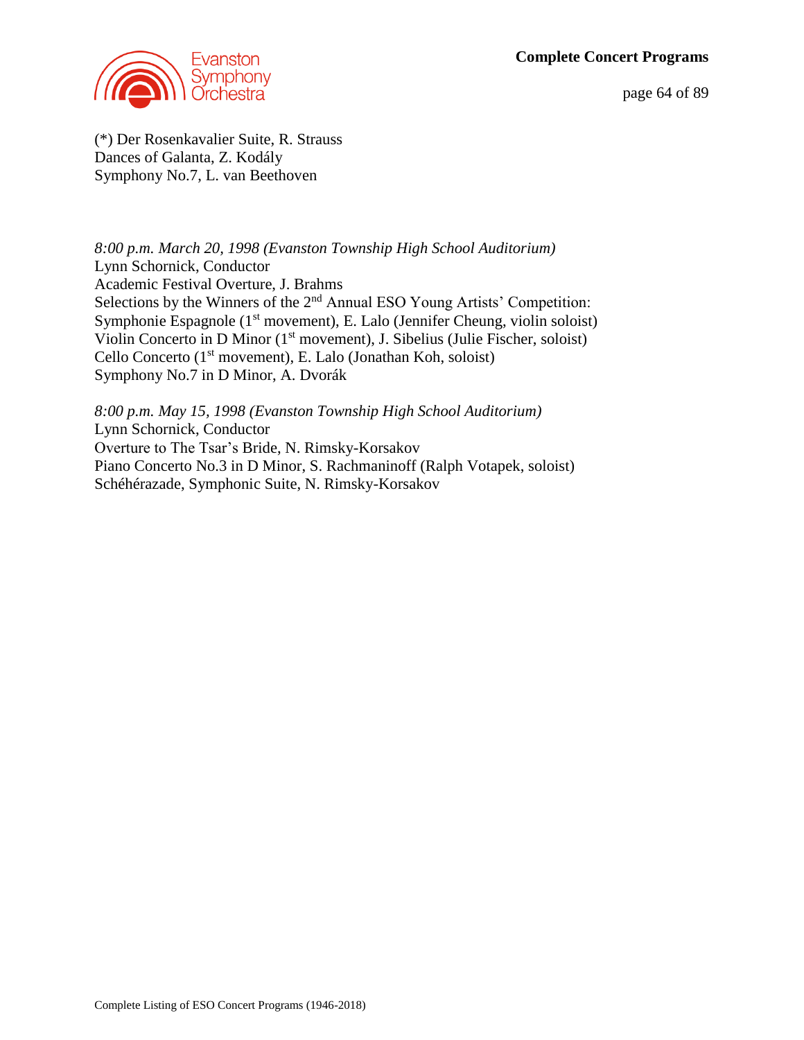(*) Der Rosenkavalier Suite, R. Strauss
Dances of Galanta, Z. Kodály
Symphony No.7, L. van Beethoven

*8:00 p.m. March 20, 1998 (Evanston Township High School Auditorium)*
Lynn Schornick, Conductor
Academic Festival Overture, J. Brahms
Selections by the Winners of the 2nd Annual ESO Young Artists' Competition:
Symphonie Espagnole (1st movement), E. Lalo (Jennifer Cheung, violin soloist)
Violin Concerto in D Minor (1st movement), J. Sibelius (Julie Fischer, soloist)
Cello Concerto (1st movement), E. Lalo (Jonathan Koh, soloist)
Symphony No.7 in D Minor, A. Dvorák

*8:00 p.m. May 15, 1998 (Evanston Township High School Auditorium)*
Lynn Schornick, Conductor
Overture to The Tsar's Bride, N. Rimsky-Korsakov
Piano Concerto No.3 in D Minor, S. Rachmaninoff (Ralph Votapek, soloist)
Schéhérazade, Symphonic Suite, N. Rimsky-Korsakov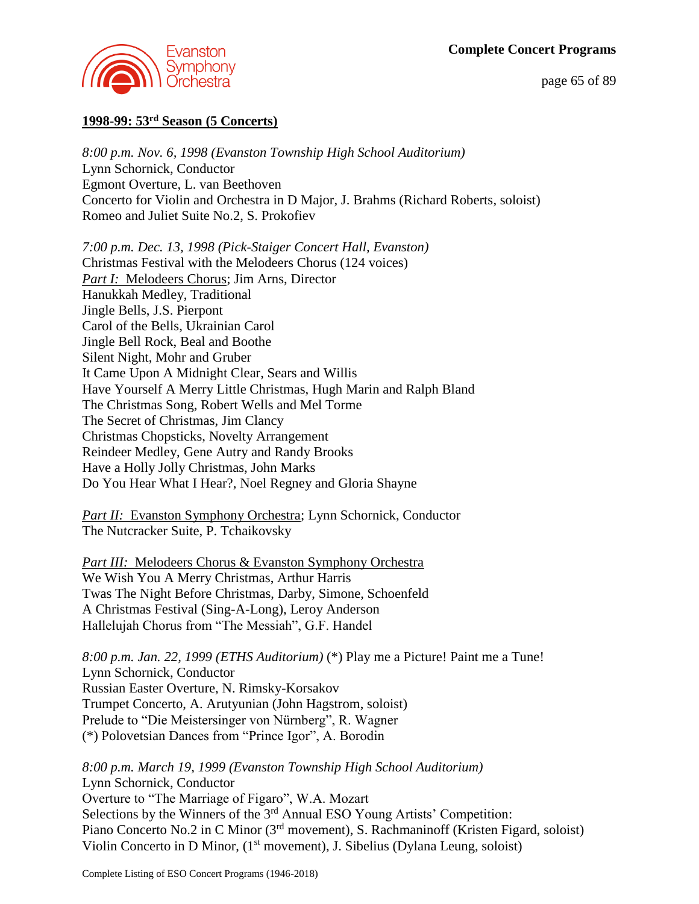## **1998-99: 53rd Season (5 Concerts)**

*8:00 p.m. Nov. 6, 1998 (Evanston Township High School Auditorium)*
Lynn Schornick, Conductor
Egmont Overture, L. van Beethoven
Concerto for Violin and Orchestra in D Major, J. Brahms (Richard Roberts, soloist)
Romeo and Juliet Suite No.2, S. Prokofiev

*7:00 p.m. Dec. 13, 1998 (Pick-Staiger Concert Hall, Evanston)*
Christmas Festival with the Melodeers Chorus (124 voices)
*Part I:* Melodeers Chorus; Jim Arns, Director
Hanukkah Medley, Traditional
Jingle Bells, J.S. Pierpont
Carol of the Bells, Ukrainian Carol
Jingle Bell Rock, Beal and Boothe
Silent Night, Mohr and Gruber
It Came Upon A Midnight Clear, Sears and Willis
Have Yourself A Merry Little Christmas, Hugh Marin and Ralph Bland
The Christmas Song, Robert Wells and Mel Torme
The Secret of Christmas, Jim Clancy
Christmas Chopsticks, Novelty Arrangement
Reindeer Medley, Gene Autry and Randy Brooks
Have a Holly Jolly Christmas, John Marks
Do You Hear What I Hear?, Noel Regney and Gloria Shayne

*Part II:* Evanston Symphony Orchestra; Lynn Schornick, Conductor
The Nutcracker Suite, P. Tchaikovsky

*Part III:* Melodeers Chorus & Evanston Symphony Orchestra
We Wish You A Merry Christmas, Arthur Harris
Twas The Night Before Christmas, Darby, Simone, Schoenfeld
A Christmas Festival (Sing-A-Long), Leroy Anderson
Hallelujah Chorus from "The Messiah", G.F. Handel

*8:00 p.m. Jan. 22, 1999 (ETHS Auditorium)* (*) Play me a Picture! Paint me a Tune!
Lynn Schornick, Conductor
Russian Easter Overture, N. Rimsky-Korsakov
Trumpet Concerto, A. Arutyunian (John Hagstrom, soloist)
Prelude to "Die Meistersinger von Nürnberg", R. Wagner
(*) Polovetsian Dances from "Prince Igor", A. Borodin

*8:00 p.m. March 19, 1999 (Evanston Township High School Auditorium)*
Lynn Schornick, Conductor
Overture to "The Marriage of Figaro", W.A. Mozart
Selections by the Winners of the 3rd Annual ESO Young Artists' Competition:
Piano Concerto No.2 in C Minor (3rd movement), S. Rachmaninoff (Kristen Figard, soloist)
Violin Concerto in D Minor, (1st movement), J. Sibelius (Dylana Leung, soloist)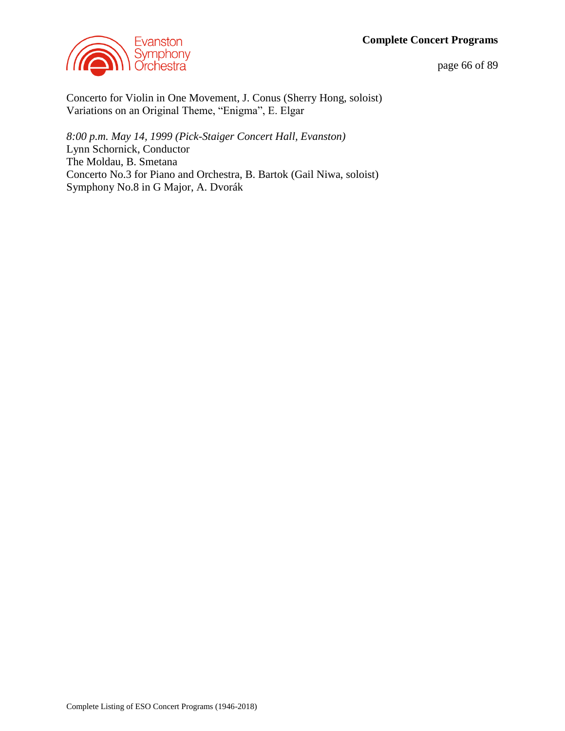Concerto for Violin in One Movement, J. Conus (Sherry Hong, soloist)
Variations on an Original Theme, “Enigma”, E. Elgar

*8:00 p.m. May 14, 1999 (Pick-Staiger Concert Hall, Evanston)*
Lynn Schornick, Conductor
The Moldau, B. Smetana
Concerto No.3 for Piano and Orchestra, B. Bartok (Gail Niwa, soloist)
Symphony No.8 in G Major, A. Dvorák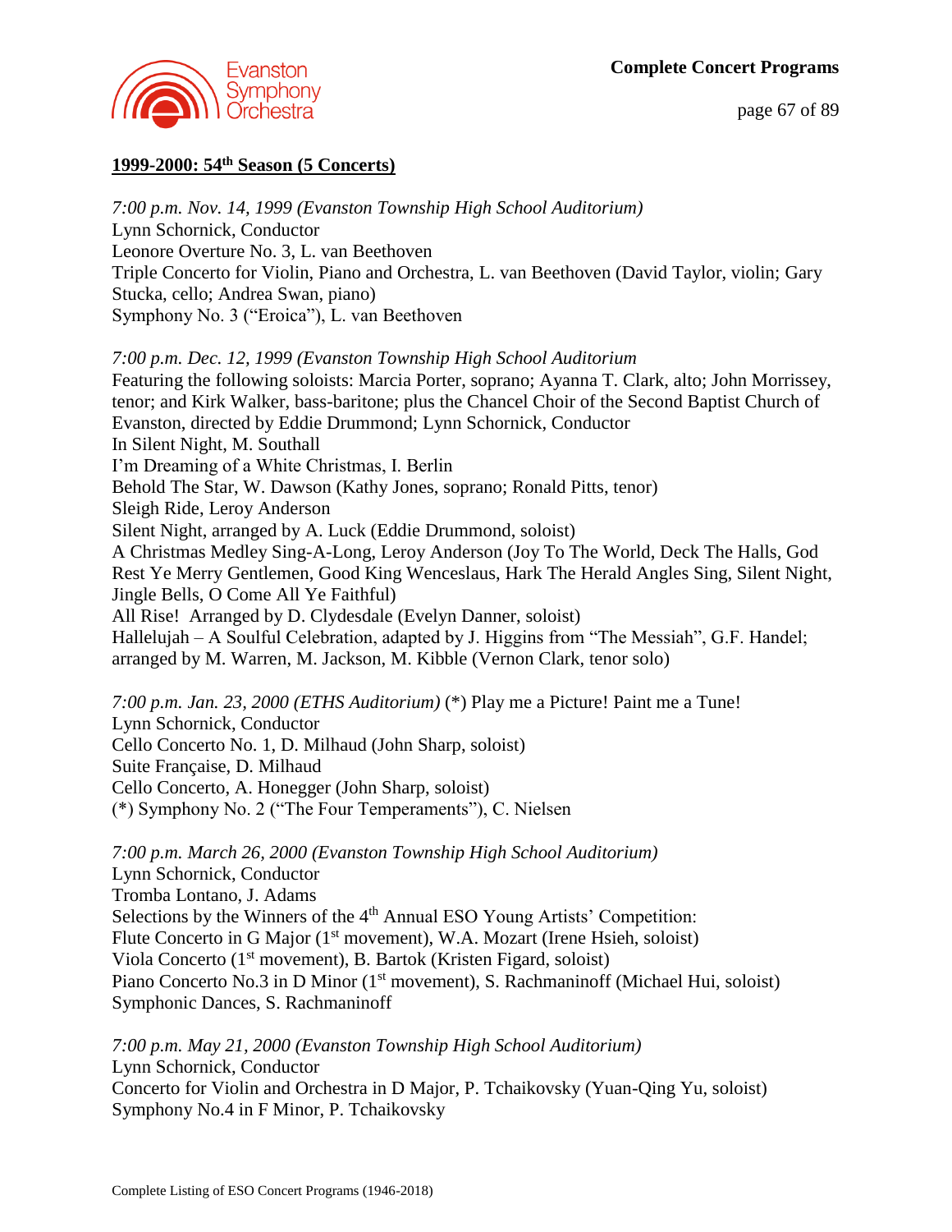## 1999-2000: 54th Season (5 Concerts)

*7:00 p.m. Nov. 14, 1999 (Evanston Township High School Auditorium)*
Lynn Schornick, Conductor
Leonore Overture No. 3, L. van Beethoven
Triple Concerto for Violin, Piano and Orchestra, L. van Beethoven (David Taylor, violin; Gary Stucka, cello; Andrea Swan, piano)
Symphony No. 3 ("Eroica"), L. van Beethoven

*7:00 p.m. Dec. 12, 1999 (Evanston Township High School Auditorium*
Featuring the following soloists: Marcia Porter, soprano; Ayanna T. Clark, alto; John Morrissey, tenor; and Kirk Walker, bass-baritone; plus the Chancel Choir of the Second Baptist Church of Evanston, directed by Eddie Drummond; Lynn Schornick, Conductor
In Silent Night, M. Southall
I'm Dreaming of a White Christmas, I. Berlin
Behold The Star, W. Dawson (Kathy Jones, soprano; Ronald Pitts, tenor)
Sleigh Ride, Leroy Anderson
Silent Night, arranged by A. Luck (Eddie Drummond, soloist)
A Christmas Medley Sing-A-Long, Leroy Anderson (Joy To The World, Deck The Halls, God Rest Ye Merry Gentlemen, Good King Wenceslaus, Hark The Herald Angles Sing, Silent Night, Jingle Bells, O Come All Ye Faithful)
All Rise! Arranged by D. Clydesdale (Evelyn Danner, soloist)
Hallelujah – A Soulful Celebration, adapted by J. Higgins from "The Messiah", G.F. Handel; arranged by M. Warren, M. Jackson, M. Kibble (Vernon Clark, tenor solo)

*7:00 p.m. Jan. 23, 2000 (ETHS Auditorium)* (*) Play me a Picture! Paint me a Tune!
Lynn Schornick, Conductor
Cello Concerto No. 1, D. Milhaud (John Sharp, soloist)
Suite Française, D. Milhaud
Cello Concerto, A. Honegger (John Sharp, soloist)
(*) Symphony No. 2 ("The Four Temperaments"), C. Nielsen

*7:00 p.m. March 26, 2000 (Evanston Township High School Auditorium)*
Lynn Schornick, Conductor
Tromba Lontano, J. Adams
Selections by the Winners of the 4th Annual ESO Young Artists' Competition:
Flute Concerto in G Major (1st movement), W.A. Mozart (Irene Hsieh, soloist)
Viola Concerto (1st movement), B. Bartok (Kristen Figard, soloist)
Piano Concerto No.3 in D Minor (1st movement), S. Rachmaninoff (Michael Hui, soloist)
Symphonic Dances, S. Rachmaninoff

*7:00 p.m. May 21, 2000 (Evanston Township High School Auditorium)*
Lynn Schornick, Conductor
Concerto for Violin and Orchestra in D Major, P. Tchaikovsky (Yuan-Qing Yu, soloist)
Symphony No.4 in F Minor, P. Tchaikovsky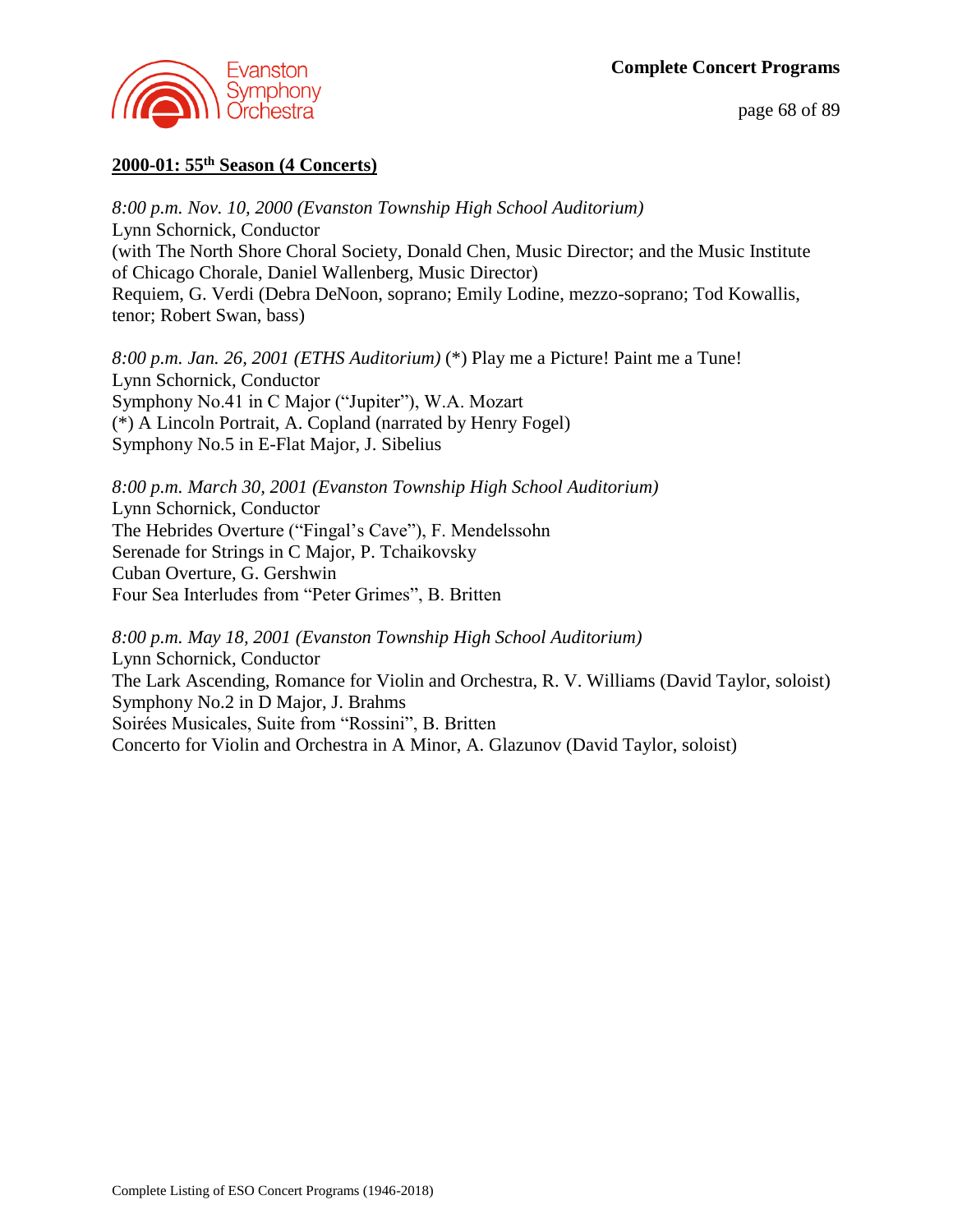## 2000-01: 55th Season (4 Concerts)

*8:00 p.m. Nov. 10, 2000 (Evanston Township High School Auditorium)*
Lynn Schornick, Conductor
(with The North Shore Choral Society, Donald Chen, Music Director; and the Music Institute of Chicago Chorale, Daniel Wallenberg, Music Director)
Requiem, G. Verdi (Debra DeNoon, soprano; Emily Lodine, mezzo-soprano; Tod Kowallis, tenor; Robert Swan, bass)

*8:00 p.m. Jan. 26, 2001 (ETHS Auditorium)* (*) Play me a Picture! Paint me a Tune!
Lynn Schornick, Conductor
Symphony No.41 in C Major ("Jupiter"), W.A. Mozart
(*) A Lincoln Portrait, A. Copland (narrated by Henry Fogel)
Symphony No.5 in E-Flat Major, J. Sibelius

*8:00 p.m. March 30, 2001 (Evanston Township High School Auditorium)*
Lynn Schornick, Conductor
The Hebrides Overture ("Fingal's Cave"), F. Mendelssohn
Serenade for Strings in C Major, P. Tchaikovsky
Cuban Overture, G. Gershwin
Four Sea Interludes from "Peter Grimes", B. Britten

*8:00 p.m. May 18, 2001 (Evanston Township High School Auditorium)*
Lynn Schornick, Conductor
The Lark Ascending, Romance for Violin and Orchestra, R. V. Williams (David Taylor, soloist)
Symphony No.2 in D Major, J. Brahms
Soirées Musicales, Suite from "Rossini", B. Britten
Concerto for Violin and Orchestra in A Minor, A. Glazunov (David Taylor, soloist)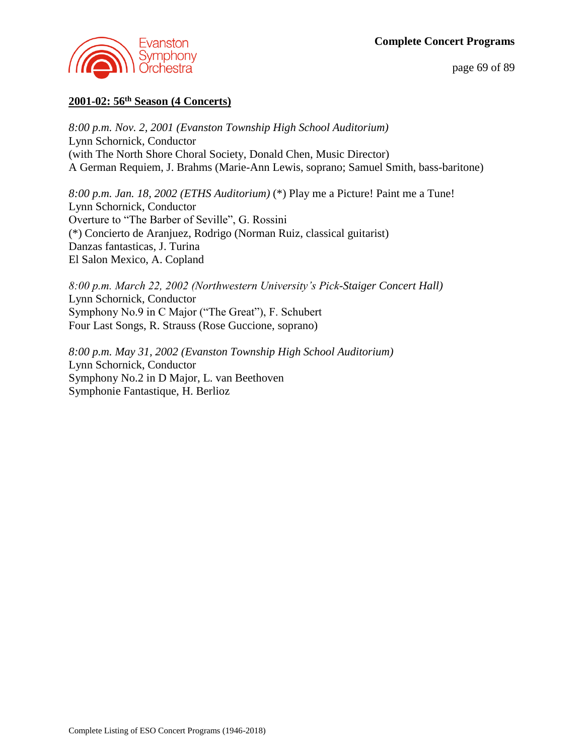## 2001-02: 56th Season (4 Concerts)

*8:00 p.m. Nov. 2, 2001 (Evanston Township High School Auditorium)*
Lynn Schornick, Conductor
(with The North Shore Choral Society, Donald Chen, Music Director)
A German Requiem, J. Brahms (Marie-Ann Lewis, soprano; Samuel Smith, bass-baritone)

*8:00 p.m. Jan. 18, 2002 (ETHS Auditorium)* (*) Play me a Picture! Paint me a Tune!
Lynn Schornick, Conductor
Overture to "The Barber of Seville", G. Rossini
(*) Concierto de Aranjuez, Rodrigo (Norman Ruiz, classical guitarist)
Danzas fantasticas, J. Turina
El Salon Mexico, A. Copland

*8:00 p.m. March 22, 2002 (Northwestern University's Pick-Staiger Concert Hall)*
Lynn Schornick, Conductor
Symphony No.9 in C Major ("The Great"), F. Schubert
Four Last Songs, R. Strauss (Rose Guccione, soprano)

*8:00 p.m. May 31, 2002 (Evanston Township High School Auditorium)*
Lynn Schornick, Conductor
Symphony No.2 in D Major, L. van Beethoven
Symphonie Fantastique, H. Berlioz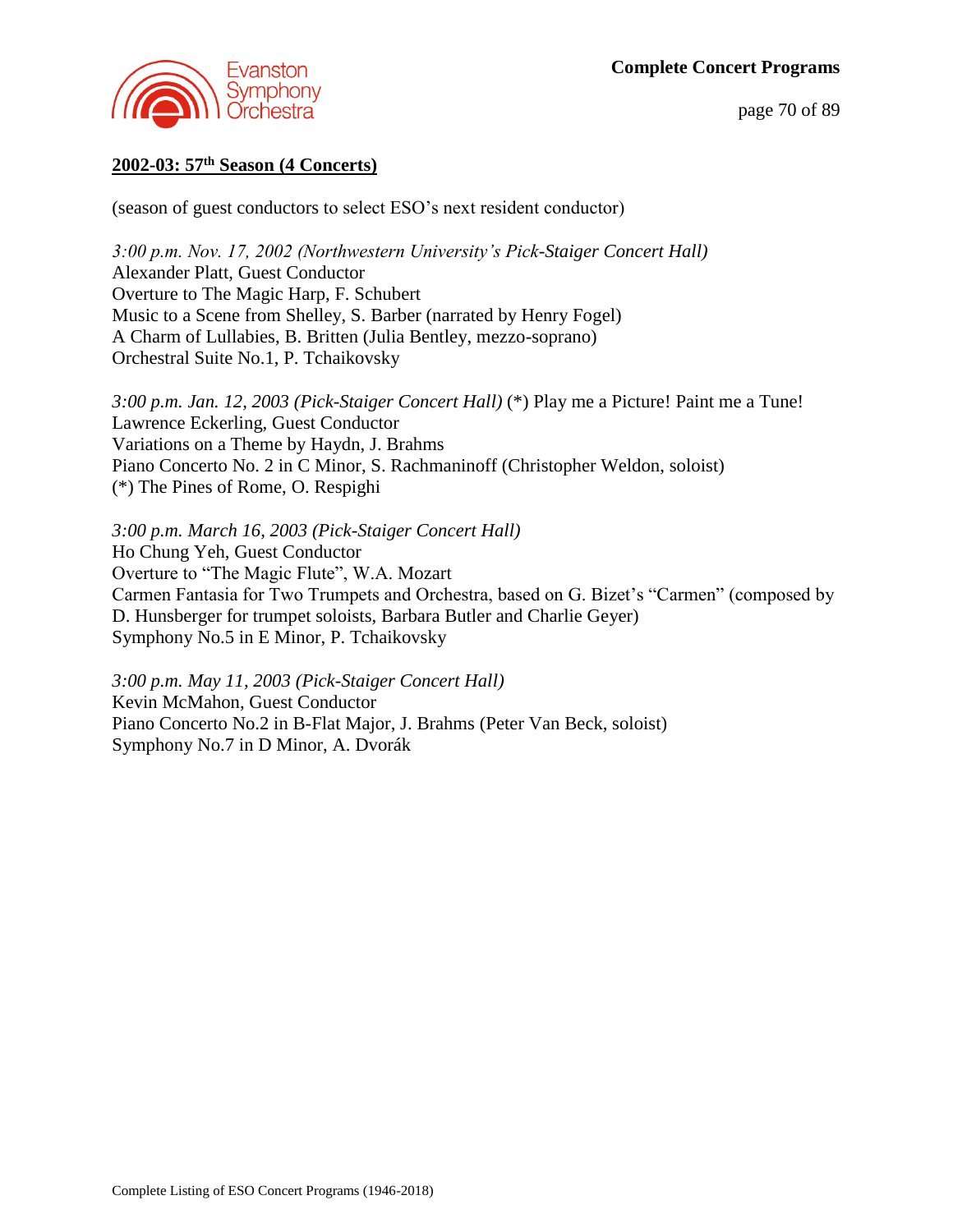## 2002-03: 57th Season (4 Concerts)

(season of guest conductors to select ESO's next resident conductor)

*3:00 p.m. Nov. 17, 2002 (Northwestern University's Pick-Staiger Concert Hall)*
Alexander Platt, Guest Conductor
Overture to The Magic Harp, F. Schubert
Music to a Scene from Shelley, S. Barber (narrated by Henry Fogel)
A Charm of Lullabies, B. Britten (Julia Bentley, mezzo-soprano)
Orchestral Suite No.1, P. Tchaikovsky

*3:00 p.m. Jan. 12, 2003 (Pick-Staiger Concert Hall)* (*) Play me a Picture! Paint me a Tune!
Lawrence Eckerling, Guest Conductor
Variations on a Theme by Haydn, J. Brahms
Piano Concerto No. 2 in C Minor, S. Rachmaninoff (Christopher Weldon, soloist)
(*) The Pines of Rome, O. Respighi

*3:00 p.m. March 16, 2003 (Pick-Staiger Concert Hall)*
Ho Chung Yeh, Guest Conductor
Overture to "The Magic Flute", W.A. Mozart
Carmen Fantasia for Two Trumpets and Orchestra, based on G. Bizet's "Carmen" (composed by D. Hunsberger for trumpet soloists, Barbara Butler and Charlie Geyer)
Symphony No.5 in E Minor, P. Tchaikovsky

*3:00 p.m. May 11, 2003 (Pick-Staiger Concert Hall)*
Kevin McMahon, Guest Conductor
Piano Concerto No.2 in B-Flat Major, J. Brahms (Peter Van Beck, soloist)
Symphony No.7 in D Minor, A. Dvorák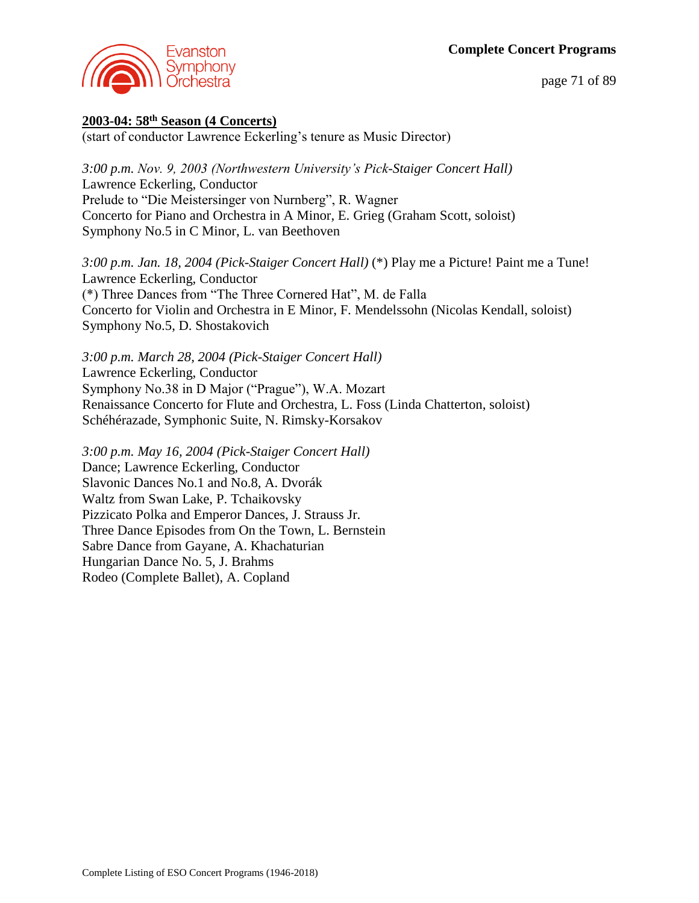## 2003-04: 58th Season (4 Concerts)

(start of conductor Lawrence Eckerling's tenure as Music Director)

*3:00 p.m. Nov. 9, 2003 (Northwestern University's Pick-Staiger Concert Hall)*
Lawrence Eckerling, Conductor
Prelude to "Die Meistersinger von Nurnberg", R. Wagner
Concerto for Piano and Orchestra in A Minor, E. Grieg (Graham Scott, soloist)
Symphony No.5 in C Minor, L. van Beethoven

*3:00 p.m. Jan. 18, 2004 (Pick-Staiger Concert Hall)* (*) Play me a Picture! Paint me a Tune!
Lawrence Eckerling, Conductor
(*) Three Dances from "The Three Cornered Hat", M. de Falla
Concerto for Violin and Orchestra in E Minor, F. Mendelssohn (Nicolas Kendall, soloist)
Symphony No.5, D. Shostakovich

*3:00 p.m. March 28, 2004 (Pick-Staiger Concert Hall)*
Lawrence Eckerling, Conductor
Symphony No.38 in D Major ("Prague"), W.A. Mozart
Renaissance Concerto for Flute and Orchestra, L. Foss (Linda Chatterton, soloist)
Schéhérazade, Symphonic Suite, N. Rimsky-Korsakov

*3:00 p.m. May 16, 2004 (Pick-Staiger Concert Hall)*
Dance; Lawrence Eckerling, Conductor
Slavonic Dances No.1 and No.8, A. Dvorák
Waltz from Swan Lake, P. Tchaikovsky
Pizzicato Polka and Emperor Dances, J. Strauss Jr.
Three Dance Episodes from On the Town, L. Bernstein
Sabre Dance from Gayane, A. Khachaturian
Hungarian Dance No. 5, J. Brahms
Rodeo (Complete Ballet), A. Copland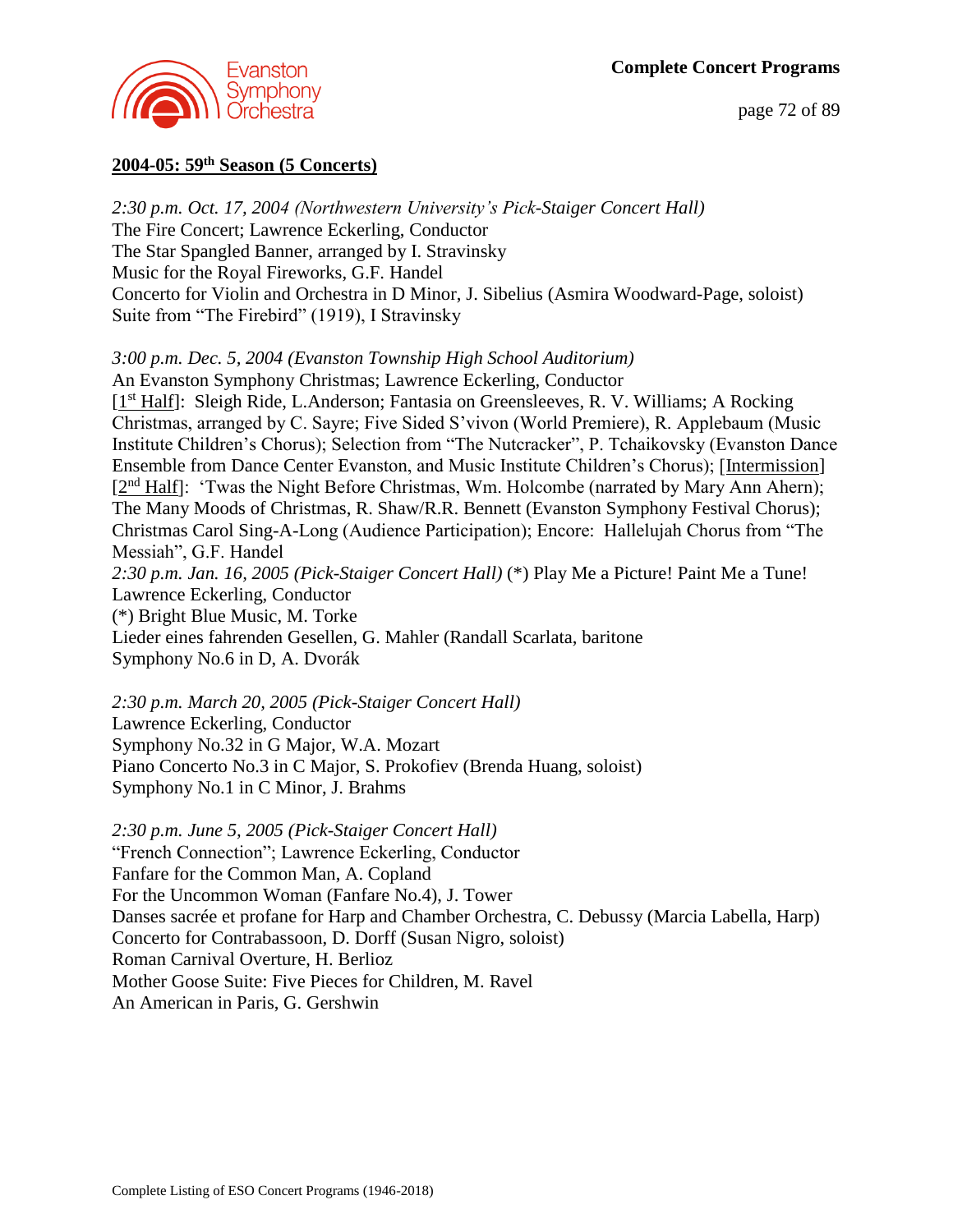## 2004-05: 59th Season (5 Concerts)

*2:30 p.m. Oct. 17, 2004 (Northwestern University's Pick-Staiger Concert Hall)*
The Fire Concert; Lawrence Eckerling, Conductor
The Star Spangled Banner, arranged by I. Stravinsky
Music for the Royal Fireworks, G.F. Handel
Concerto for Violin and Orchestra in D Minor, J. Sibelius (Asmira Woodward-Page, soloist)
Suite from "The Firebird" (1919), I Stravinsky

*3:00 p.m. Dec. 5, 2004 (Evanston Township High School Auditorium)*
An Evanston Symphony Christmas; Lawrence Eckerling, Conductor
[1st Half]: Sleigh Ride, L.Anderson; Fantasia on Greensleeves, R. V. Williams; A Rocking Christmas, arranged by C. Sayre; Five Sided S'vivon (World Premiere), R. Applebaum (Music Institute Children's Chorus); Selection from "The Nutcracker", P. Tchaikovsky (Evanston Dance Ensemble from Dance Center Evanston, and Music Institute Children's Chorus); [Intermission] [2nd Half]: 'Twas the Night Before Christmas, Wm. Holcombe (narrated by Mary Ann Ahern); The Many Moods of Christmas, R. Shaw/R.R. Bennett (Evanston Symphony Festival Chorus); Christmas Carol Sing-A-Long (Audience Participation); Encore: Hallelujah Chorus from "The Messiah", G.F. Handel
*2:30 p.m. Jan. 16, 2005 (Pick-Staiger Concert Hall)* (*) Play Me a Picture! Paint Me a Tune!
Lawrence Eckerling, Conductor
(*) Bright Blue Music, M. Torke
Lieder eines fahrenden Gesellen, G. Mahler (Randall Scarlata, baritone
Symphony No.6 in D, A. Dvorák

*2:30 p.m. March 20, 2005 (Pick-Staiger Concert Hall)*
Lawrence Eckerling, Conductor
Symphony No.32 in G Major, W.A. Mozart
Piano Concerto No.3 in C Major, S. Prokofiev (Brenda Huang, soloist)
Symphony No.1 in C Minor, J. Brahms

*2:30 p.m. June 5, 2005 (Pick-Staiger Concert Hall)*
"French Connection"; Lawrence Eckerling, Conductor
Fanfare for the Common Man, A. Copland
For the Uncommon Woman (Fanfare No.4), J. Tower
Danses sacrée et profane for Harp and Chamber Orchestra, C. Debussy (Marcia Labella, Harp)
Concerto for Contrabassoon, D. Dorff (Susan Nigro, soloist)
Roman Carnival Overture, H. Berlioz
Mother Goose Suite: Five Pieces for Children, M. Ravel
An American in Paris, G. Gershwin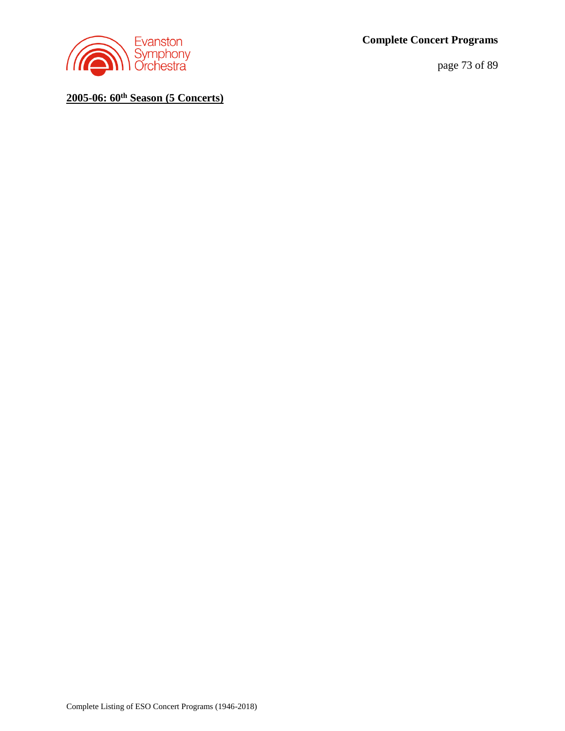## 2005-06: 60th Season (5 Concerts)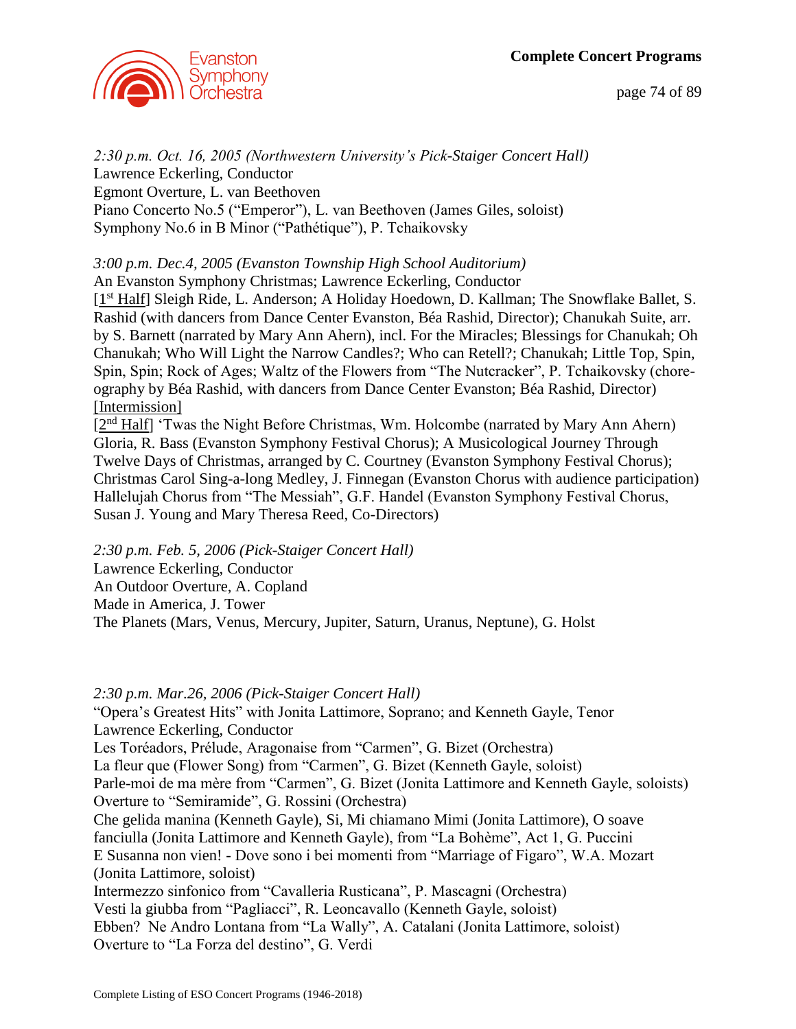*2:30 p.m. Oct. 16, 2005 (Northwestern University's Pick-Staiger Concert Hall)*
Lawrence Eckerling, Conductor
Egmont Overture, L. van Beethoven
Piano Concerto No.5 ("Emperor"), L. van Beethoven (James Giles, soloist)
Symphony No.6 in B Minor ("Pathétique"), P. Tchaikovsky

*3:00 p.m. Dec.4, 2005 (Evanston Township High School Auditorium)*
An Evanston Symphony Christmas; Lawrence Eckerling, Conductor
[1st Half] Sleigh Ride, L. Anderson; A Holiday Hoedown, D. Kallman; The Snowflake Ballet, S. Rashid (with dancers from Dance Center Evanston, Béa Rashid, Director); Chanukah Suite, arr. by S. Barnett (narrated by Mary Ann Ahern), incl. For the Miracles; Blessings for Chanukah; Oh Chanukah; Who Will Light the Narrow Candles?; Who can Retell?; Chanukah; Little Top, Spin, Spin, Spin; Rock of Ages; Waltz of the Flowers from "The Nutcracker", P. Tchaikovsky (choreography by Béa Rashid, with dancers from Dance Center Evanston; Béa Rashid, Director) [Intermission]
[2nd Half] 'Twas the Night Before Christmas, Wm. Holcombe (narrated by Mary Ann Ahern) Gloria, R. Bass (Evanston Symphony Festival Chorus); A Musicological Journey Through Twelve Days of Christmas, arranged by C. Courtney (Evanston Symphony Festival Chorus); Christmas Carol Sing-a-long Medley, J. Finnegan (Evanston Chorus with audience participation) Hallelujah Chorus from "The Messiah", G.F. Handel (Evanston Symphony Festival Chorus, Susan J. Young and Mary Theresa Reed, Co-Directors)

*2:30 p.m. Feb. 5, 2006 (Pick-Staiger Concert Hall)*
Lawrence Eckerling, Conductor
An Outdoor Overture, A. Copland
Made in America, J. Tower
The Planets (Mars, Venus, Mercury, Jupiter, Saturn, Uranus, Neptune), G. Holst

*2:30 p.m. Mar.26, 2006 (Pick-Staiger Concert Hall)*
"Opera's Greatest Hits" with Jonita Lattimore, Soprano; and Kenneth Gayle, Tenor
Lawrence Eckerling, Conductor
Les Toréadors, Prélude, Aragonaise from "Carmen", G. Bizet (Orchestra)
La fleur que (Flower Song) from "Carmen", G. Bizet (Kenneth Gayle, soloist)
Parle-moi de ma mère from "Carmen", G. Bizet (Jonita Lattimore and Kenneth Gayle, soloists)
Overture to "Semiramide", G. Rossini (Orchestra)
Che gelida manina (Kenneth Gayle), Si, Mi chiamano Mimi (Jonita Lattimore), O soave fanciulla (Jonita Lattimore and Kenneth Gayle), from "La Bohème", Act 1, G. Puccini
E Susanna non vien! - Dove sono i bei momenti from "Marriage of Figaro", W.A. Mozart (Jonita Lattimore, soloist)
Intermezzo sinfonico from "Cavalleria Rusticana", P. Mascagni (Orchestra)
Vesti la giubba from "Pagliacci", R. Leoncavallo (Kenneth Gayle, soloist)
Ebben? Ne Andro Lontana from "La Wally", A. Catalani (Jonita Lattimore, soloist)
Overture to "La Forza del destino", G. Verdi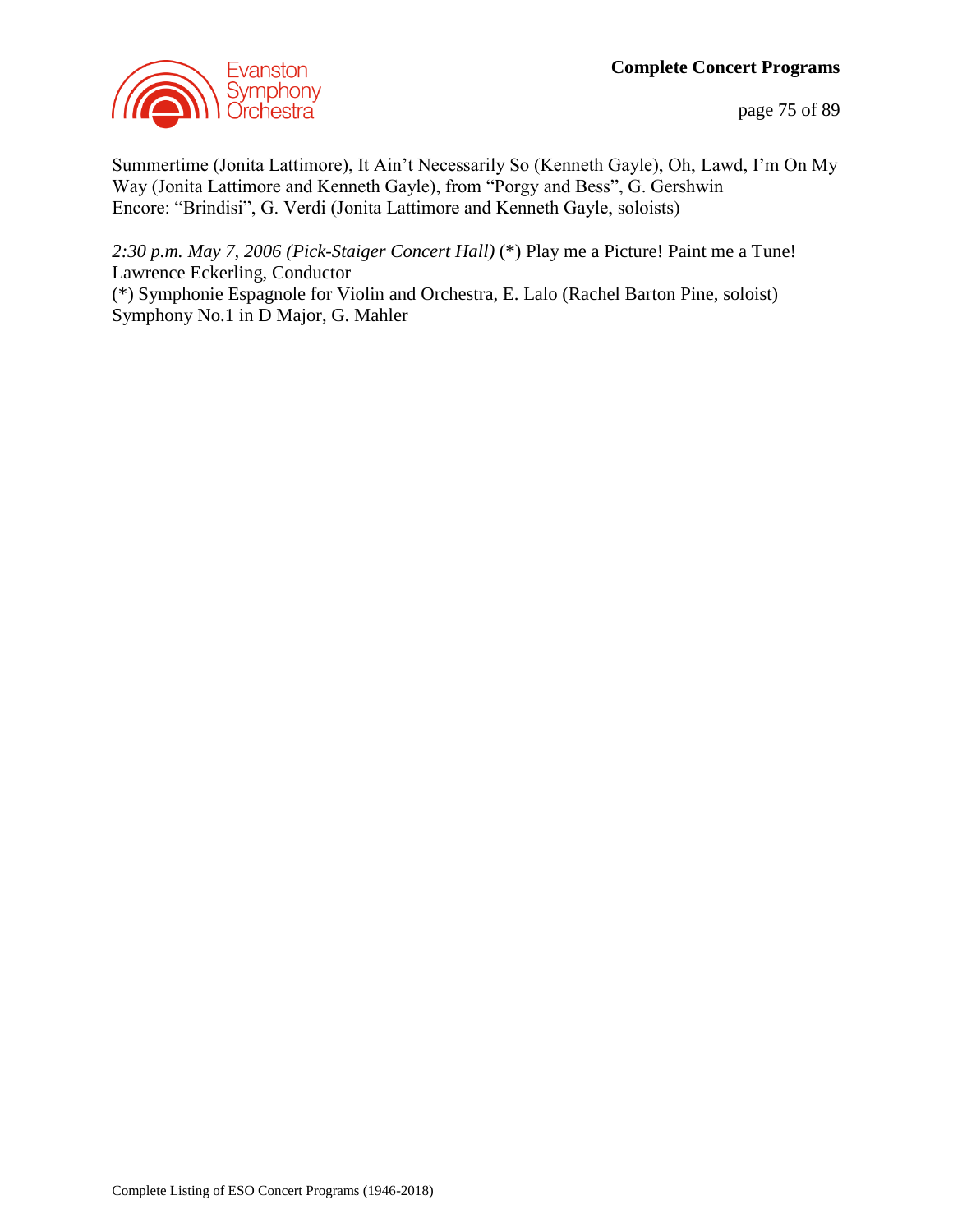Summertime (Jonita Lattimore), It Ain't Necessarily So (Kenneth Gayle), Oh, Lawd, I'm On My Way (Jonita Lattimore and Kenneth Gayle), from "Porgy and Bess", G. Gershwin
Encore: "Brindisi", G. Verdi (Jonita Lattimore and Kenneth Gayle, soloists)

*2:30 p.m. May 7, 2006 (Pick-Staiger Concert Hall)* (*) Play me a Picture! Paint me a Tune!
Lawrence Eckerling, Conductor
(*) Symphonie Espagnole for Violin and Orchestra, E. Lalo (Rachel Barton Pine, soloist)
Symphony No.1 in D Major, G. Mahler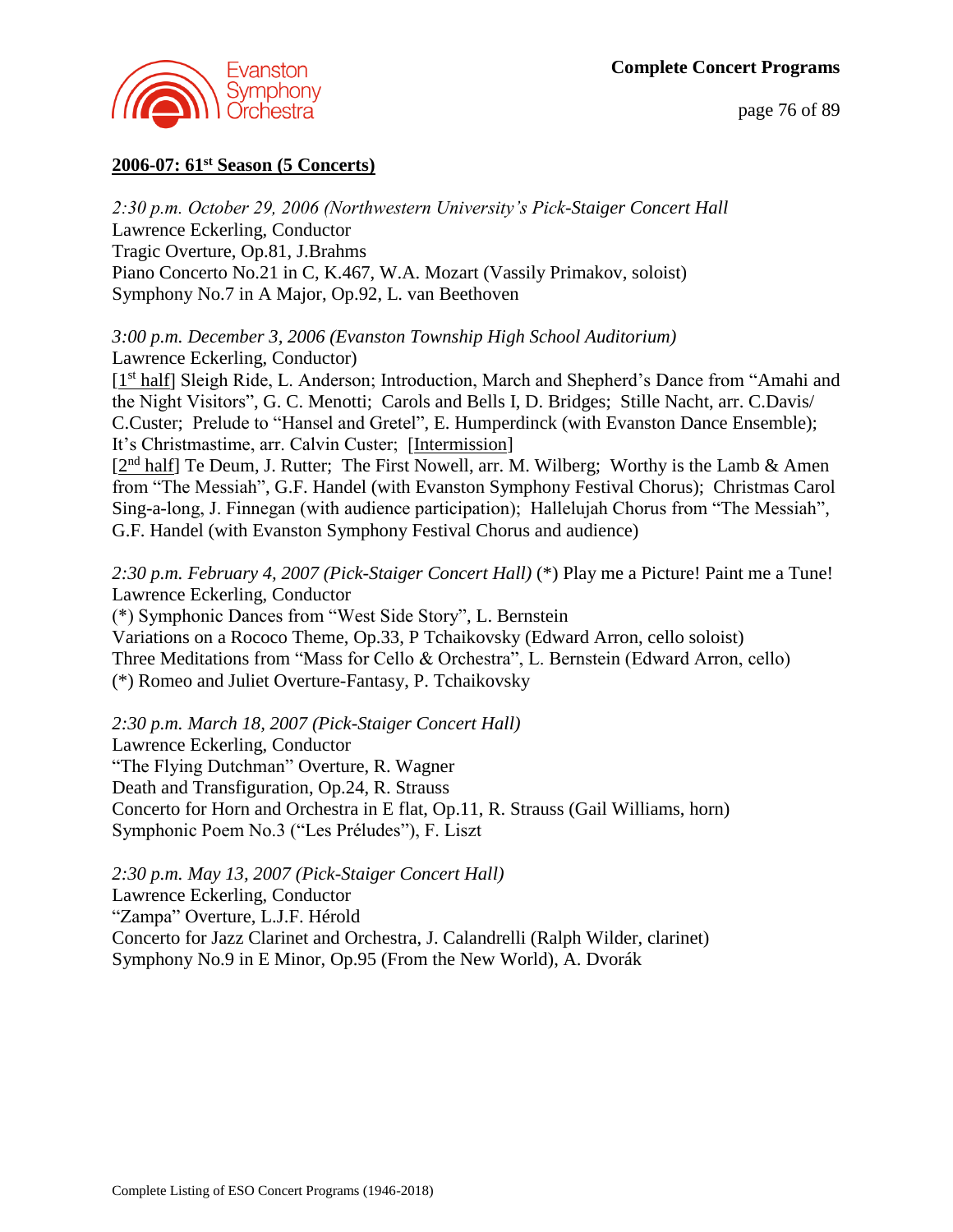## 2006-07: 61st Season (5 Concerts)

*2:30 p.m. October 29, 2006 (Northwestern University's Pick-Staiger Concert Hall*
Lawrence Eckerling, Conductor
Tragic Overture, Op.81, J.Brahms
Piano Concerto No.21 in C, K.467, W.A. Mozart (Vassily Primakov, soloist)
Symphony No.7 in A Major, Op.92, L. van Beethoven

*3:00 p.m. December 3, 2006 (Evanston Township High School Auditorium)*
Lawrence Eckerling, Conductor)
[1st half] Sleigh Ride, L. Anderson; Introduction, March and Shepherd's Dance from "Amahi and the Night Visitors", G. C. Menotti; Carols and Bells I, D. Bridges; Stille Nacht, arr. C.Davis/ C.Custer; Prelude to "Hansel and Gretel", E. Humperdinck (with Evanston Dance Ensemble); It's Christmastime, arr. Calvin Custer; [Intermission]
[2nd half] Te Deum, J. Rutter; The First Nowell, arr. M. Wilberg; Worthy is the Lamb & Amen from "The Messiah", G.F. Handel (with Evanston Symphony Festival Chorus); Christmas Carol Sing-a-long, J. Finnegan (with audience participation); Hallelujah Chorus from "The Messiah", G.F. Handel (with Evanston Symphony Festival Chorus and audience)

*2:30 p.m. February 4, 2007 (Pick-Staiger Concert Hall)* (*) Play me a Picture! Paint me a Tune!
Lawrence Eckerling, Conductor
(*) Symphonic Dances from "West Side Story", L. Bernstein
Variations on a Rococo Theme, Op.33, P Tchaikovsky (Edward Arron, cello soloist)
Three Meditations from "Mass for Cello & Orchestra", L. Bernstein (Edward Arron, cello)
(*) Romeo and Juliet Overture-Fantasy, P. Tchaikovsky

*2:30 p.m. March 18, 2007 (Pick-Staiger Concert Hall)*
Lawrence Eckerling, Conductor
"The Flying Dutchman" Overture, R. Wagner
Death and Transfiguration, Op.24, R. Strauss
Concerto for Horn and Orchestra in E flat, Op.11, R. Strauss (Gail Williams, horn)
Symphonic Poem No.3 ("Les Préludes"), F. Liszt

*2:30 p.m. May 13, 2007 (Pick-Staiger Concert Hall)*
Lawrence Eckerling, Conductor
"Zampa" Overture, L.J.F. Hérold
Concerto for Jazz Clarinet and Orchestra, J. Calandrelli (Ralph Wilder, clarinet)
Symphony No.9 in E Minor, Op.95 (From the New World), A. Dvorák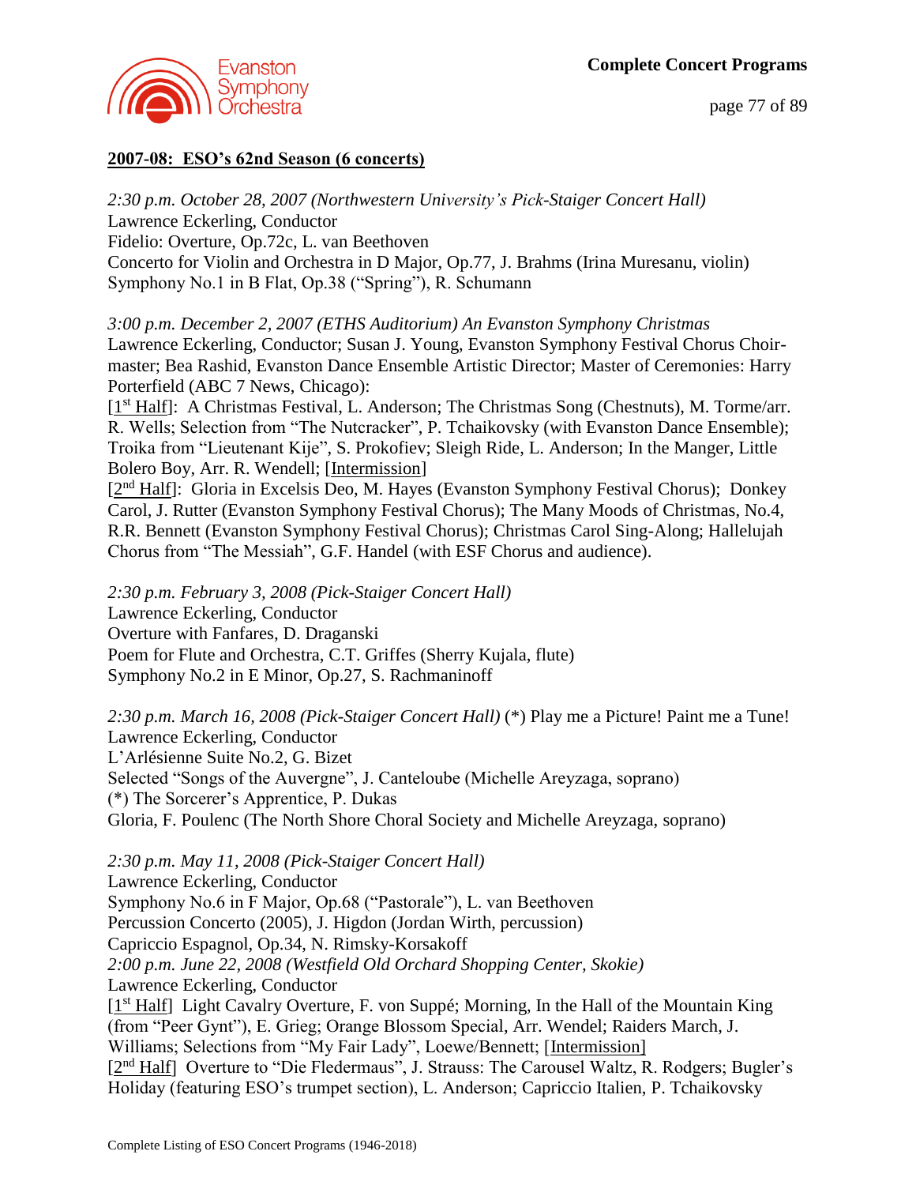**2007-08: ESO's 62nd Season (6 concerts)**

*2:30 p.m. October 28, 2007 (Northwestern University's Pick-Staiger Concert Hall)*
Lawrence Eckerling, Conductor
Fidelio: Overture, Op.72c, L. van Beethoven
Concerto for Violin and Orchestra in D Major, Op.77, J. Brahms (Irina Muresanu, violin)
Symphony No.1 in B Flat, Op.38 ("Spring"), R. Schumann

*3:00 p.m. December 2, 2007 (ETHS Auditorium) An Evanston Symphony Christmas*
Lawrence Eckerling, Conductor; Susan J. Young, Evanston Symphony Festival Chorus Choir-master; Bea Rashid, Evanston Dance Ensemble Artistic Director; Master of Ceremonies: Harry Porterfield (ABC 7 News, Chicago):
[1st Half]: A Christmas Festival, L. Anderson; The Christmas Song (Chestnuts), M. Torme/arr. R. Wells; Selection from "The Nutcracker", P. Tchaikovsky (with Evanston Dance Ensemble); Troika from "Lieutenant Kije", S. Prokofiev; Sleigh Ride, L. Anderson; In the Manger, Little Bolero Boy, Arr. R. Wendell; [Intermission]
[2nd Half]: Gloria in Excelsis Deo, M. Hayes (Evanston Symphony Festival Chorus); Donkey Carol, J. Rutter (Evanston Symphony Festival Chorus); The Many Moods of Christmas, No.4, R.R. Bennett (Evanston Symphony Festival Chorus); Christmas Carol Sing-Along; Hallelujah Chorus from "The Messiah", G.F. Handel (with ESF Chorus and audience).

*2:30 p.m. February 3, 2008 (Pick-Staiger Concert Hall)*
Lawrence Eckerling, Conductor
Overture with Fanfares, D. Draganski
Poem for Flute and Orchestra, C.T. Griffes (Sherry Kujala, flute)
Symphony No.2 in E Minor, Op.27, S. Rachmaninoff

*2:30 p.m. March 16, 2008 (Pick-Staiger Concert Hall)* (*) Play me a Picture! Paint me a Tune!
Lawrence Eckerling, Conductor
L'Arlésienne Suite No.2, G. Bizet
Selected "Songs of the Auvergne", J. Canteloube (Michelle Areyzaga, soprano)
(*) The Sorcerer's Apprentice, P. Dukas
Gloria, F. Poulenc (The North Shore Choral Society and Michelle Areyzaga, soprano)

*2:30 p.m. May 11, 2008 (Pick-Staiger Concert Hall)*
Lawrence Eckerling, Conductor
Symphony No.6 in F Major, Op.68 ("Pastorale"), L. van Beethoven
Percussion Concerto (2005), J. Higdon (Jordan Wirth, percussion)
Capriccio Espagnol, Op.34, N. Rimsky-Korsakoff
*2:00 p.m. June 22, 2008 (Westfield Old Orchard Shopping Center, Skokie)*
Lawrence Eckerling, Conductor
[1st Half] Light Cavalry Overture, F. von Suppé; Morning, In the Hall of the Mountain King (from "Peer Gynt"), E. Grieg; Orange Blossom Special, Arr. Wendel; Raiders March, J. Williams; Selections from "My Fair Lady", Loewe/Bennett; [Intermission]
[2nd Half] Overture to "Die Fledermaus", J. Strauss: The Carousel Waltz, R. Rodgers; Bugler's Holiday (featuring ESO's trumpet section), L. Anderson; Capriccio Italien, P. Tchaikovsky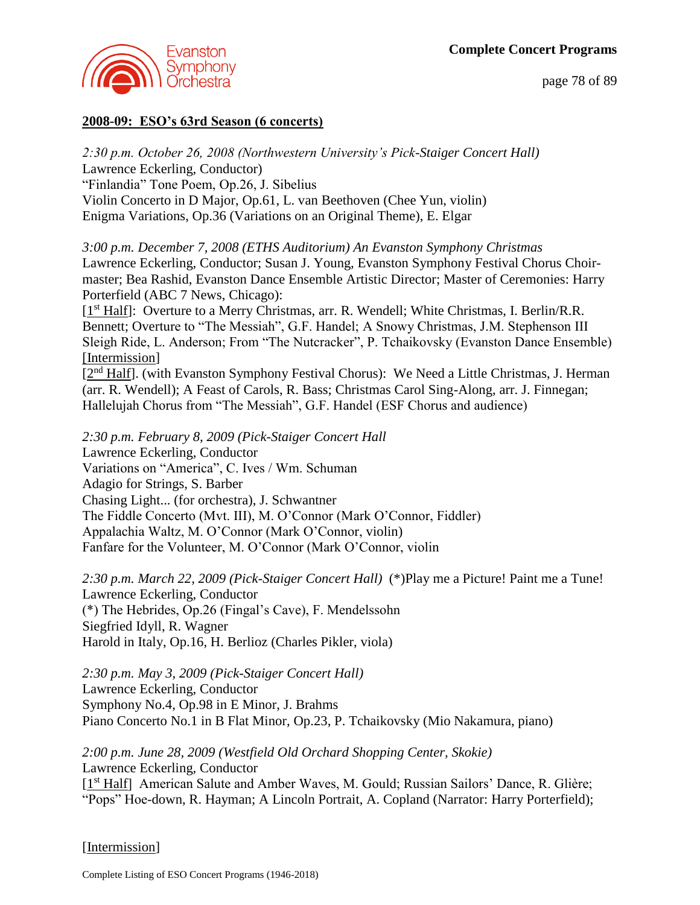## 2008-09: ESO's 63rd Season (6 concerts)

*2:30 p.m. October 26, 2008 (Northwestern University's Pick-Staiger Concert Hall)*
Lawrence Eckerling, Conductor)
"Finlandia" Tone Poem, Op.26, J. Sibelius
Violin Concerto in D Major, Op.61, L. van Beethoven (Chee Yun, violin)
Enigma Variations, Op.36 (Variations on an Original Theme), E. Elgar

*3:00 p.m. December 7, 2008 (ETHS Auditorium) An Evanston Symphony Christmas*
Lawrence Eckerling, Conductor; Susan J. Young, Evanston Symphony Festival Chorus Choir-master; Bea Rashid, Evanston Dance Ensemble Artistic Director; Master of Ceremonies: Harry Porterfield (ABC 7 News, Chicago):
[1st Half]: Overture to a Merry Christmas, arr. R. Wendell; White Christmas, I. Berlin/R.R. Bennett; Overture to "The Messiah", G.F. Handel; A Snowy Christmas, J.M. Stephenson III Sleigh Ride, L. Anderson; From "The Nutcracker", P. Tchaikovsky (Evanston Dance Ensemble)
[Intermission]
[2nd Half]. (with Evanston Symphony Festival Chorus): We Need a Little Christmas, J. Herman (arr. R. Wendell); A Feast of Carols, R. Bass; Christmas Carol Sing-Along, arr. J. Finnegan; Hallelujah Chorus from "The Messiah", G.F. Handel (ESF Chorus and audience)

*2:30 p.m. February 8, 2009 (Pick-Staiger Concert Hall*
Lawrence Eckerling, Conductor
Variations on "America", C. Ives / Wm. Schuman
Adagio for Strings, S. Barber
Chasing Light... (for orchestra), J. Schwantner
The Fiddle Concerto (Mvt. III), M. O'Connor (Mark O'Connor, Fiddler)
Appalachia Waltz, M. O'Connor (Mark O'Connor, violin)
Fanfare for the Volunteer, M. O'Connor (Mark O'Connor, violin

*2:30 p.m. March 22, 2009 (Pick-Staiger Concert Hall)* (*)Play me a Picture! Paint me a Tune!
Lawrence Eckerling, Conductor
(*) The Hebrides, Op.26 (Fingal's Cave), F. Mendelssohn
Siegfried Idyll, R. Wagner
Harold in Italy, Op.16, H. Berlioz (Charles Pikler, viola)

*2:30 p.m. May 3, 2009 (Pick-Staiger Concert Hall)*
Lawrence Eckerling, Conductor
Symphony No.4, Op.98 in E Minor, J. Brahms
Piano Concerto No.1 in B Flat Minor, Op.23, P. Tchaikovsky (Mio Nakamura, piano)

*2:00 p.m. June 28, 2009 (Westfield Old Orchard Shopping Center, Skokie)*
Lawrence Eckerling, Conductor
[1st Half] American Salute and Amber Waves, M. Gould; Russian Sailors' Dance, R. Glière; "Pops" Hoe-down, R. Hayman; A Lincoln Portrait, A. Copland (Narrator: Harry Porterfield);

[Intermission]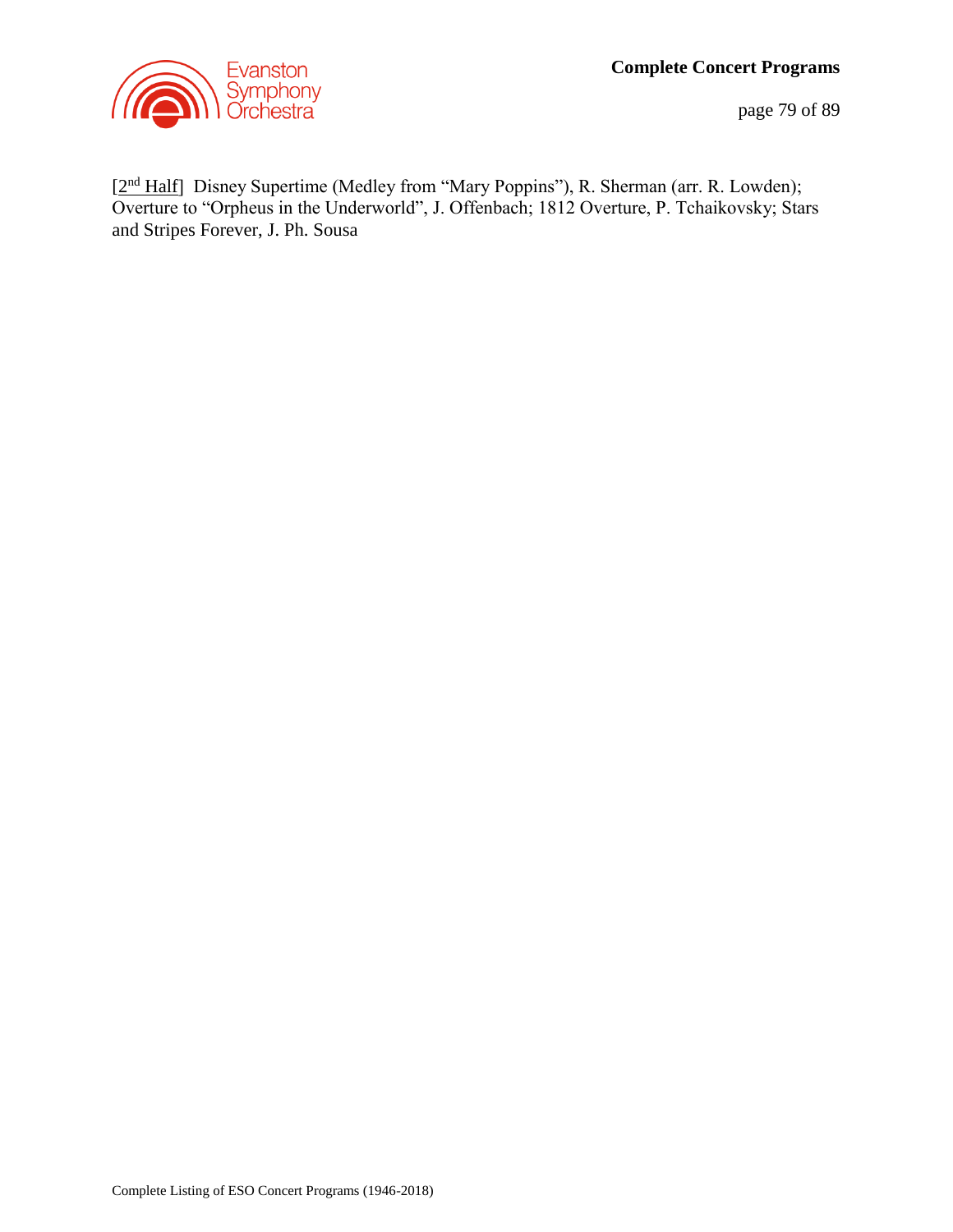[2nd Half]  Disney Supertime (Medley from "Mary Poppins"), R. Sherman (arr. R. Lowden); Overture to "Orpheus in the Underworld", J. Offenbach; 1812 Overture, P. Tchaikovsky; Stars and Stripes Forever, J. Ph. Sousa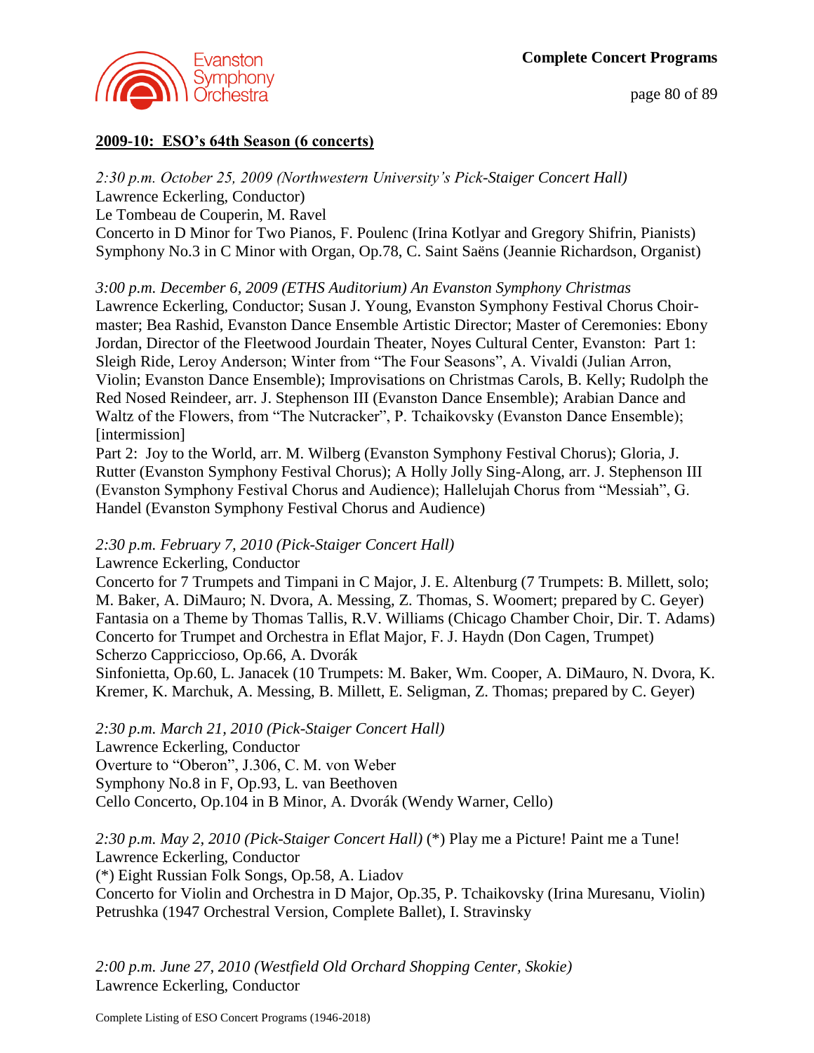## 2009-10: ESO's 64th Season (6 concerts)

*2:30 p.m. October 25, 2009 (Northwestern University's Pick-Staiger Concert Hall)*
Lawrence Eckerling, Conductor)
Le Tombeau de Couperin, M. Ravel
Concerto in D Minor for Two Pianos, F. Poulenc (Irina Kotlyar and Gregory Shifrin, Pianists)
Symphony No.3 in C Minor with Organ, Op.78, C. Saint Saëns (Jeannie Richardson, Organist)

*3:00 p.m. December 6, 2009 (ETHS Auditorium) An Evanston Symphony Christmas*
Lawrence Eckerling, Conductor; Susan J. Young, Evanston Symphony Festival Chorus Choir-master; Bea Rashid, Evanston Dance Ensemble Artistic Director; Master of Ceremonies: Ebony Jordan, Director of the Fleetwood Jourdain Theater, Noyes Cultural Center, Evanston: Part 1: Sleigh Ride, Leroy Anderson; Winter from "The Four Seasons", A. Vivaldi (Julian Arron, Violin; Evanston Dance Ensemble); Improvisations on Christmas Carols, B. Kelly; Rudolph the Red Nosed Reindeer, arr. J. Stephenson III (Evanston Dance Ensemble); Arabian Dance and Waltz of the Flowers, from "The Nutcracker", P. Tchaikovsky (Evanston Dance Ensemble); [intermission]
Part 2: Joy to the World, arr. M. Wilberg (Evanston Symphony Festival Chorus); Gloria, J. Rutter (Evanston Symphony Festival Chorus); A Holly Jolly Sing-Along, arr. J. Stephenson III (Evanston Symphony Festival Chorus and Audience); Hallelujah Chorus from "Messiah", G. Handel (Evanston Symphony Festival Chorus and Audience)

*2:30 p.m. February 7, 2010 (Pick-Staiger Concert Hall)*
Lawrence Eckerling, Conductor
Concerto for 7 Trumpets and Timpani in C Major, J. E. Altenburg (7 Trumpets: B. Millett, solo; M. Baker, A. DiMauro; N. Dvora, A. Messing, Z. Thomas, S. Woomert; prepared by C. Geyer)
Fantasia on a Theme by Thomas Tallis, R.V. Williams (Chicago Chamber Choir, Dir. T. Adams)
Concerto for Trumpet and Orchestra in Eflat Major, F. J. Haydn (Don Cagen, Trumpet)
Scherzo Cappricioso, Op.66, A. Dvorák
Sinfonietta, Op.60, L. Janacek (10 Trumpets: M. Baker, Wm. Cooper, A. DiMauro, N. Dvora, K. Kremer, K. Marchuk, A. Messing, B. Millett, E. Seligman, Z. Thomas; prepared by C. Geyer)

*2:30 p.m. March 21, 2010 (Pick-Staiger Concert Hall)*
Lawrence Eckerling, Conductor
Overture to "Oberon", J.306, C. M. von Weber
Symphony No.8 in F, Op.93, L. van Beethoven
Cello Concerto, Op.104 in B Minor, A. Dvorák (Wendy Warner, Cello)

*2:30 p.m. May 2, 2010 (Pick-Staiger Concert Hall)* (*) Play me a Picture! Paint me a Tune!
Lawrence Eckerling, Conductor
(*) Eight Russian Folk Songs, Op.58, A. Liadov
Concerto for Violin and Orchestra in D Major, Op.35, P. Tchaikovsky (Irina Muresanu, Violin)
Petrushka (1947 Orchestral Version, Complete Ballet), I. Stravinsky

*2:00 p.m. June 27, 2010 (Westfield Old Orchard Shopping Center, Skokie)*
Lawrence Eckerling, Conductor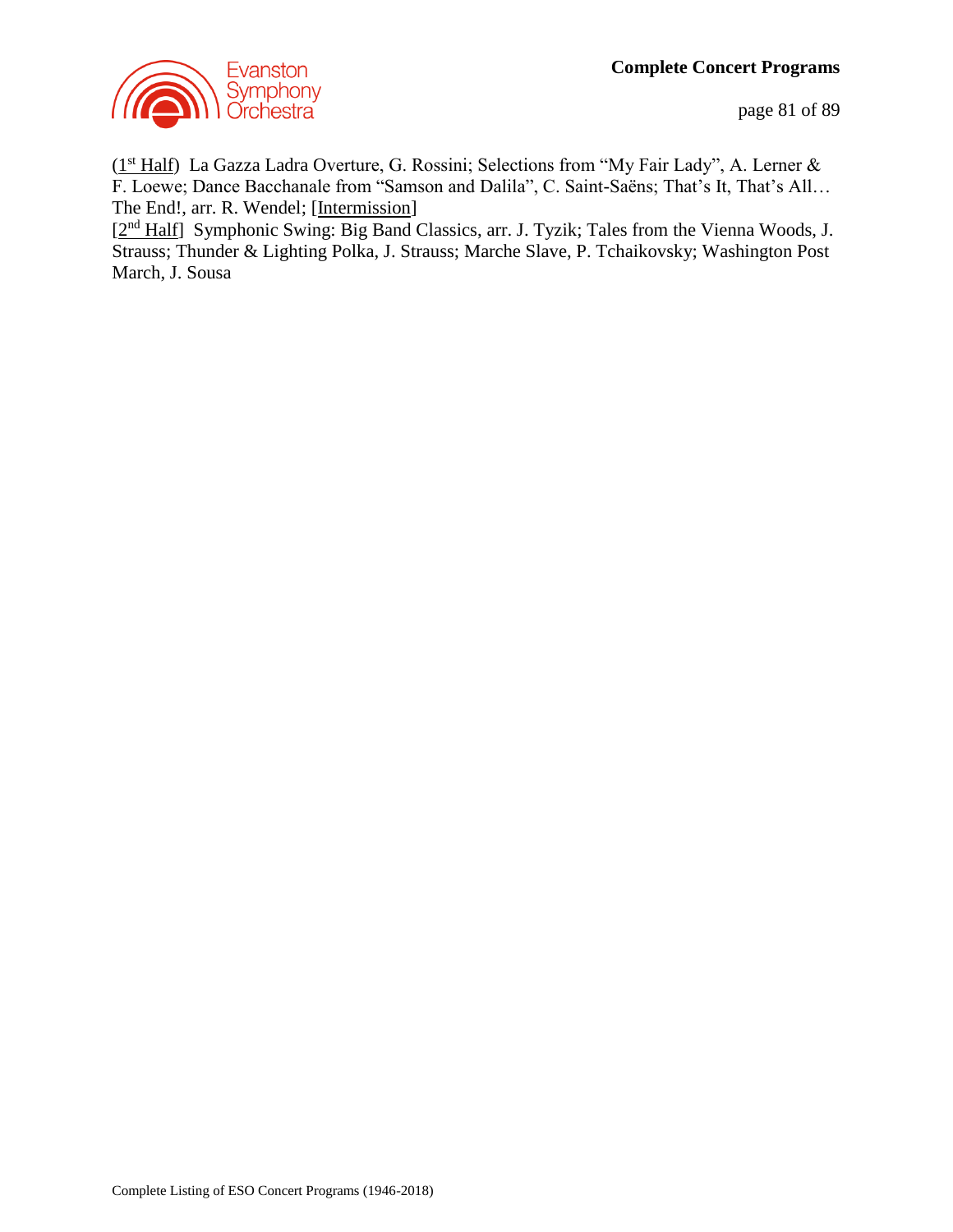(1st Half) La Gazza Ladra Overture, G. Rossini; Selections from "My Fair Lady", A. Lerner & F. Loewe; Dance Bacchanale from "Samson and Dalila", C. Saint-Saëns; That's It, That's All… The End!, arr. R. Wendel; [Intermission]
[2nd Half] Symphonic Swing: Big Band Classics, arr. J. Tyzik; Tales from the Vienna Woods, J. Strauss; Thunder & Lighting Polka, J. Strauss; Marche Slave, P. Tchaikovsky; Washington Post March, J. Sousa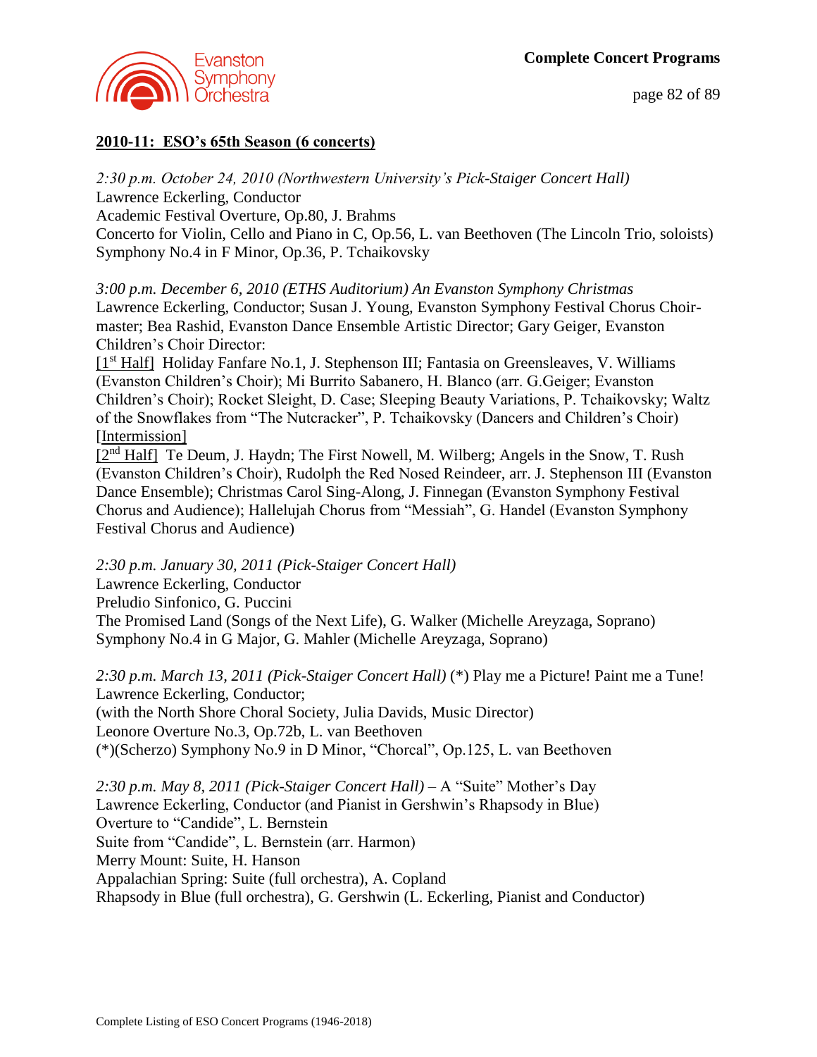## 2010-11: ESO's 65th Season (6 concerts)

*2:30 p.m. October 24, 2010 (Northwestern University's Pick-Staiger Concert Hall)*
Lawrence Eckerling, Conductor
Academic Festival Overture, Op.80, J. Brahms
Concerto for Violin, Cello and Piano in C, Op.56, L. van Beethoven (The Lincoln Trio, soloists)
Symphony No.4 in F Minor, Op.36, P. Tchaikovsky

*3:00 p.m. December 6, 2010 (ETHS Auditorium) An Evanston Symphony Christmas*
Lawrence Eckerling, Conductor; Susan J. Young, Evanston Symphony Festival Chorus Choir-master; Bea Rashid, Evanston Dance Ensemble Artistic Director; Gary Geiger, Evanston Children's Choir Director:
[1st Half] Holiday Fanfare No.1, J. Stephenson III; Fantasia on Greensleeves, V. Williams (Evanston Children's Choir); Mi Burrito Sabanero, H. Blanco (arr. G.Geiger; Evanston Children's Choir); Rocket Sleight, D. Case; Sleeping Beauty Variations, P. Tchaikovsky; Waltz of the Snowflakes from "The Nutcracker", P. Tchaikovsky (Dancers and Children's Choir)
[Intermission]
[2nd Half] Te Deum, J. Haydn; The First Nowell, M. Wilberg; Angels in the Snow, T. Rush (Evanston Children's Choir), Rudolph the Red Nosed Reindeer, arr. J. Stephenson III (Evanston Dance Ensemble); Christmas Carol Sing-Along, J. Finnegan (Evanston Symphony Festival Chorus and Audience); Hallelujah Chorus from "Messiah", G. Handel (Evanston Symphony Festival Chorus and Audience)

*2:30 p.m. January 30, 2011 (Pick-Staiger Concert Hall)*
Lawrence Eckerling, Conductor
Preludio Sinfonico, G. Puccini
The Promised Land (Songs of the Next Life), G. Walker (Michelle Areyzaga, Soprano)
Symphony No.4 in G Major, G. Mahler (Michelle Areyzaga, Soprano)

*2:30 p.m. March 13, 2011 (Pick-Staiger Concert Hall)* (*) Play me a Picture! Paint me a Tune!
Lawrence Eckerling, Conductor;
(with the North Shore Choral Society, Julia Davids, Music Director)
Leonore Overture No.3, Op.72b, L. van Beethoven
(*)(Scherzo) Symphony No.9 in D Minor, "Chorcal", Op.125, L. van Beethoven

*2:30 p.m. May 8, 2011 (Pick-Staiger Concert Hall)* – A "Suite" Mother's Day
Lawrence Eckerling, Conductor (and Pianist in Gershwin's Rhapsody in Blue)
Overture to "Candide", L. Bernstein
Suite from "Candide", L. Bernstein (arr. Harmon)
Merry Mount: Suite, H. Hanson
Appalachian Spring: Suite (full orchestra), A. Copland
Rhapsody in Blue (full orchestra), G. Gershwin (L. Eckerling, Pianist and Conductor)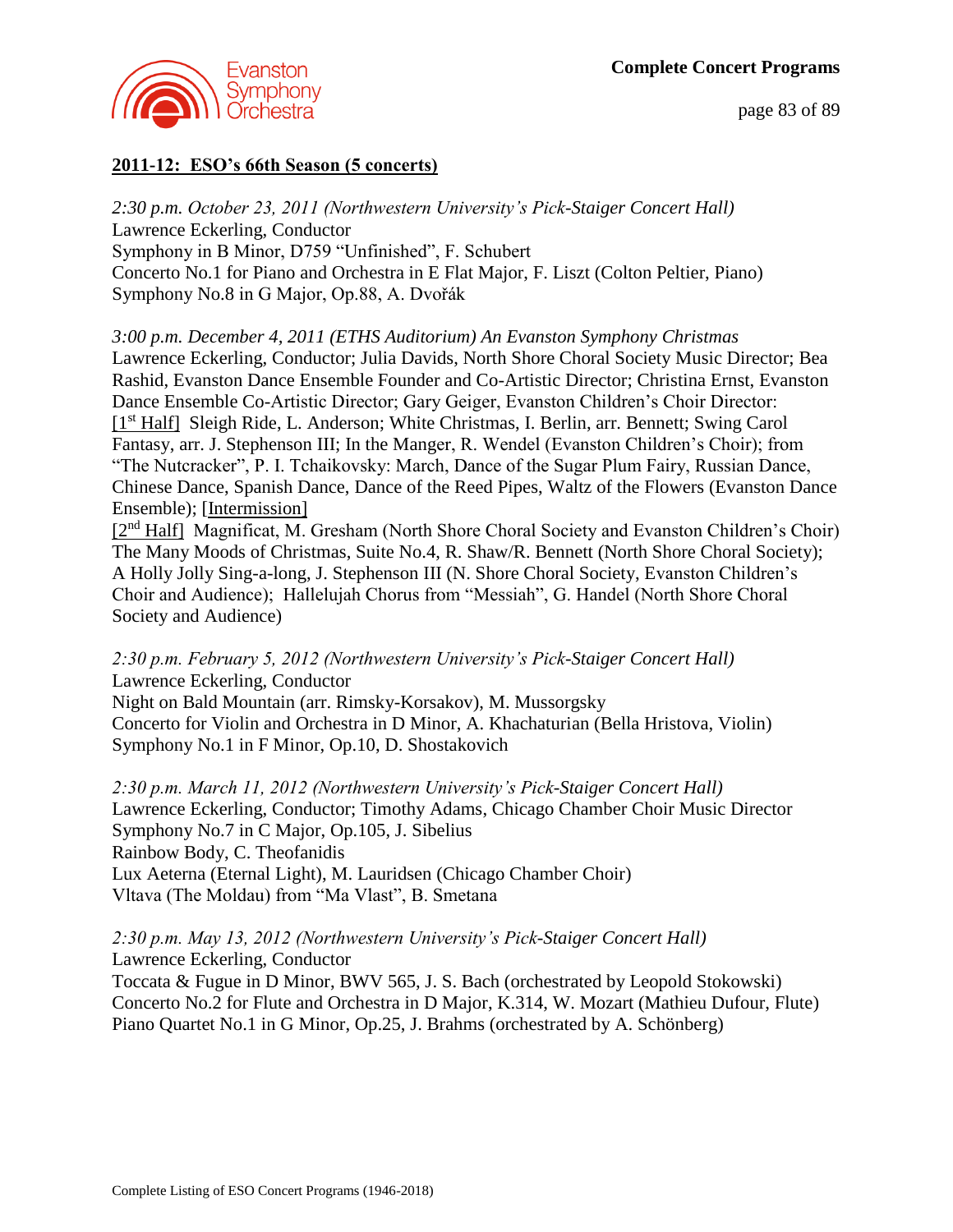## 2011-12: ESO's 66th Season (5 concerts)

*2:30 p.m. October 23, 2011 (Northwestern University's Pick-Staiger Concert Hall)*
Lawrence Eckerling, Conductor
Symphony in B Minor, D759 "Unfinished", F. Schubert
Concerto No.1 for Piano and Orchestra in E Flat Major, F. Liszt (Colton Peltier, Piano)
Symphony No.8 in G Major, Op.88, A. Dvořák

*3:00 p.m. December 4, 2011 (ETHS Auditorium) An Evanston Symphony Christmas*
Lawrence Eckerling, Conductor; Julia Davids, North Shore Choral Society Music Director; Bea Rashid, Evanston Dance Ensemble Founder and Co-Artistic Director; Christina Ernst, Evanston Dance Ensemble Co-Artistic Director; Gary Geiger, Evanston Children's Choir Director:
[1st Half] Sleigh Ride, L. Anderson; White Christmas, I. Berlin, arr. Bennett; Swing Carol Fantasy, arr. J. Stephenson III; In the Manger, R. Wendel (Evanston Children's Choir); from "The Nutcracker", P. I. Tchaikovsky: March, Dance of the Sugar Plum Fairy, Russian Dance, Chinese Dance, Spanish Dance, Dance of the Reed Pipes, Waltz of the Flowers (Evanston Dance Ensemble); [Intermission]
[2nd Half] Magnificat, M. Gresham (North Shore Choral Society and Evanston Children's Choir) The Many Moods of Christmas, Suite No.4, R. Shaw/R. Bennett (North Shore Choral Society); A Holly Jolly Sing-a-long, J. Stephenson III (N. Shore Choral Society, Evanston Children's Choir and Audience); Hallelujah Chorus from "Messiah", G. Handel (North Shore Choral Society and Audience)

*2:30 p.m. February 5, 2012 (Northwestern University's Pick-Staiger Concert Hall)*
Lawrence Eckerling, Conductor
Night on Bald Mountain (arr. Rimsky-Korsakov), M. Mussorgsky
Concerto for Violin and Orchestra in D Minor, A. Khachaturian (Bella Hristova, Violin)
Symphony No.1 in F Minor, Op.10, D. Shostakovich

*2:30 p.m. March 11, 2012 (Northwestern University's Pick-Staiger Concert Hall)*
Lawrence Eckerling, Conductor; Timothy Adams, Chicago Chamber Choir Music Director
Symphony No.7 in C Major, Op.105, J. Sibelius
Rainbow Body, C. Theofanidis
Lux Aeterna (Eternal Light), M. Lauridsen (Chicago Chamber Choir)
Vltava (The Moldau) from "Ma Vlast", B. Smetana

*2:30 p.m. May 13, 2012 (Northwestern University's Pick-Staiger Concert Hall)*
Lawrence Eckerling, Conductor
Toccata & Fugue in D Minor, BWV 565, J. S. Bach (orchestrated by Leopold Stokowski)
Concerto No.2 for Flute and Orchestra in D Major, K.314, W. Mozart (Mathieu Dufour, Flute)
Piano Quartet No.1 in G Minor, Op.25, J. Brahms (orchestrated by A. Schönberg)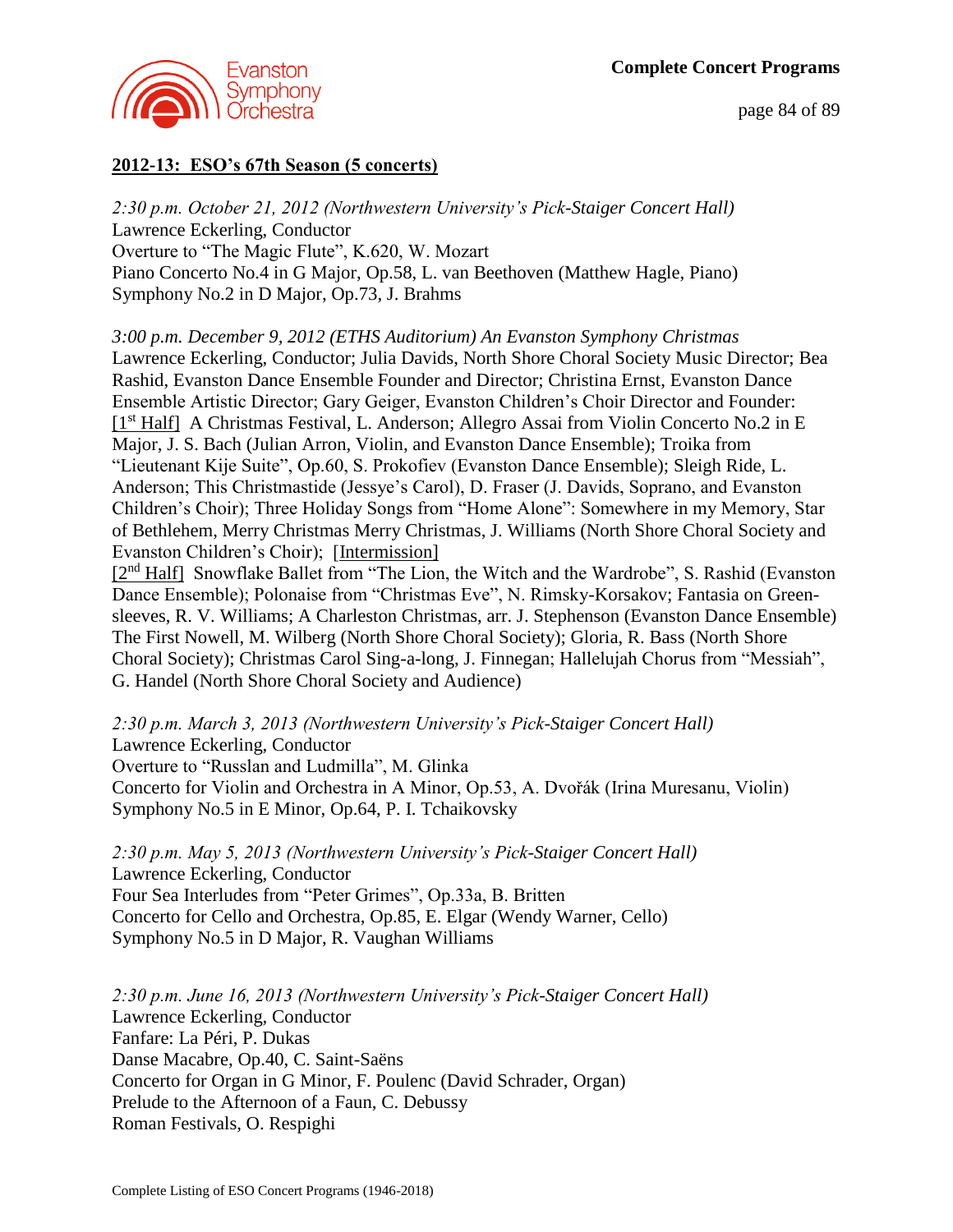## 2012-13: ESO's 67th Season (5 concerts)

*2:30 p.m. October 21, 2012 (Northwestern University's Pick-Staiger Concert Hall)*
Lawrence Eckerling, Conductor
Overture to "The Magic Flute", K.620, W. Mozart
Piano Concerto No.4 in G Major, Op.58, L. van Beethoven (Matthew Hagle, Piano)
Symphony No.2 in D Major, Op.73, J. Brahms

*3:00 p.m. December 9, 2012 (ETHS Auditorium) An Evanston Symphony Christmas*
Lawrence Eckerling, Conductor; Julia Davids, North Shore Choral Society Music Director; Bea Rashid, Evanston Dance Ensemble Founder and Director; Christina Ernst, Evanston Dance Ensemble Artistic Director; Gary Geiger, Evanston Children's Choir Director and Founder: [1st Half] A Christmas Festival, L. Anderson; Allegro Assai from Violin Concerto No.2 in E Major, J. S. Bach (Julian Arron, Violin, and Evanston Dance Ensemble); Troika from "Lieutenant Kije Suite", Op.60, S. Prokofiev (Evanston Dance Ensemble); Sleigh Ride, L. Anderson; This Christmastide (Jessye's Carol), D. Fraser (J. Davids, Soprano, and Evanston Children's Choir); Three Holiday Songs from "Home Alone": Somewhere in my Memory, Star of Bethlehem, Merry Christmas Merry Christmas, J. Williams (North Shore Choral Society and Evanston Children's Choir); [Intermission]
[2nd Half] Snowflake Ballet from "The Lion, the Witch and the Wardrobe", S. Rashid (Evanston Dance Ensemble); Polonaise from "Christmas Eve", N. Rimsky-Korsakov; Fantasia on Greensleeves, R. V. Williams; A Charleston Christmas, arr. J. Stephenson (Evanston Dance Ensemble) The First Nowell, M. Wilberg (North Shore Choral Society); Gloria, R. Bass (North Shore Choral Society); Christmas Carol Sing-a-long, J. Finnegan; Hallelujah Chorus from "Messiah", G. Handel (North Shore Choral Society and Audience)

*2:30 p.m. March 3, 2013 (Northwestern University's Pick-Staiger Concert Hall)*
Lawrence Eckerling, Conductor
Overture to "Russlan and Ludmilla", M. Glinka
Concerto for Violin and Orchestra in A Minor, Op.53, A. Dvořák (Irina Muresanu, Violin)
Symphony No.5 in E Minor, Op.64, P. I. Tchaikovsky

*2:30 p.m. May 5, 2013 (Northwestern University's Pick-Staiger Concert Hall)*
Lawrence Eckerling, Conductor
Four Sea Interludes from "Peter Grimes", Op.33a, B. Britten
Concerto for Cello and Orchestra, Op.85, E. Elgar (Wendy Warner, Cello)
Symphony No.5 in D Major, R. Vaughan Williams

*2:30 p.m. June 16, 2013 (Northwestern University's Pick-Staiger Concert Hall)*
Lawrence Eckerling, Conductor
Fanfare: La Péri, P. Dukas
Danse Macabre, Op.40, C. Saint-Saëns
Concerto for Organ in G Minor, F. Poulenc (David Schrader, Organ)
Prelude to the Afternoon of a Faun, C. Debussy
Roman Festivals, O. Respighi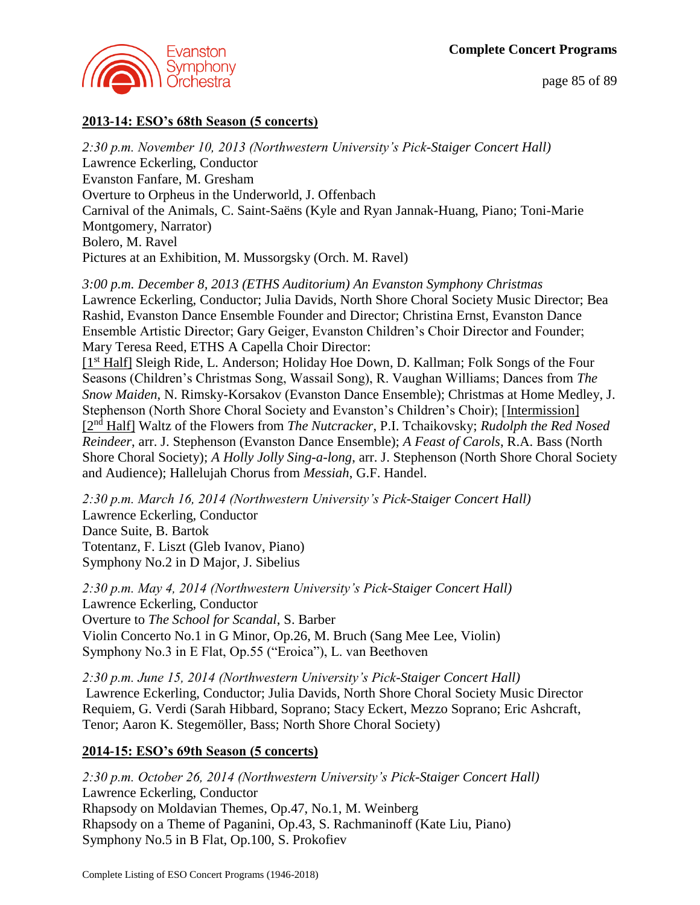## 2013-14: ESO's 68th Season (5 concerts)

*2:30 p.m. November 10, 2013 (Northwestern University's Pick-Staiger Concert Hall)*
Lawrence Eckerling, Conductor
Evanston Fanfare, M. Gresham
Overture to Orpheus in the Underworld, J. Offenbach
Carnival of the Animals, C. Saint-Saëns (Kyle and Ryan Jannak-Huang, Piano; Toni-Marie Montgomery, Narrator)
Bolero, M. Ravel
Pictures at an Exhibition, M. Mussorgsky (Orch. M. Ravel)

*3:00 p.m. December 8, 2013 (ETHS Auditorium) An Evanston Symphony Christmas*
Lawrence Eckerling, Conductor; Julia Davids, North Shore Choral Society Music Director; Bea Rashid, Evanston Dance Ensemble Founder and Director; Christina Ernst, Evanston Dance Ensemble Artistic Director; Gary Geiger, Evanston Children's Choir Director and Founder; Mary Teresa Reed, ETHS A Capella Choir Director:
[1st Half] Sleigh Ride, L. Anderson; Holiday Hoe Down, D. Kallman; Folk Songs of the Four Seasons (Children's Christmas Song, Wassail Song), R. Vaughan Williams; Dances from *The Snow Maiden*, N. Rimsky-Korsakov (Evanston Dance Ensemble); Christmas at Home Medley, J. Stephenson (North Shore Choral Society and Evanston's Children's Choir); [Intermission] [2nd Half] Waltz of the Flowers from *The Nutcracker*, P.I. Tchaikovsky; *Rudolph the Red Nosed Reindeer*, arr. J. Stephenson (Evanston Dance Ensemble); *A Feast of Carols*, R.A. Bass (North Shore Choral Society); *A Holly Jolly Sing-a-long*, arr. J. Stephenson (North Shore Choral Society and Audience); Hallelujah Chorus from *Messiah*, G.F. Handel.

*2:30 p.m. March 16, 2014 (Northwestern University's Pick-Staiger Concert Hall)*
Lawrence Eckerling, Conductor
Dance Suite, B. Bartok
Totentanz, F. Liszt (Gleb Ivanov, Piano)
Symphony No.2 in D Major, J. Sibelius

*2:30 p.m. May 4, 2014 (Northwestern University's Pick-Staiger Concert Hall)*
Lawrence Eckerling, Conductor
Overture to *The School for Scandal*, S. Barber
Violin Concerto No.1 in G Minor, Op.26, M. Bruch (Sang Mee Lee, Violin)
Symphony No.3 in E Flat, Op.55 ("Eroica"), L. van Beethoven

*2:30 p.m. June 15, 2014 (Northwestern University's Pick-Staiger Concert Hall)*
Lawrence Eckerling, Conductor; Julia Davids, North Shore Choral Society Music Director
Requiem, G. Verdi (Sarah Hibbard, Soprano; Stacy Eckert, Mezzo Soprano; Eric Ashcraft, Tenor; Aaron K. Stegemöller, Bass; North Shore Choral Society)

## 2014-15: ESO's 69th Season (5 concerts)

*2:30 p.m. October 26, 2014 (Northwestern University's Pick-Staiger Concert Hall)*
Lawrence Eckerling, Conductor
Rhapsody on Moldavian Themes, Op.47, No.1, M. Weinberg
Rhapsody on a Theme of Paganini, Op.43, S. Rachmaninoff (Kate Liu, Piano)
Symphony No.5 in B Flat, Op.100, S. Prokofiev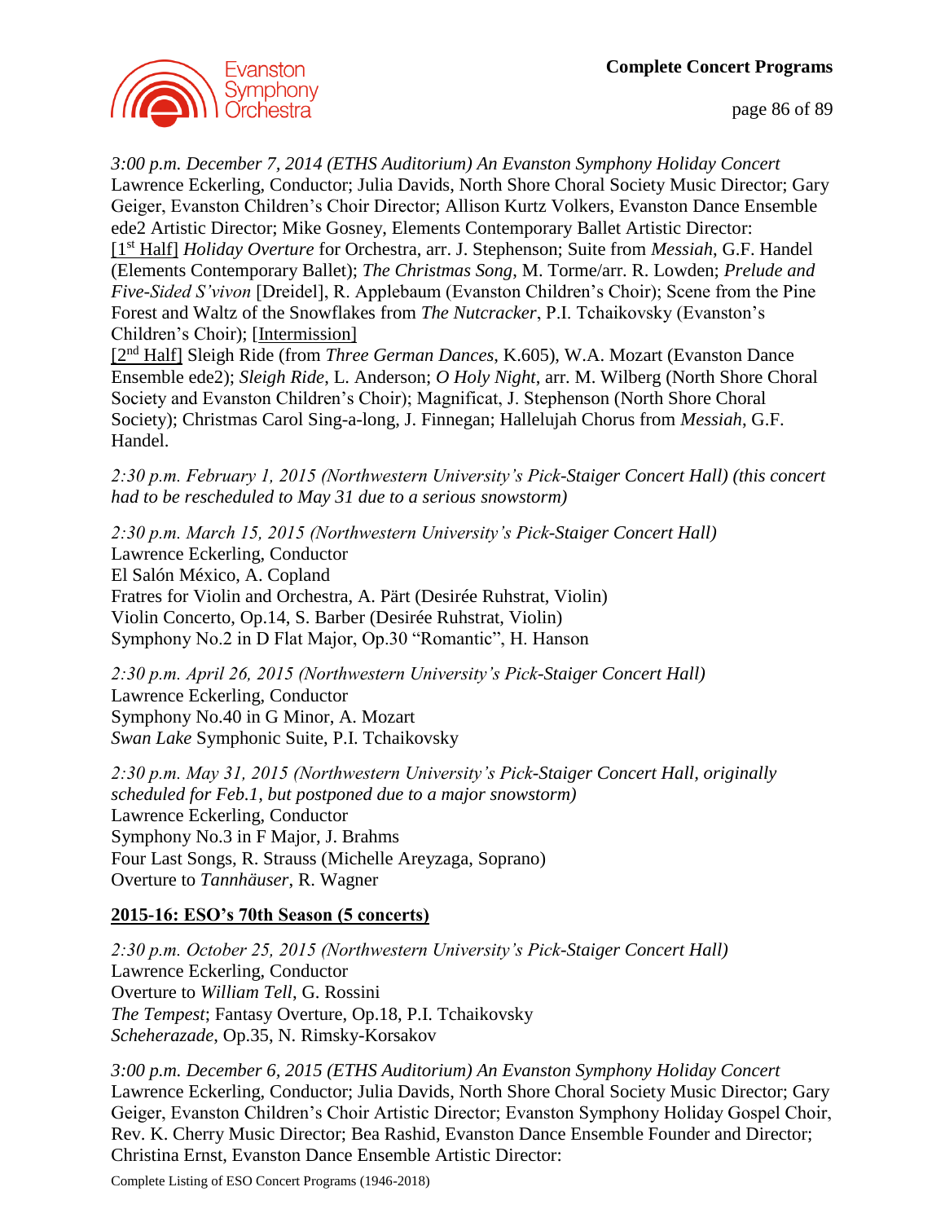*3:00 p.m. December 7, 2014 (ETHS Auditorium) An Evanston Symphony Holiday Concert*
Lawrence Eckerling, Conductor; Julia Davids, North Shore Choral Society Music Director; Gary Geiger, Evanston Children's Choir Director; Allison Kurtz Volkers, Evanston Dance Ensemble ede2 Artistic Director; Mike Gosney, Elements Contemporary Ballet Artistic Director:
[1st Half] *Holiday Overture* for Orchestra, arr. J. Stephenson; Suite from *Messiah*, G.F. Handel (Elements Contemporary Ballet); *The Christmas Song*, M. Torme/arr. R. Lowden; *Prelude and Five-Sided S'vivon* [Dreidel], R. Applebaum (Evanston Children's Choir); Scene from the Pine Forest and Waltz of the Snowflakes from *The Nutcracker*, P.I. Tchaikovsky (Evanston's Children's Choir); [Intermission]
[2nd Half] Sleigh Ride (from *Three German Dances*, K.605), W.A. Mozart (Evanston Dance Ensemble ede2); *Sleigh Ride*, L. Anderson; *O Holy Night*, arr. M. Wilberg (North Shore Choral Society and Evanston Children's Choir); Magnificat, J. Stephenson (North Shore Choral Society); Christmas Carol Sing-a-long, J. Finnegan; Hallelujah Chorus from *Messiah*, G.F. Handel.

*2:30 p.m. February 1, 2015 (Northwestern University's Pick-Staiger Concert Hall) (this concert had to be rescheduled to May 31 due to a serious snowstorm)*

*2:30 p.m. March 15, 2015 (Northwestern University's Pick-Staiger Concert Hall)*
Lawrence Eckerling, Conductor
El Salón México, A. Copland
Fratres for Violin and Orchestra, A. Pärt (Desirée Ruhstrat, Violin)
Violin Concerto, Op.14, S. Barber (Desirée Ruhstrat, Violin)
Symphony No.2 in D Flat Major, Op.30 "Romantic", H. Hanson

*2:30 p.m. April 26, 2015 (Northwestern University's Pick-Staiger Concert Hall)*
Lawrence Eckerling, Conductor
Symphony No.40 in G Minor, A. Mozart
*Swan Lake* Symphonic Suite, P.I. Tchaikovsky

*2:30 p.m. May 31, 2015 (Northwestern University's Pick-Staiger Concert Hall, originally scheduled for Feb.1, but postponed due to a major snowstorm)*
Lawrence Eckerling, Conductor
Symphony No.3 in F Major, J. Brahms
Four Last Songs, R. Strauss (Michelle Areyzaga, Soprano)
Overture to *Tannhäuser*, R. Wagner

## 2015-16: ESO's 70th Season (5 concerts)

*2:30 p.m. October 25, 2015 (Northwestern University's Pick-Staiger Concert Hall)*
Lawrence Eckerling, Conductor
Overture to *William Tell*, G. Rossini
*The Tempest*; Fantasy Overture, Op.18, P.I. Tchaikovsky
*Scheherazade*, Op.35, N. Rimsky-Korsakov

*3:00 p.m. December 6, 2015 (ETHS Auditorium) An Evanston Symphony Holiday Concert*
Lawrence Eckerling, Conductor; Julia Davids, North Shore Choral Society Music Director; Gary Geiger, Evanston Children's Choir Artistic Director; Evanston Symphony Holiday Gospel Choir, Rev. K. Cherry Music Director; Bea Rashid, Evanston Dance Ensemble Founder and Director; Christina Ernst, Evanston Dance Ensemble Artistic Director: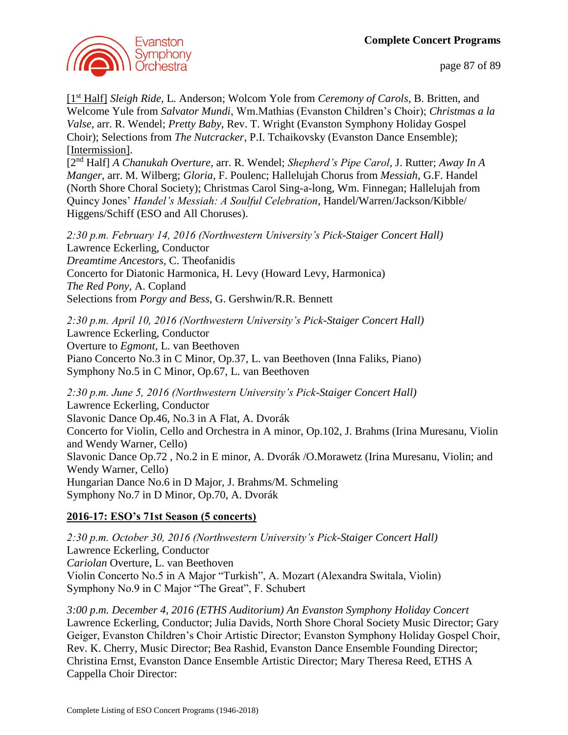[1st Half] *Sleigh Ride*, L. Anderson; Wolcom Yole from *Ceremony of Carols*, B. Britten, and Welcome Yule from *Salvator Mundi*, Wm.Mathias (Evanston Children's Choir); *Christmas a la Valse*, arr. R. Wendel; *Pretty Baby*, Rev. T. Wright (Evanston Symphony Holiday Gospel Choir); Selections from *The Nutcracker*, P.I. Tchaikovsky (Evanston Dance Ensemble); [Intermission].
[2nd Half] *A Chanukah Overture*, arr. R. Wendel; *Shepherd's Pipe Carol*, J. Rutter; *Away In A Manger*, arr. M. Wilberg; *Gloria*, F. Poulenc; Hallelujah Chorus from *Messiah*, G.F. Handel (North Shore Choral Society); Christmas Carol Sing-a-long, Wm. Finnegan; Hallelujah from Quincy Jones' *Handel's Messiah: A Soulful Celebration*, Handel/Warren/Jackson/Kibble/ Higgens/Schiff (ESO and All Choruses).

*2:30 p.m. February 14, 2016 (Northwestern University's Pick-Staiger Concert Hall)*
Lawrence Eckerling, Conductor
*Dreamtime Ancestors*, C. Theofanidis
Concerto for Diatonic Harmonica, H. Levy (Howard Levy, Harmonica)
*The Red Pony*, A. Copland
Selections from *Porgy and Bess*, G. Gershwin/R.R. Bennett

*2:30 p.m. April 10, 2016 (Northwestern University's Pick-Staiger Concert Hall)*
Lawrence Eckerling, Conductor
Overture to *Egmont*, L. van Beethoven
Piano Concerto No.3 in C Minor, Op.37, L. van Beethoven (Inna Faliks, Piano)
Symphony No.5 in C Minor, Op.67, L. van Beethoven

*2:30 p.m. June 5, 2016 (Northwestern University's Pick-Staiger Concert Hall)*
Lawrence Eckerling, Conductor
Slavonic Dance Op.46, No.3 in A Flat, A. Dvorák
Concerto for Violin, Cello and Orchestra in A minor, Op.102, J. Brahms (Irina Muresanu, Violin and Wendy Warner, Cello)
Slavonic Dance Op.72 , No.2 in E minor, A. Dvorák /O.Morawetz (Irina Muresanu, Violin; and Wendy Warner, Cello)
Hungarian Dance No.6 in D Major, J. Brahms/M. Schmeling
Symphony No.7 in D Minor, Op.70, A. Dvorák

**2016-17: ESO's 71st Season (5 concerts)**

*2:30 p.m. October 30, 2016 (Northwestern University's Pick-Staiger Concert Hall)*
Lawrence Eckerling, Conductor
*Cariolan* Overture, L. van Beethoven
Violin Concerto No.5 in A Major "Turkish", A. Mozart (Alexandra Switala, Violin)
Symphony No.9 in C Major "The Great", F. Schubert

*3:00 p.m. December 4, 2016 (ETHS Auditorium) An Evanston Symphony Holiday Concert*
Lawrence Eckerling, Conductor; Julia Davids, North Shore Choral Society Music Director; Gary Geiger, Evanston Children's Choir Artistic Director; Evanston Symphony Holiday Gospel Choir, Rev. K. Cherry, Music Director; Bea Rashid, Evanston Dance Ensemble Founding Director; Christina Ernst, Evanston Dance Ensemble Artistic Director; Mary Theresa Reed, ETHS A Cappella Choir Director: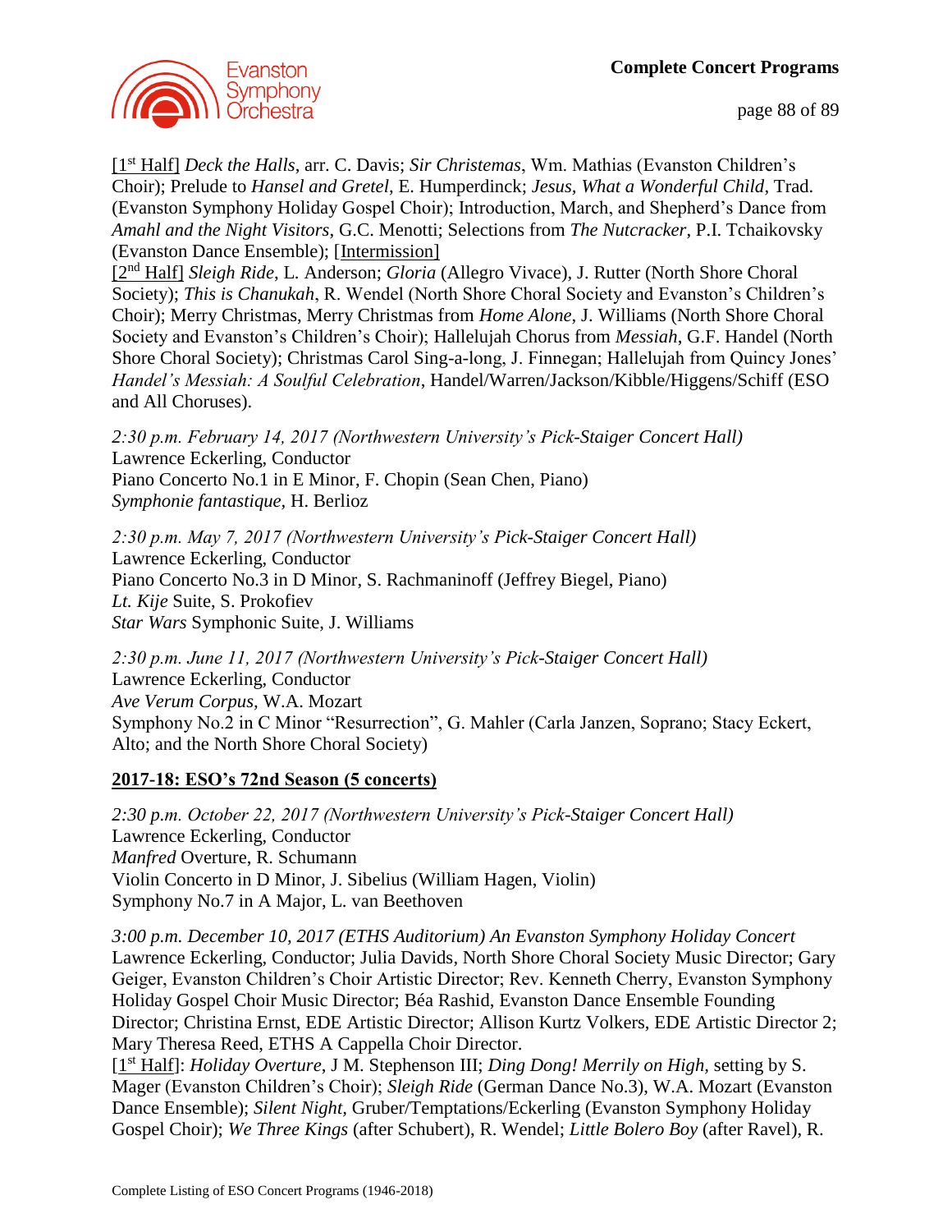[1st Half] *Deck the Halls*, arr. C. Davis; *Sir Christemas*, Wm. Mathias (Evanston Children's Choir); Prelude to *Hansel and Gretel*, E. Humperdinck; *Jesus, What a Wonderful Child*, Trad. (Evanston Symphony Holiday Gospel Choir); Introduction, March, and Shepherd's Dance from *Amahl and the Night Visitors*, G.C. Menotti; Selections from *The Nutcracker*, P.I. Tchaikovsky (Evanston Dance Ensemble); [Intermission]
[2nd Half] *Sleigh Ride*, L. Anderson; *Gloria* (Allegro Vivace), J. Rutter (North Shore Choral Society); *This is Chanukah*, R. Wendel (North Shore Choral Society and Evanston's Children's Choir); Merry Christmas, Merry Christmas from *Home Alone*, J. Williams (North Shore Choral Society and Evanston's Children's Choir); Hallelujah Chorus from *Messiah*, G.F. Handel (North Shore Choral Society); Christmas Carol Sing-a-long, J. Finnegan; Hallelujah from Quincy Jones' *Handel's Messiah: A Soulful Celebration*, Handel/Warren/Jackson/Kibble/Higgens/Schiff (ESO and All Choruses).

*2:30 p.m. February 14, 2017 (Northwestern University's Pick-Staiger Concert Hall)*
Lawrence Eckerling, Conductor
Piano Concerto No.1 in E Minor, F. Chopin (Sean Chen, Piano)
*Symphonie fantastique*, H. Berlioz

*2:30 p.m. May 7, 2017 (Northwestern University's Pick-Staiger Concert Hall)*
Lawrence Eckerling, Conductor
Piano Concerto No.3 in D Minor, S. Rachmaninoff (Jeffrey Biegel, Piano)
*Lt. Kije* Suite, S. Prokofiev
*Star Wars* Symphonic Suite, J. Williams

*2:30 p.m. June 11, 2017 (Northwestern University's Pick-Staiger Concert Hall)*
Lawrence Eckerling, Conductor
*Ave Verum Corpus*, W.A. Mozart
Symphony No.2 in C Minor "Resurrection", G. Mahler (Carla Janzen, Soprano; Stacy Eckert, Alto; and the North Shore Choral Society)

## 2017-18: ESO's 72nd Season (5 concerts)

*2:30 p.m. October 22, 2017 (Northwestern University's Pick-Staiger Concert Hall)*
Lawrence Eckerling, Conductor
*Manfred* Overture, R. Schumann
Violin Concerto in D Minor, J. Sibelius (William Hagen, Violin)
Symphony No.7 in A Major, L. van Beethoven

*3:00 p.m. December 10, 2017 (ETHS Auditorium) An Evanston Symphony Holiday Concert*
Lawrence Eckerling, Conductor; Julia Davids, North Shore Choral Society Music Director; Gary Geiger, Evanston Children's Choir Artistic Director; Rev. Kenneth Cherry, Evanston Symphony Holiday Gospel Choir Music Director; Béa Rashid, Evanston Dance Ensemble Founding Director; Christina Ernst, EDE Artistic Director; Allison Kurtz Volkers, EDE Artistic Director 2; Mary Theresa Reed, ETHS A Cappella Choir Director.
[1st Half]: *Holiday Overture*, J M. Stephenson III; *Ding Dong! Merrily on High*, setting by S. Mager (Evanston Children's Choir); *Sleigh Ride* (German Dance No.3), W.A. Mozart (Evanston Dance Ensemble); *Silent Night*, Gruber/Temptations/Eckerling (Evanston Symphony Holiday Gospel Choir); *We Three Kings* (after Schubert), R. Wendel; *Little Bolero Boy* (after Ravel), R.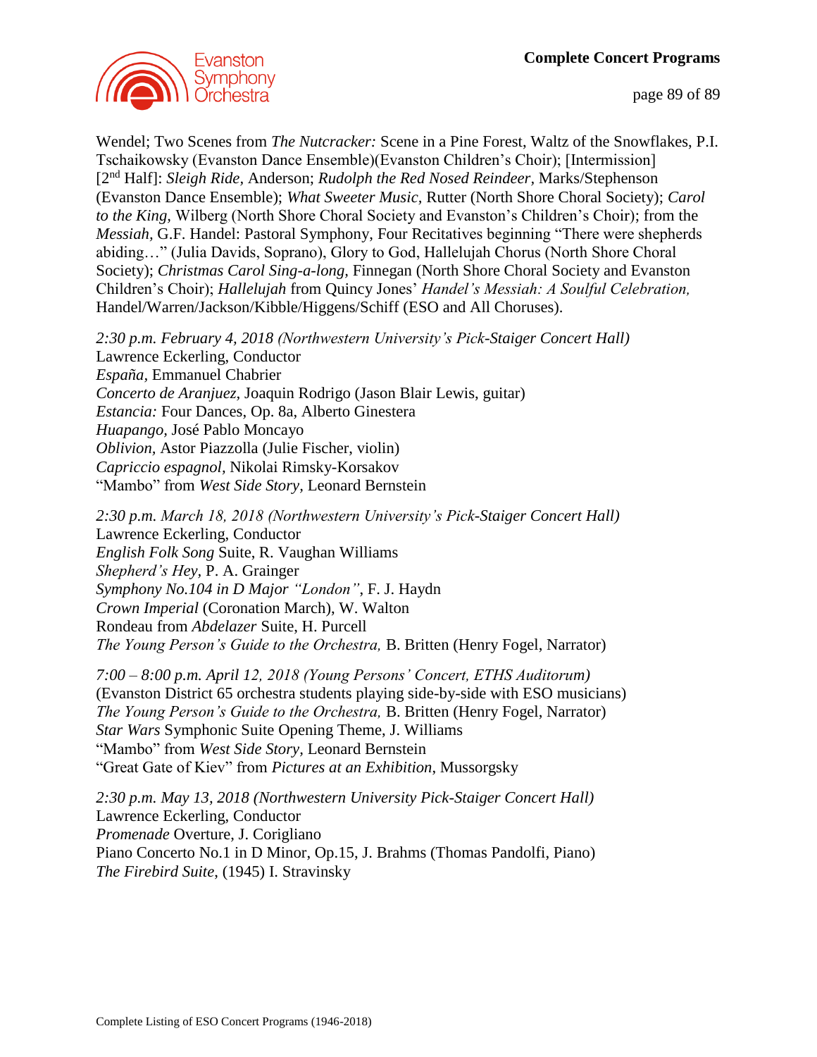Wendel; Two Scenes from *The Nutcracker:* Scene in a Pine Forest, Waltz of the Snowflakes, P.I. Tschaikowsky (Evanston Dance Ensemble)(Evanston Children's Choir); [Intermission] [2nd Half]: *Sleigh Ride,* Anderson; *Rudolph the Red Nosed Reindeer,* Marks/Stephenson (Evanston Dance Ensemble); *What Sweeter Music,* Rutter (North Shore Choral Society); *Carol to the King,* Wilberg (North Shore Choral Society and Evanston's Children's Choir); from the *Messiah,* G.F. Handel: Pastoral Symphony, Four Recitatives beginning "There were shepherds abiding…" (Julia Davids, Soprano), Glory to God, Hallelujah Chorus (North Shore Choral Society); *Christmas Carol Sing-a-long,* Finnegan (North Shore Choral Society and Evanston Children's Choir); *Hallelujah* from Quincy Jones' *Handel's Messiah: A Soulful Celebration,* Handel/Warren/Jackson/Kibble/Higgens/Schiff (ESO and All Choruses).

*2:30 p.m. February 4, 2018 (Northwestern University's Pick-Staiger Concert Hall)*
Lawrence Eckerling, Conductor
*España,* Emmanuel Chabrier
*Concerto de Aranjuez,* Joaquin Rodrigo (Jason Blair Lewis, guitar)
*Estancia:* Four Dances, Op. 8a, Alberto Ginestera
*Huapango,* José Pablo Moncayo
*Oblivion,* Astor Piazzolla (Julie Fischer, violin)
*Capriccio espagnol,* Nikolai Rimsky-Korsakov
"Mambo" from *West Side Story,* Leonard Bernstein

*2:30 p.m. March 18, 2018 (Northwestern University's Pick-Staiger Concert Hall)*
Lawrence Eckerling, Conductor
*English Folk Song* Suite, R. Vaughan Williams
*Shepherd's Hey,* P. A. Grainger
*Symphony No.104 in D Major "London"*, F. J. Haydn
*Crown Imperial* (Coronation March), W. Walton
Rondeau from *Abdelazer* Suite, H. Purcell
*The Young Person's Guide to the Orchestra,* B. Britten (Henry Fogel, Narrator)

*7:00 – 8:00 p.m. April 12, 2018 (Young Persons' Concert, ETHS Auditorum)*
(Evanston District 65 orchestra students playing side-by-side with ESO musicians)
*The Young Person's Guide to the Orchestra,* B. Britten (Henry Fogel, Narrator)
*Star Wars* Symphonic Suite Opening Theme, J. Williams
"Mambo" from *West Side Story*, Leonard Bernstein
"Great Gate of Kiev" from *Pictures at an Exhibition*, Mussorgsky

*2:30 p.m. May 13, 2018 (Northwestern University Pick-Staiger Concert Hall)*
Lawrence Eckerling, Conductor
*Promenade* Overture, J. Corigliano
Piano Concerto No.1 in D Minor, Op.15, J. Brahms (Thomas Pandolfi, Piano)
*The Firebird Suite*, (1945) I. Stravinsky